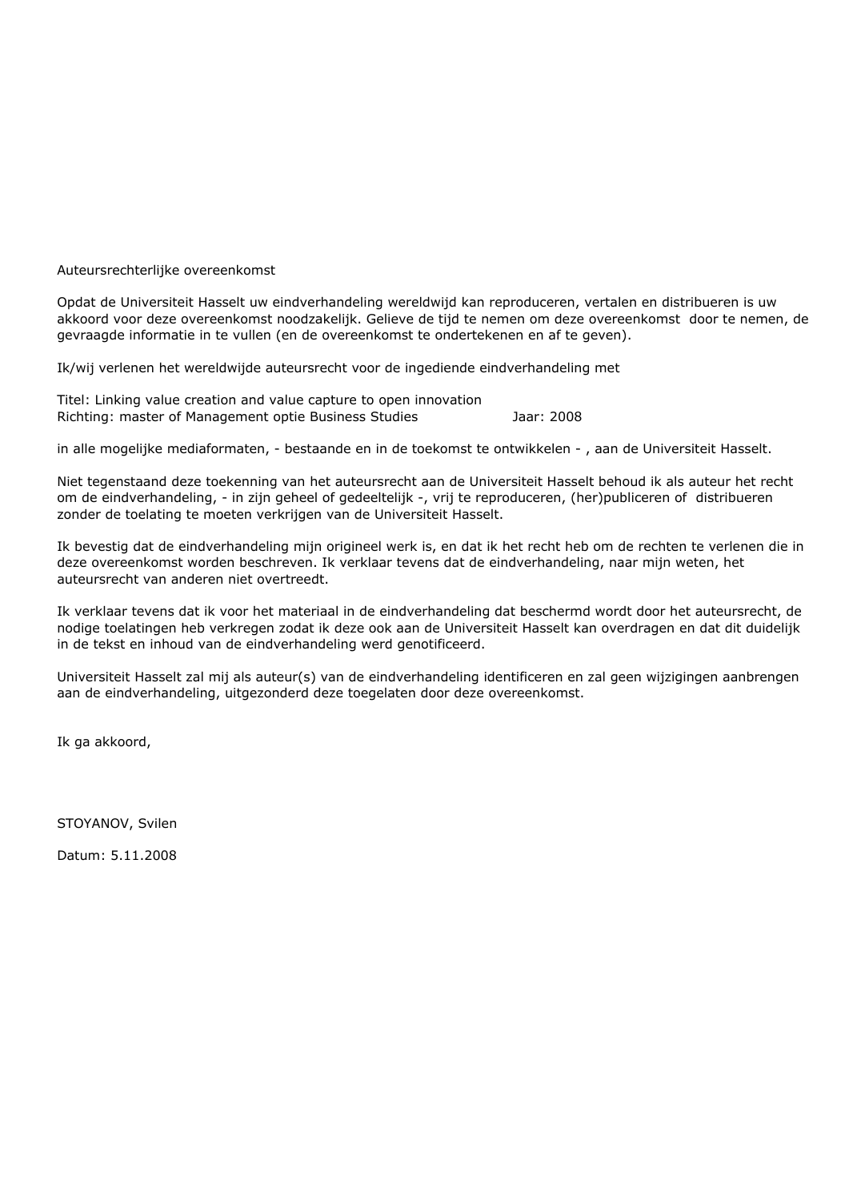Auteursrechterlijke overeenkomst

Opdat de Universiteit Hasselt uw eindverhandeling wereldwijd kan reproduceren, vertalen en distribueren is uw akkoord voor deze overeenkomst noodzakelijk. Gelieve de tijd te nemen om deze overeenkomst door te nemen, de gevraagde informatie in te vullen (en de overeenkomst te ondertekenen en af te geven).

Ik/wij verlenen het wereldwijde auteursrecht voor de ingediende eindverhandeling met

Titel: Linking value creation and value capture to open innovation
Richting: master of Management optie Business Studies Jaar: 2008

in alle mogelijke mediaformaten, - bestaande en in de toekomst te ontwikkelen - , aan de Universiteit Hasselt.

Niet tegenstaand deze toekenning van het auteursrecht aan de Universiteit Hasselt behoud ik als auteur het recht om de eindverhandeling, - in zijn geheel of gedeeltelijk -, vrij te reproduceren, (her)publiceren of distribueren zonder de toelating te moeten verkrijgen van de Universiteit Hasselt.

Ik bevestig dat de eindverhandeling mijn origineel werk is, en dat ik het recht heb om de rechten te verlenen die in deze overeenkomst worden beschreven. Ik verklaar tevens dat de eindverhandeling, naar mijn weten, het auteursrecht van anderen niet overtreedt.

Ik verklaar tevens dat ik voor het materiaal in de eindverhandeling dat beschermd wordt door het auteursrecht, de nodige toelatingen heb verkregen zodat ik deze ook aan de Universiteit Hasselt kan overdragen en dat dit duidelijk in de tekst en inhoud van de eindverhandeling werd genotificeerd.

Universiteit Hasselt zal mij als auteur(s) van de eindverhandeling identificeren en zal geen wijzigingen aanbrengen aan de eindverhandeling, uitgezonderd deze toegelaten door deze overeenkomst.

Ik ga akkoord,

STOYANOV, Svilen

Datum: 5.11.2008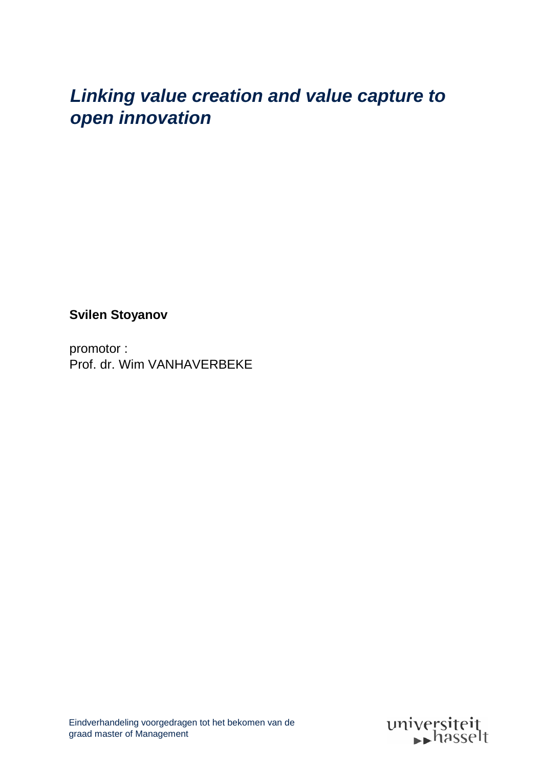# *Linking value creation and value capture to open innovation*

**Svilen Stoyanov**

promotor :
Prof. dr. Wim VANHAVERBEKE

Eindverhandeling voorgedragen tot het bekomen van de graad master of Management

universiteit hasselt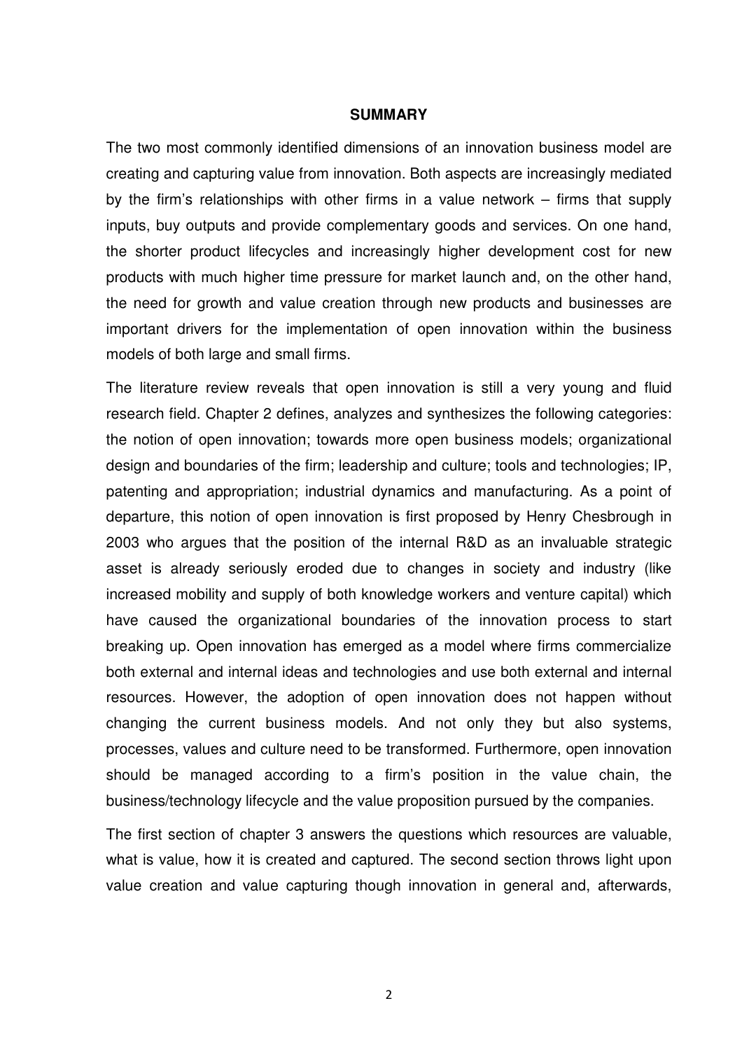## SUMMARY

The two most commonly identified dimensions of an innovation business model are creating and capturing value from innovation. Both aspects are increasingly mediated by the firm's relationships with other firms in a value network – firms that supply inputs, buy outputs and provide complementary goods and services. On one hand, the shorter product lifecycles and increasingly higher development cost for new products with much higher time pressure for market launch and, on the other hand, the need for growth and value creation through new products and businesses are important drivers for the implementation of open innovation within the business models of both large and small firms.

The literature review reveals that open innovation is still a very young and fluid research field. Chapter 2 defines, analyzes and synthesizes the following categories: the notion of open innovation; towards more open business models; organizational design and boundaries of the firm; leadership and culture; tools and technologies; IP, patenting and appropriation; industrial dynamics and manufacturing. As a point of departure, this notion of open innovation is first proposed by Henry Chesbrough in 2003 who argues that the position of the internal R&D as an invaluable strategic asset is already seriously eroded due to changes in society and industry (like increased mobility and supply of both knowledge workers and venture capital) which have caused the organizational boundaries of the innovation process to start breaking up. Open innovation has emerged as a model where firms commercialize both external and internal ideas and technologies and use both external and internal resources. However, the adoption of open innovation does not happen without changing the current business models. And not only they but also systems, processes, values and culture need to be transformed. Furthermore, open innovation should be managed according to a firm's position in the value chain, the business/technology lifecycle and the value proposition pursued by the companies.

The first section of chapter 3 answers the questions which resources are valuable, what is value, how it is created and captured. The second section throws light upon value creation and value capturing though innovation in general and, afterwards,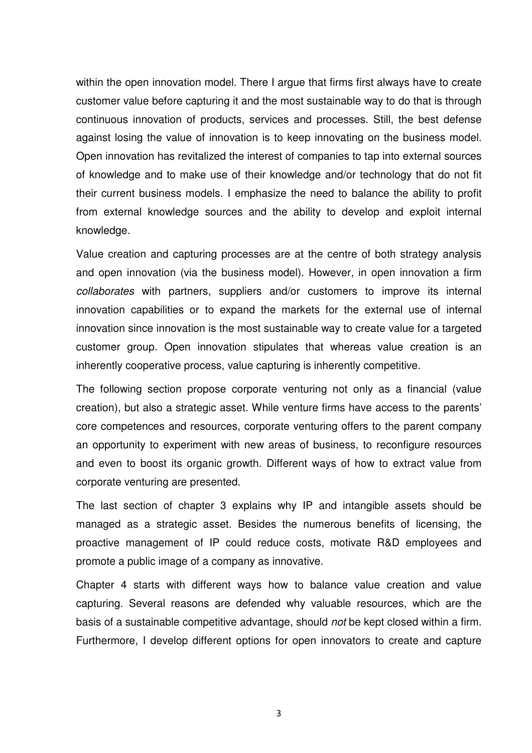within the open innovation model. There I argue that firms first always have to create customer value before capturing it and the most sustainable way to do that is through continuous innovation of products, services and processes. Still, the best defense against losing the value of innovation is to keep innovating on the business model. Open innovation has revitalized the interest of companies to tap into external sources of knowledge and to make use of their knowledge and/or technology that do not fit their current business models. I emphasize the need to balance the ability to profit from external knowledge sources and the ability to develop and exploit internal knowledge.

Value creation and capturing processes are at the centre of both strategy analysis and open innovation (via the business model). However, in open innovation a firm *collaborates* with partners, suppliers and/or customers to improve its internal innovation capabilities or to expand the markets for the external use of internal innovation since innovation is the most sustainable way to create value for a targeted customer group. Open innovation stipulates that whereas value creation is an inherently cooperative process, value capturing is inherently competitive.

The following section propose corporate venturing not only as a financial (value creation), but also a strategic asset. While venture firms have access to the parents' core competences and resources, corporate venturing offers to the parent company an opportunity to experiment with new areas of business, to reconfigure resources and even to boost its organic growth. Different ways of how to extract value from corporate venturing are presented.

The last section of chapter 3 explains why IP and intangible assets should be managed as a strategic asset. Besides the numerous benefits of licensing, the proactive management of IP could reduce costs, motivate R&D employees and promote a public image of a company as innovative.

Chapter 4 starts with different ways how to balance value creation and value capturing. Several reasons are defended why valuable resources, which are the basis of a sustainable competitive advantage, should *not* be kept closed within a firm. Furthermore, I develop different options for open innovators to create and capture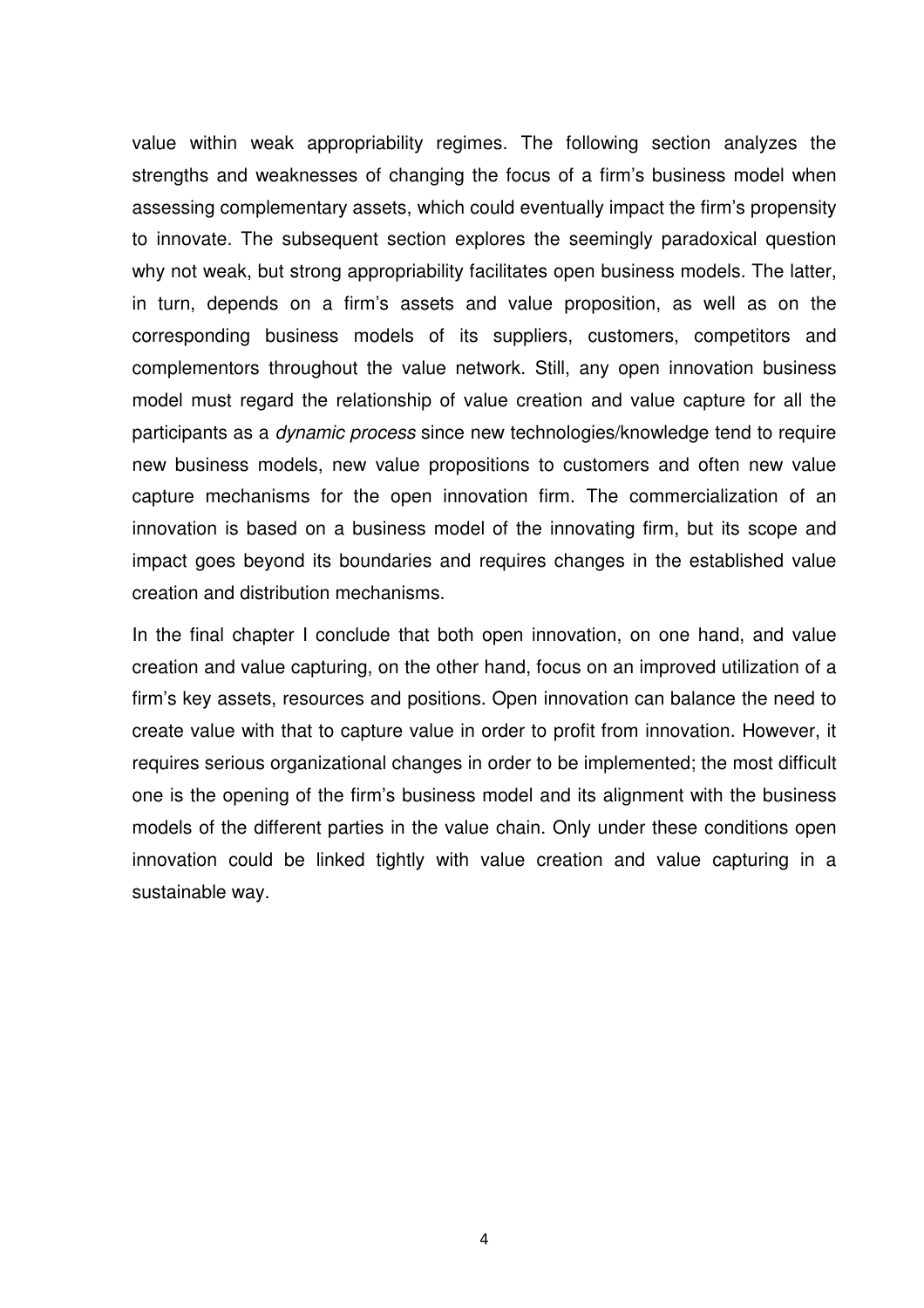value within weak appropriability regimes. The following section analyzes the strengths and weaknesses of changing the focus of a firm's business model when assessing complementary assets, which could eventually impact the firm's propensity to innovate. The subsequent section explores the seemingly paradoxical question why not weak, but strong appropriability facilitates open business models. The latter, in turn, depends on a firm's assets and value proposition, as well as on the corresponding business models of its suppliers, customers, competitors and complementors throughout the value network. Still, any open innovation business model must regard the relationship of value creation and value capture for all the participants as a *dynamic process* since new technologies/knowledge tend to require new business models, new value propositions to customers and often new value capture mechanisms for the open innovation firm. The commercialization of an innovation is based on a business model of the innovating firm, but its scope and impact goes beyond its boundaries and requires changes in the established value creation and distribution mechanisms.

In the final chapter I conclude that both open innovation, on one hand, and value creation and value capturing, on the other hand, focus on an improved utilization of a firm's key assets, resources and positions. Open innovation can balance the need to create value with that to capture value in order to profit from innovation. However, it requires serious organizational changes in order to be implemented; the most difficult one is the opening of the firm's business model and its alignment with the business models of the different parties in the value chain. Only under these conditions open innovation could be linked tightly with value creation and value capturing in a sustainable way.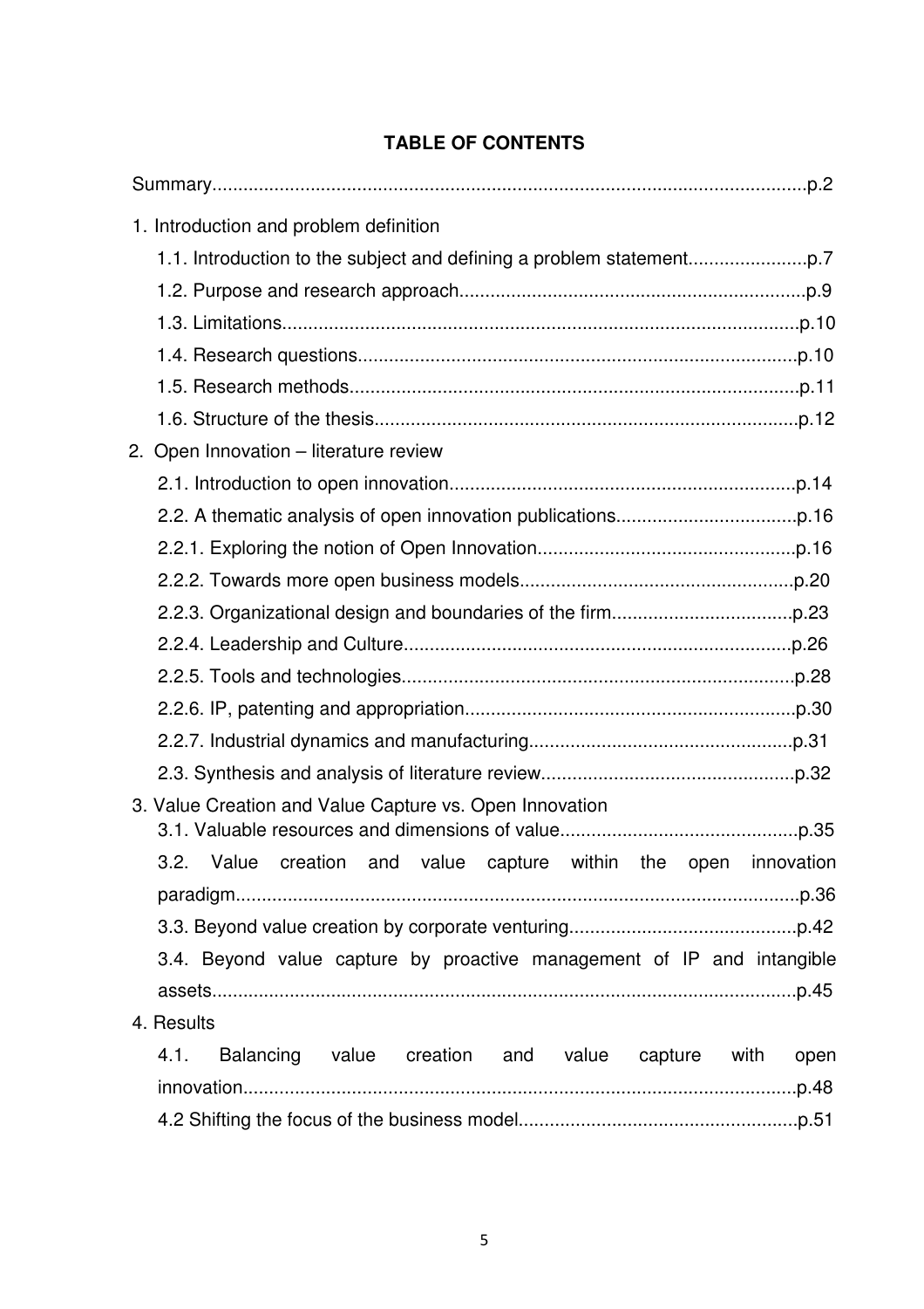**TABLE OF CONTENTS**

Summary..................................................................................................................p.2

1. Introduction and problem definition
   - 1.1. Introduction to the subject and defining a problem statement.......................p.7
   - 1.2. Purpose and research approach...................................................................p.9
   - 1.3. Limitations....................................................................................................p.10
   - 1.4. Research questions.....................................................................................p.10
   - 1.5. Research methods.......................................................................................p.11
   - 1.6. Structure of the thesis..................................................................................p.12
2. Open Innovation – literature review
   - 2.1. Introduction to open innovation....................................................................p.14
   - 2.2. A thematic analysis of open innovation publications...................................p.16
   - 2.2.1. Exploring the notion of Open Innovation..................................................p.16
   - 2.2.2. Towards more open business models.....................................................p.20
   - 2.2.3. Organizational design and boundaries of the firm...................................p.23
   - 2.2.4. Leadership and Culture...........................................................................p.26
   - 2.2.5. Tools and technologies............................................................................p.28
   - 2.2.6. IP, patenting and appropriation................................................................p.30
   - 2.2.7. Industrial dynamics and manufacturing...................................................p.31
   - 2.3. Synthesis and analysis of literature review.................................................p.32
3. Value Creation and Value Capture vs. Open Innovation
   - 3.1. Valuable resources and dimensions of value..............................................p.35
   - 3.2. Value creation and value capture within the open innovation paradigm.............................................................................................................p.36
   - 3.3. Beyond value creation by corporate venturing............................................p.42
   - 3.4. Beyond value capture by proactive management of IP and intangible assets.................................................................................................................p.45
4. Results
   - 4.1. Balancing value creation and value capture with open innovation...........................................................................................................p.48
   - 4.2 Shifting the focus of the business model......................................................p.51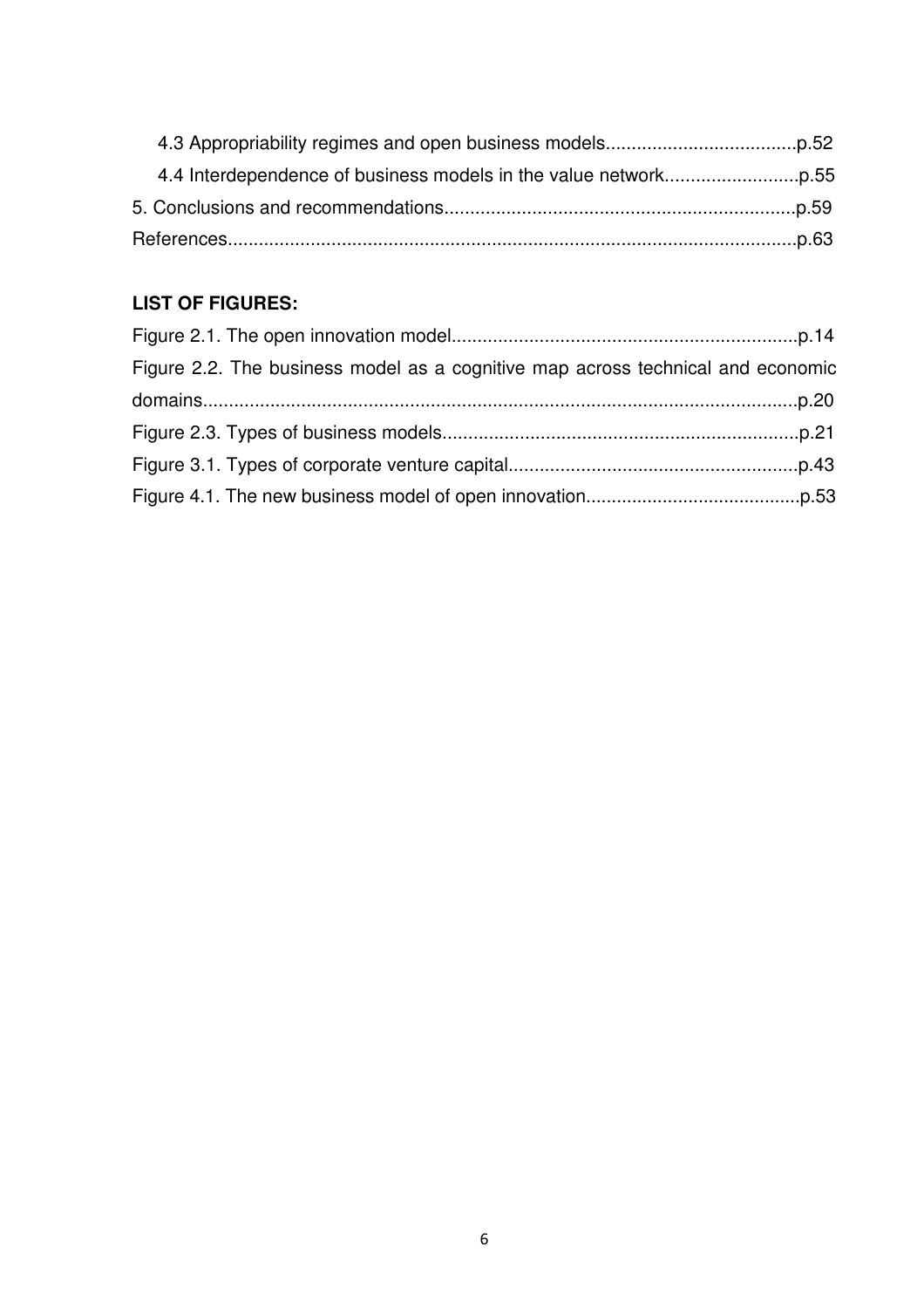4.3 Appropriability regimes and open business models....................................p.52

4.4 Interdependence of business models in the value network..........................p.55

5. Conclusions and recommendations....................................................................p.59

References..............................................................................................................p.63

**LIST OF FIGURES:**

Figure 2.1. The open innovation model...................................................................p.14

Figure 2.2. The business model as a cognitive map across technical and economic domains..................................................................................................................p.20

Figure 2.3. Types of business models.....................................................................p.21

Figure 3.1. Types of corporate venture capital........................................................p.43

Figure 4.1. The new business model of open innovation.........................................p.53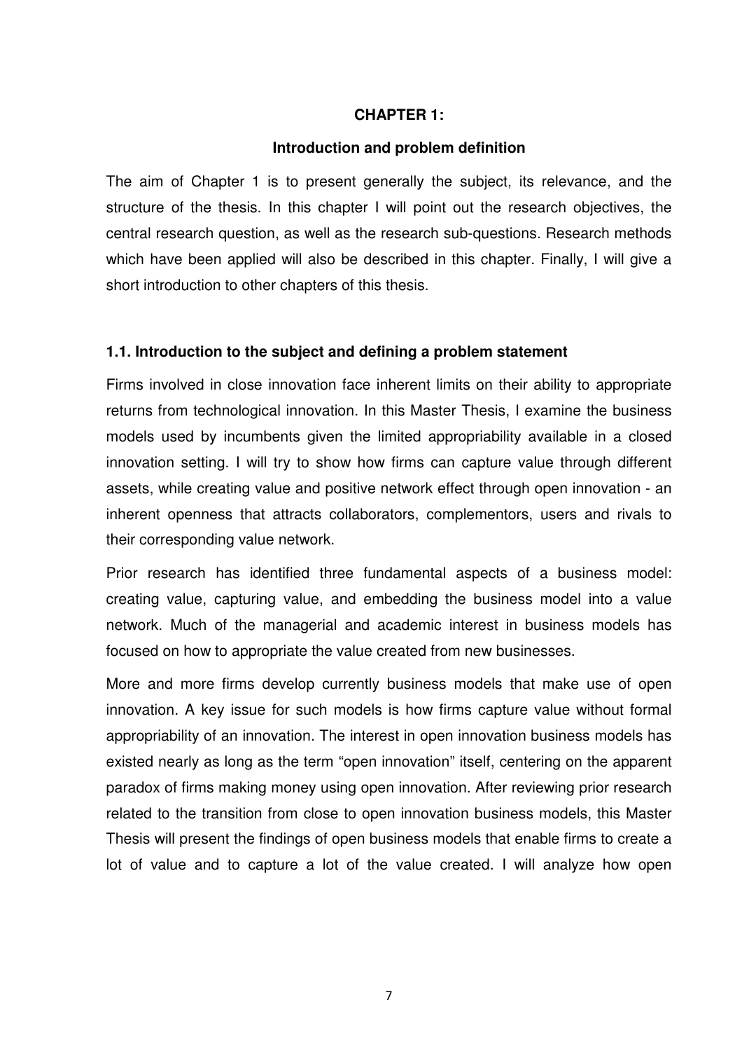# CHAPTER 1:

## Introduction and problem definition

The aim of Chapter 1 is to present generally the subject, its relevance, and the structure of the thesis. In this chapter I will point out the research objectives, the central research question, as well as the research sub-questions. Research methods which have been applied will also be described in this chapter. Finally, I will give a short introduction to other chapters of this thesis.

### 1.1. Introduction to the subject and defining a problem statement

Firms involved in close innovation face inherent limits on their ability to appropriate returns from technological innovation. In this Master Thesis, I examine the business models used by incumbents given the limited appropriability available in a closed innovation setting. I will try to show how firms can capture value through different assets, while creating value and positive network effect through open innovation - an inherent openness that attracts collaborators, complementors, users and rivals to their corresponding value network.

Prior research has identified three fundamental aspects of a business model: creating value, capturing value, and embedding the business model into a value network. Much of the managerial and academic interest in business models has focused on how to appropriate the value created from new businesses.

More and more firms develop currently business models that make use of open innovation. A key issue for such models is how firms capture value without formal appropriability of an innovation. The interest in open innovation business models has existed nearly as long as the term "open innovation" itself, centering on the apparent paradox of firms making money using open innovation. After reviewing prior research related to the transition from close to open innovation business models, this Master Thesis will present the findings of open business models that enable firms to create a lot of value and to capture a lot of the value created. I will analyze how open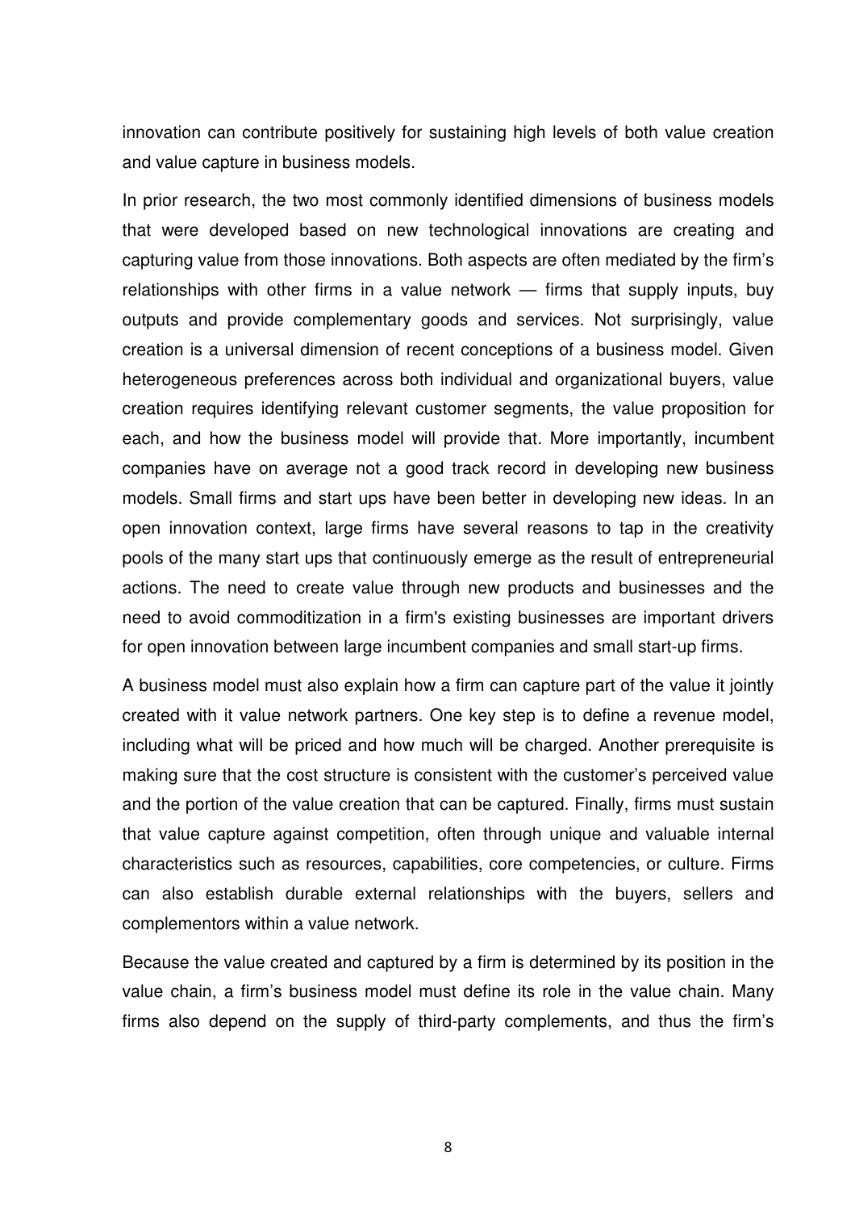innovation can contribute positively for sustaining high levels of both value creation and value capture in business models.

In prior research, the two most commonly identified dimensions of business models that were developed based on new technological innovations are creating and capturing value from those innovations. Both aspects are often mediated by the firm's relationships with other firms in a value network — firms that supply inputs, buy outputs and provide complementary goods and services. Not surprisingly, value creation is a universal dimension of recent conceptions of a business model. Given heterogeneous preferences across both individual and organizational buyers, value creation requires identifying relevant customer segments, the value proposition for each, and how the business model will provide that. More importantly, incumbent companies have on average not a good track record in developing new business models. Small firms and start ups have been better in developing new ideas. In an open innovation context, large firms have several reasons to tap in the creativity pools of the many start ups that continuously emerge as the result of entrepreneurial actions. The need to create value through new products and businesses and the need to avoid commoditization in a firm's existing businesses are important drivers for open innovation between large incumbent companies and small start-up firms.

A business model must also explain how a firm can capture part of the value it jointly created with it value network partners. One key step is to define a revenue model, including what will be priced and how much will be charged. Another prerequisite is making sure that the cost structure is consistent with the customer's perceived value and the portion of the value creation that can be captured. Finally, firms must sustain that value capture against competition, often through unique and valuable internal characteristics such as resources, capabilities, core competencies, or culture. Firms can also establish durable external relationships with the buyers, sellers and complementors within a value network.

Because the value created and captured by a firm is determined by its position in the value chain, a firm's business model must define its role in the value chain. Many firms also depend on the supply of third-party complements, and thus the firm's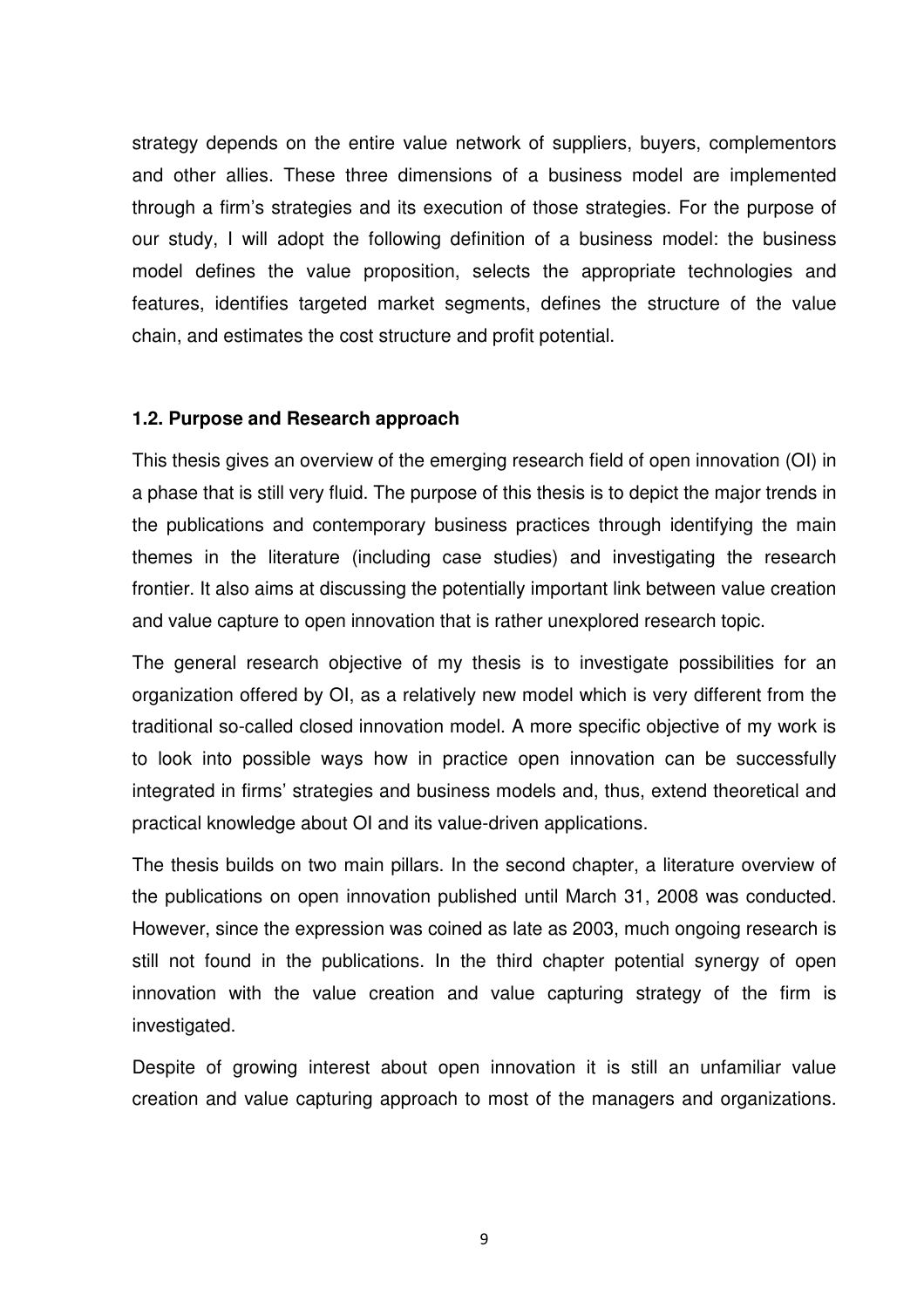strategy depends on the entire value network of suppliers, buyers, complementors and other allies. These three dimensions of a business model are implemented through a firm's strategies and its execution of those strategies. For the purpose of our study, I will adopt the following definition of a business model: the business model defines the value proposition, selects the appropriate technologies and features, identifies targeted market segments, defines the structure of the value chain, and estimates the cost structure and profit potential.

### 1.2. Purpose and Research approach

This thesis gives an overview of the emerging research field of open innovation (OI) in a phase that is still very fluid. The purpose of this thesis is to depict the major trends in the publications and contemporary business practices through identifying the main themes in the literature (including case studies) and investigating the research frontier. It also aims at discussing the potentially important link between value creation and value capture to open innovation that is rather unexplored research topic.

The general research objective of my thesis is to investigate possibilities for an organization offered by OI, as a relatively new model which is very different from the traditional so-called closed innovation model. A more specific objective of my work is to look into possible ways how in practice open innovation can be successfully integrated in firms' strategies and business models and, thus, extend theoretical and practical knowledge about OI and its value-driven applications.

The thesis builds on two main pillars. In the second chapter, a literature overview of the publications on open innovation published until March 31, 2008 was conducted. However, since the expression was coined as late as 2003, much ongoing research is still not found in the publications. In the third chapter potential synergy of open innovation with the value creation and value capturing strategy of the firm is investigated.

Despite of growing interest about open innovation it is still an unfamiliar value creation and value capturing approach to most of the managers and organizations.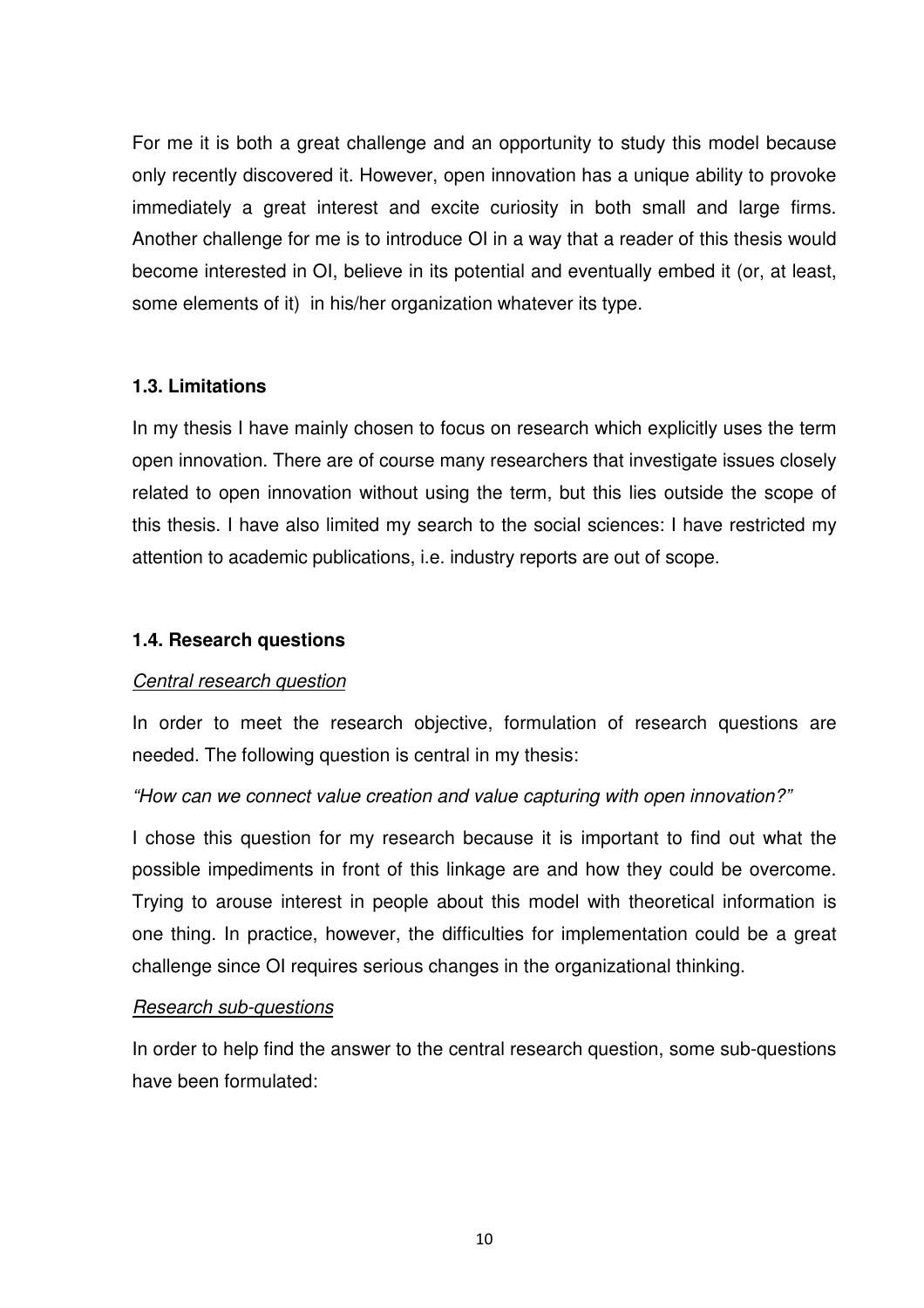For me it is both a great challenge and an opportunity to study this model because only recently discovered it. However, open innovation has a unique ability to provoke immediately a great interest and excite curiosity in both small and large firms. Another challenge for me is to introduce OI in a way that a reader of this thesis would become interested in OI, believe in its potential and eventually embed it (or, at least, some elements of it) in his/her organization whatever its type.

### 1.3. Limitations

In my thesis I have mainly chosen to focus on research which explicitly uses the term open innovation. There are of course many researchers that investigate issues closely related to open innovation without using the term, but this lies outside the scope of this thesis. I have also limited my search to the social sciences: I have restricted my attention to academic publications, i.e. industry reports are out of scope.

### 1.4. Research questions

*Central research question*

In order to meet the research objective, formulation of research questions are needed. The following question is central in my thesis:

*"How can we connect value creation and value capturing with open innovation?"*

I chose this question for my research because it is important to find out what the possible impediments in front of this linkage are and how they could be overcome. Trying to arouse interest in people about this model with theoretical information is one thing. In practice, however, the difficulties for implementation could be a great challenge since OI requires serious changes in the organizational thinking.

*Research sub-questions*

In order to help find the answer to the central research question, some sub-questions have been formulated: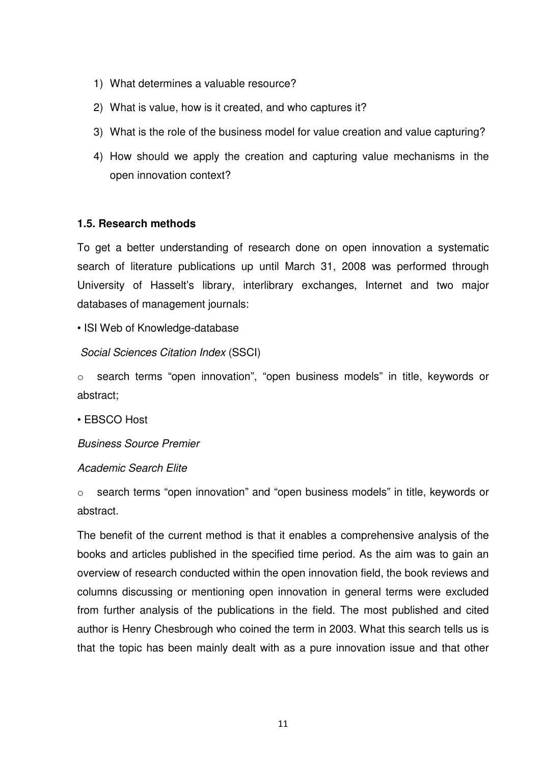1) What determines a valuable resource?
2) What is value, how is it created, and who captures it?
3) What is the role of the business model for value creation and value capturing?
4) How should we apply the creation and capturing value mechanisms in the open innovation context?

### 1.5. Research methods

To get a better understanding of research done on open innovation a systematic search of literature publications up until March 31, 2008 was performed through University of Hasselt's library, interlibrary exchanges, Internet and two major databases of management journals:

• ISI Web of Knowledge-database

*Social Sciences Citation Index* (SSCI)

o search terms "open innovation", "open business models" in title, keywords or abstract;

• EBSCO Host

*Business Source Premier*

*Academic Search Elite*

o search terms "open innovation" and "open business models" in title, keywords or abstract.

The benefit of the current method is that it enables a comprehensive analysis of the books and articles published in the specified time period. As the aim was to gain an overview of research conducted within the open innovation field, the book reviews and columns discussing or mentioning open innovation in general terms were excluded from further analysis of the publications in the field. The most published and cited author is Henry Chesbrough who coined the term in 2003. What this search tells us is that the topic has been mainly dealt with as a pure innovation issue and that other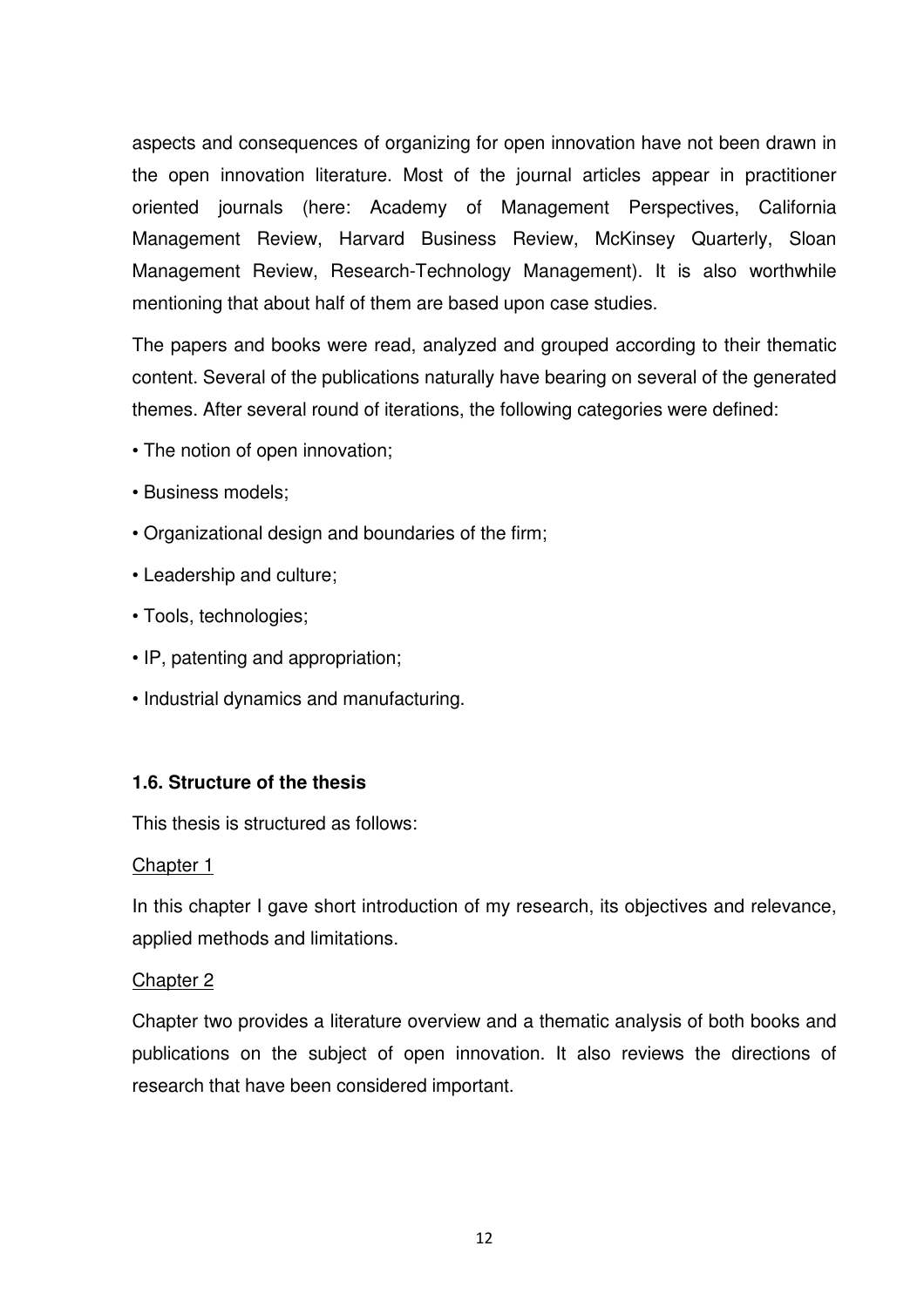aspects and consequences of organizing for open innovation have not been drawn in the open innovation literature. Most of the journal articles appear in practitioner oriented journals (here: Academy of Management Perspectives, California Management Review, Harvard Business Review, McKinsey Quarterly, Sloan Management Review, Research-Technology Management). It is also worthwhile mentioning that about half of them are based upon case studies.

The papers and books were read, analyzed and grouped according to their thematic content. Several of the publications naturally have bearing on several of the generated themes. After several round of iterations, the following categories were defined:

- The notion of open innovation;
- Business models;
- Organizational design and boundaries of the firm;
- Leadership and culture;
- Tools, technologies;
- IP, patenting and appropriation;
- Industrial dynamics and manufacturing.

### 1.6. Structure of the thesis

This thesis is structured as follows:

Chapter 1

In this chapter I gave short introduction of my research, its objectives and relevance, applied methods and limitations.

Chapter 2

Chapter two provides a literature overview and a thematic analysis of both books and publications on the subject of open innovation. It also reviews the directions of research that have been considered important.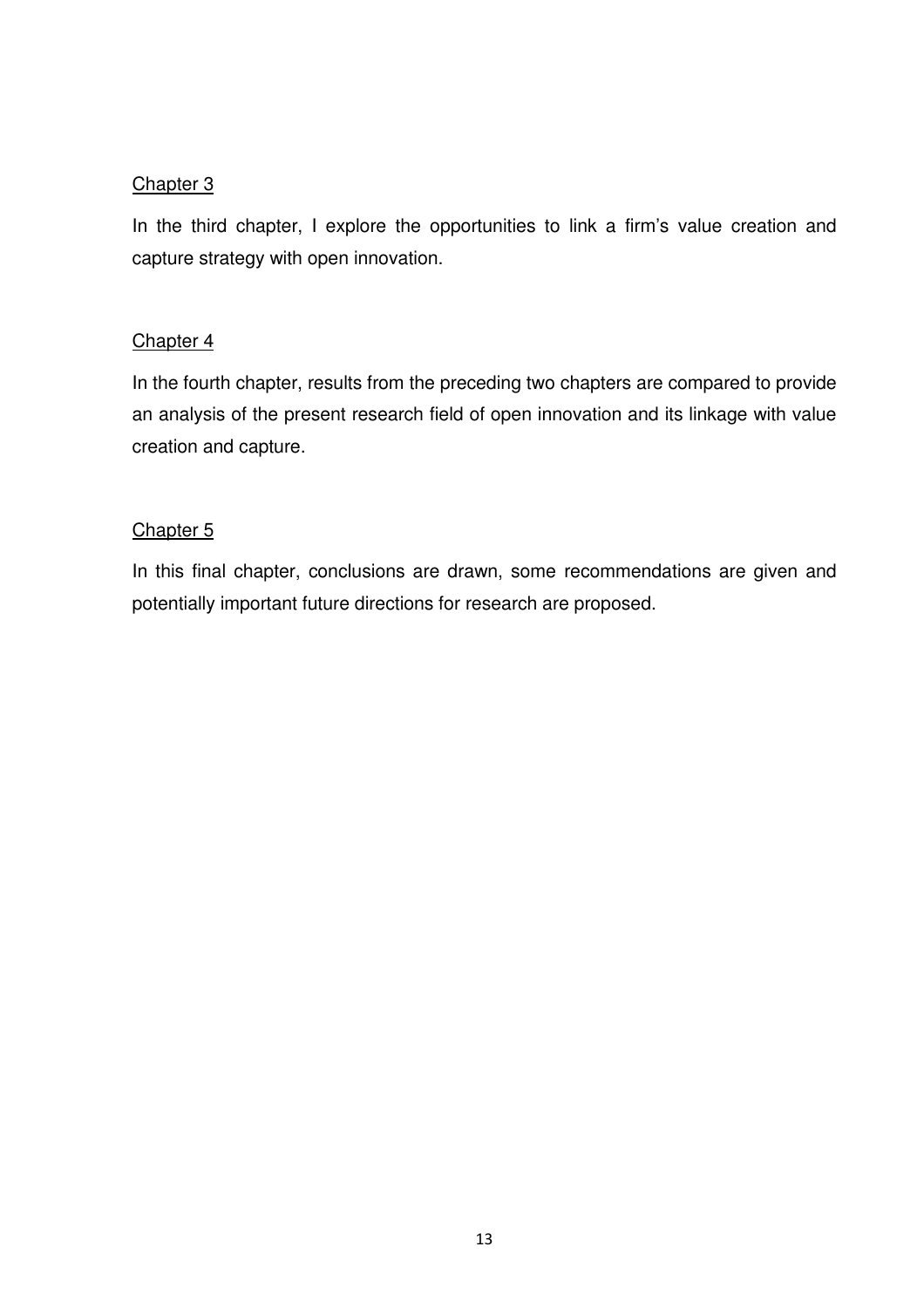<u>Chapter 3</u>

In the third chapter, I explore the opportunities to link a firm's value creation and capture strategy with open innovation.

<u>Chapter 4</u>

In the fourth chapter, results from the preceding two chapters are compared to provide an analysis of the present research field of open innovation and its linkage with value creation and capture.

<u>Chapter 5</u>

In this final chapter, conclusions are drawn, some recommendations are given and potentially important future directions for research are proposed.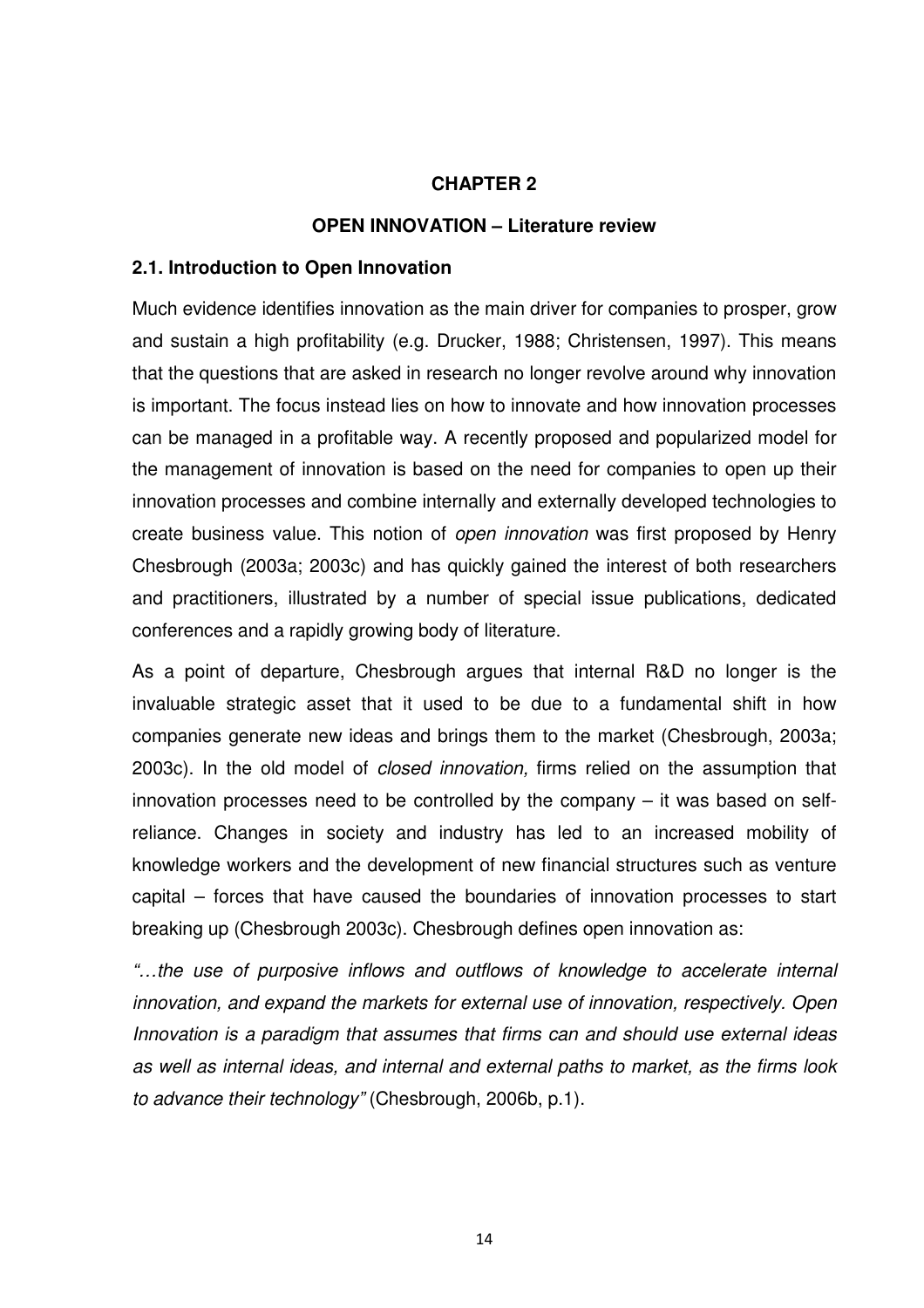# CHAPTER 2

## OPEN INNOVATION – Literature review

### 2.1. Introduction to Open Innovation

Much evidence identifies innovation as the main driver for companies to prosper, grow and sustain a high profitability (e.g. Drucker, 1988; Christensen, 1997). This means that the questions that are asked in research no longer revolve around why innovation is important. The focus instead lies on how to innovate and how innovation processes can be managed in a profitable way. A recently proposed and popularized model for the management of innovation is based on the need for companies to open up their innovation processes and combine internally and externally developed technologies to create business value. This notion of *open innovation* was first proposed by Henry Chesbrough (2003a; 2003c) and has quickly gained the interest of both researchers and practitioners, illustrated by a number of special issue publications, dedicated conferences and a rapidly growing body of literature.

As a point of departure, Chesbrough argues that internal R&D no longer is the invaluable strategic asset that it used to be due to a fundamental shift in how companies generate new ideas and brings them to the market (Chesbrough, 2003a; 2003c). In the old model of *closed innovation,* firms relied on the assumption that innovation processes need to be controlled by the company – it was based on self-reliance. Changes in society and industry has led to an increased mobility of knowledge workers and the development of new financial structures such as venture capital – forces that have caused the boundaries of innovation processes to start breaking up (Chesbrough 2003c). Chesbrough defines open innovation as:

*"…the use of purposive inflows and outflows of knowledge to accelerate internal innovation, and expand the markets for external use of innovation, respectively. Open Innovation is a paradigm that assumes that firms can and should use external ideas as well as internal ideas, and internal and external paths to market, as the firms look to advance their technology"* (Chesbrough, 2006b, p.1).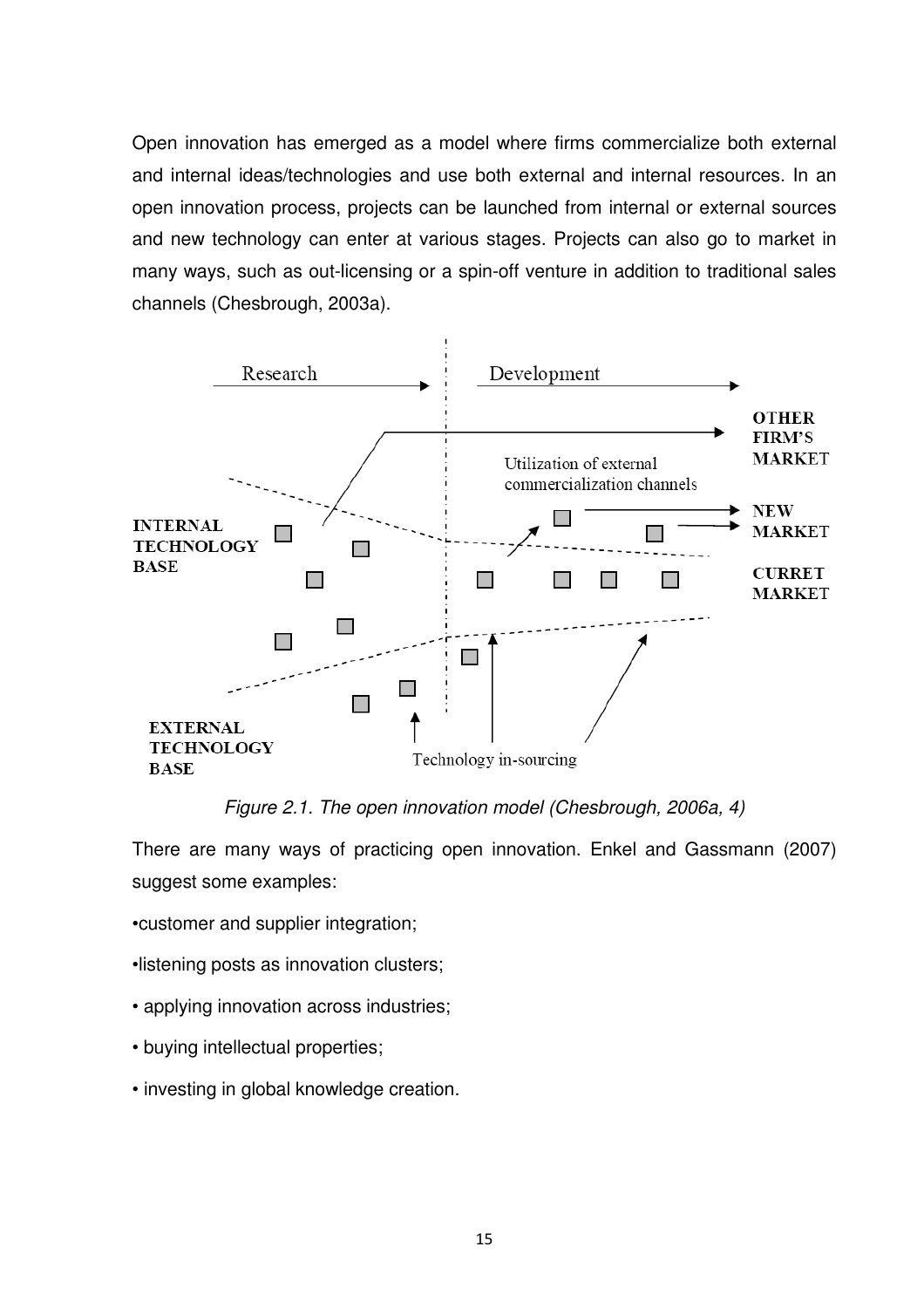Open innovation has emerged as a model where firms commercialize both external and internal ideas/technologies and use both external and internal resources. In an open innovation process, projects can be launched from internal or external sources and new technology can enter at various stages. Projects can also go to market in many ways, such as out-licensing or a spin-off venture in addition to traditional sales channels (Chesbrough, 2003a).

*Figure 2.1. The open innovation model (Chesbrough, 2006a, 4)*

There are many ways of practicing open innovation. Enkel and Gassmann (2007) suggest some examples:

•customer and supplier integration;

•listening posts as innovation clusters;

• applying innovation across industries;

• buying intellectual properties;

• investing in global knowledge creation.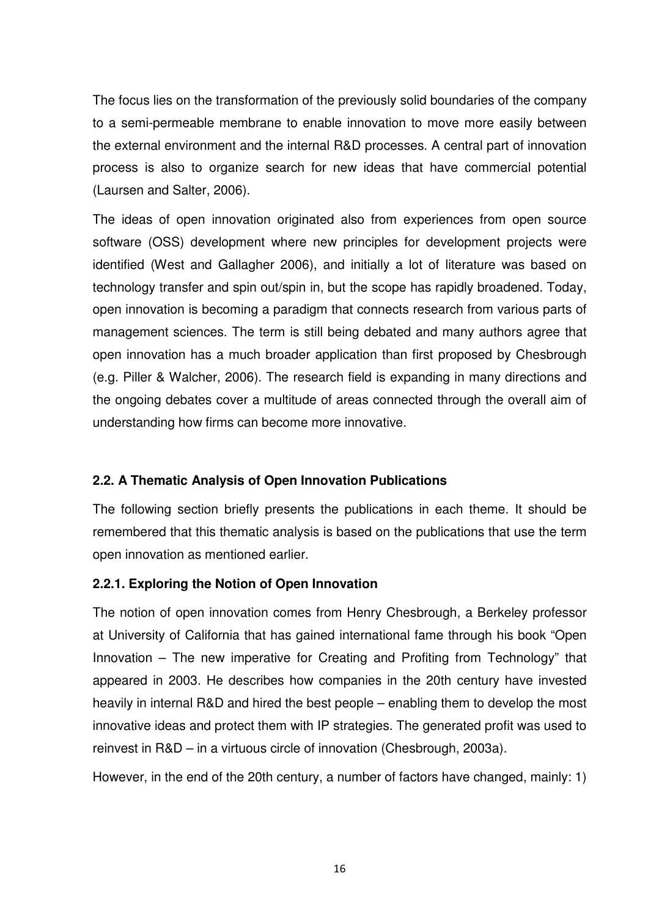The focus lies on the transformation of the previously solid boundaries of the company to a semi-permeable membrane to enable innovation to move more easily between the external environment and the internal R&D processes. A central part of innovation process is also to organize search for new ideas that have commercial potential (Laursen and Salter, 2006).

The ideas of open innovation originated also from experiences from open source software (OSS) development where new principles for development projects were identified (West and Gallagher 2006), and initially a lot of literature was based on technology transfer and spin out/spin in, but the scope has rapidly broadened. Today, open innovation is becoming a paradigm that connects research from various parts of management sciences. The term is still being debated and many authors agree that open innovation has a much broader application than first proposed by Chesbrough (e.g. Piller & Walcher, 2006). The research field is expanding in many directions and the ongoing debates cover a multitude of areas connected through the overall aim of understanding how firms can become more innovative.

### 2.2. A Thematic Analysis of Open Innovation Publications

The following section briefly presents the publications in each theme. It should be remembered that this thematic analysis is based on the publications that use the term open innovation as mentioned earlier.

#### 2.2.1. Exploring the Notion of Open Innovation

The notion of open innovation comes from Henry Chesbrough, a Berkeley professor at University of California that has gained international fame through his book "Open Innovation – The new imperative for Creating and Profiting from Technology" that appeared in 2003. He describes how companies in the 20th century have invested heavily in internal R&D and hired the best people – enabling them to develop the most innovative ideas and protect them with IP strategies. The generated profit was used to reinvest in R&D – in a virtuous circle of innovation (Chesbrough, 2003a).

However, in the end of the 20th century, a number of factors have changed, mainly: 1)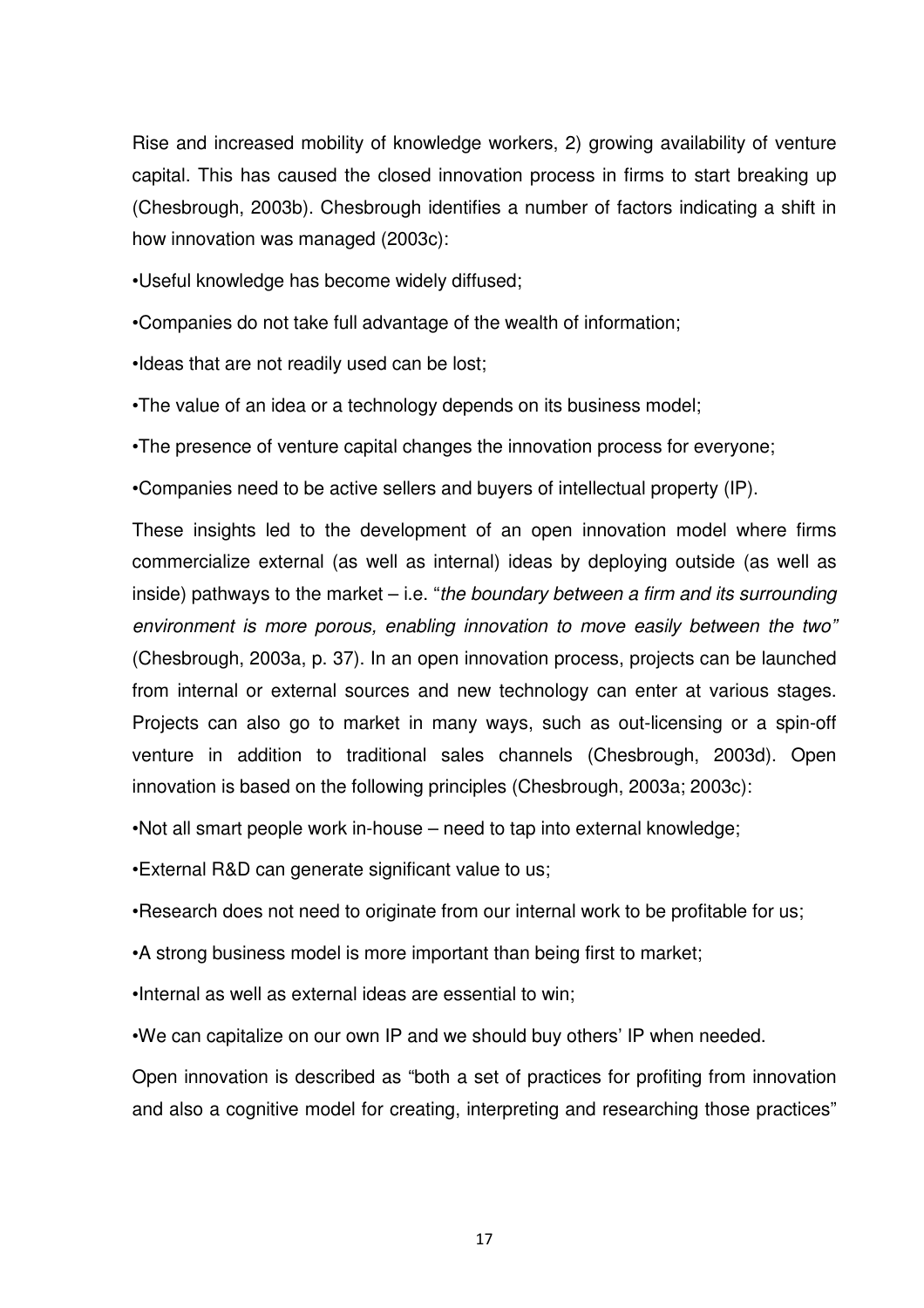Rise and increased mobility of knowledge workers, 2) growing availability of venture capital. This has caused the closed innovation process in firms to start breaking up (Chesbrough, 2003b). Chesbrough identifies a number of factors indicating a shift in how innovation was managed (2003c):

•Useful knowledge has become widely diffused;

•Companies do not take full advantage of the wealth of information;

•Ideas that are not readily used can be lost;

•The value of an idea or a technology depends on its business model;

•The presence of venture capital changes the innovation process for everyone;

•Companies need to be active sellers and buyers of intellectual property (IP).

These insights led to the development of an open innovation model where firms commercialize external (as well as internal) ideas by deploying outside (as well as inside) pathways to the market – i.e. "*the boundary between a firm and its surrounding environment is more porous, enabling innovation to move easily between the two"* (Chesbrough, 2003a, p. 37). In an open innovation process, projects can be launched from internal or external sources and new technology can enter at various stages. Projects can also go to market in many ways, such as out-licensing or a spin-off venture in addition to traditional sales channels (Chesbrough, 2003d). Open innovation is based on the following principles (Chesbrough, 2003a; 2003c):

•Not all smart people work in-house – need to tap into external knowledge;

•External R&D can generate significant value to us;

•Research does not need to originate from our internal work to be profitable for us;

•A strong business model is more important than being first to market;

•Internal as well as external ideas are essential to win;

•We can capitalize on our own IP and we should buy others' IP when needed.

Open innovation is described as "both a set of practices for profiting from innovation and also a cognitive model for creating, interpreting and researching those practices"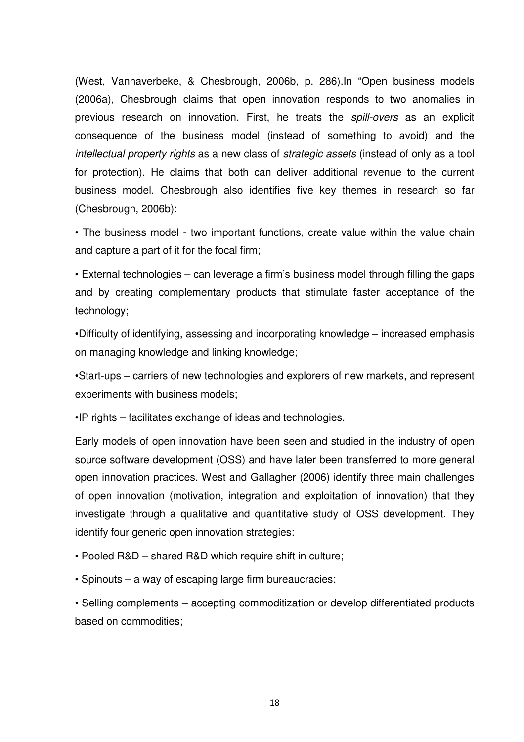(West, Vanhaverbeke, & Chesbrough, 2006b, p. 286).In "Open business models (2006a), Chesbrough claims that open innovation responds to two anomalies in previous research on innovation. First, he treats the *spill-overs* as an explicit consequence of the business model (instead of something to avoid) and the *intellectual property rights* as a new class of *strategic assets* (instead of only as a tool for protection). He claims that both can deliver additional revenue to the current business model. Chesbrough also identifies five key themes in research so far (Chesbrough, 2006b):

- The business model - two important functions, create value within the value chain and capture a part of it for the focal firm;
- External technologies – can leverage a firm's business model through filling the gaps and by creating complementary products that stimulate faster acceptance of the technology;
- Difficulty of identifying, assessing and incorporating knowledge – increased emphasis on managing knowledge and linking knowledge;
- Start-ups – carriers of new technologies and explorers of new markets, and represent experiments with business models;
- IP rights – facilitates exchange of ideas and technologies.

Early models of open innovation have been seen and studied in the industry of open source software development (OSS) and have later been transferred to more general open innovation practices. West and Gallagher (2006) identify three main challenges of open innovation (motivation, integration and exploitation of innovation) that they investigate through a qualitative and quantitative study of OSS development. They identify four generic open innovation strategies:

- Pooled R&D – shared R&D which require shift in culture;
- Spinouts – a way of escaping large firm bureaucracies;
- Selling complements – accepting commoditization or develop differentiated products based on commodities;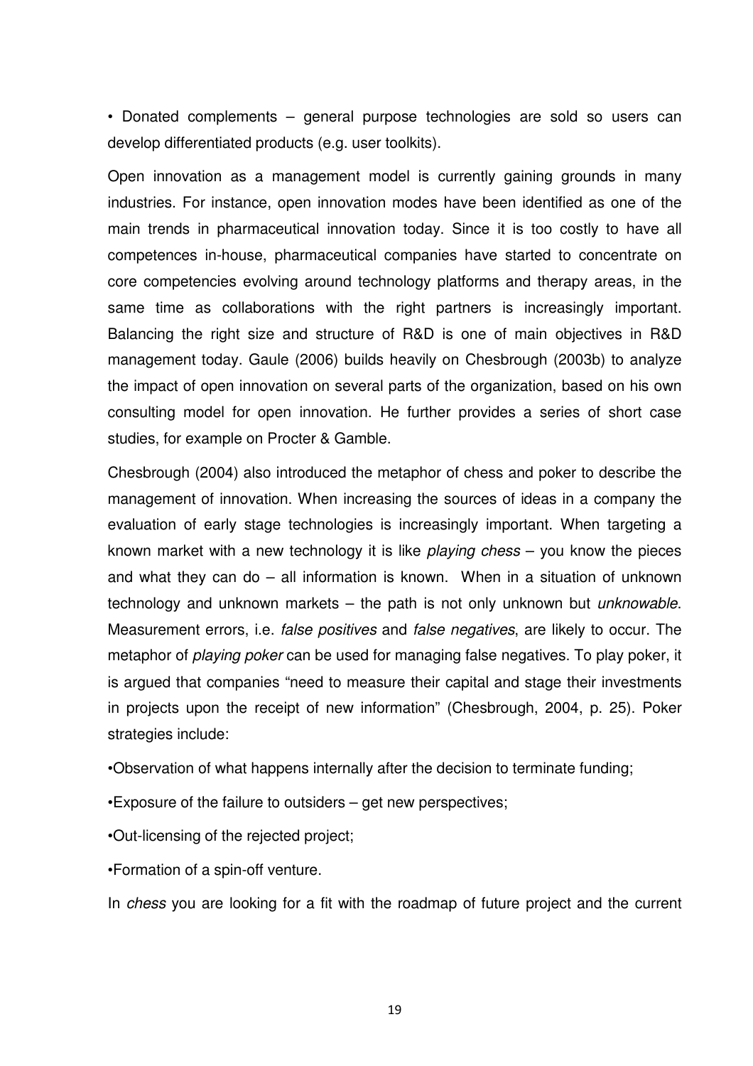• Donated complements – general purpose technologies are sold so users can develop differentiated products (e.g. user toolkits).

Open innovation as a management model is currently gaining grounds in many industries. For instance, open innovation modes have been identified as one of the main trends in pharmaceutical innovation today. Since it is too costly to have all competences in-house, pharmaceutical companies have started to concentrate on core competencies evolving around technology platforms and therapy areas, in the same time as collaborations with the right partners is increasingly important. Balancing the right size and structure of R&D is one of main objectives in R&D management today. Gaule (2006) builds heavily on Chesbrough (2003b) to analyze the impact of open innovation on several parts of the organization, based on his own consulting model for open innovation. He further provides a series of short case studies, for example on Procter & Gamble.

Chesbrough (2004) also introduced the metaphor of chess and poker to describe the management of innovation. When increasing the sources of ideas in a company the evaluation of early stage technologies is increasingly important. When targeting a known market with a new technology it is like *playing chess* – you know the pieces and what they can do – all information is known. When in a situation of unknown technology and unknown markets – the path is not only unknown but *unknowable*. Measurement errors, i.e. *false positives* and *false negatives*, are likely to occur. The metaphor of *playing poker* can be used for managing false negatives. To play poker, it is argued that companies "need to measure their capital and stage their investments in projects upon the receipt of new information" (Chesbrough, 2004, p. 25). Poker strategies include:

•Observation of what happens internally after the decision to terminate funding;

•Exposure of the failure to outsiders – get new perspectives;

•Out-licensing of the rejected project;

•Formation of a spin-off venture.

In *chess* you are looking for a fit with the roadmap of future project and the current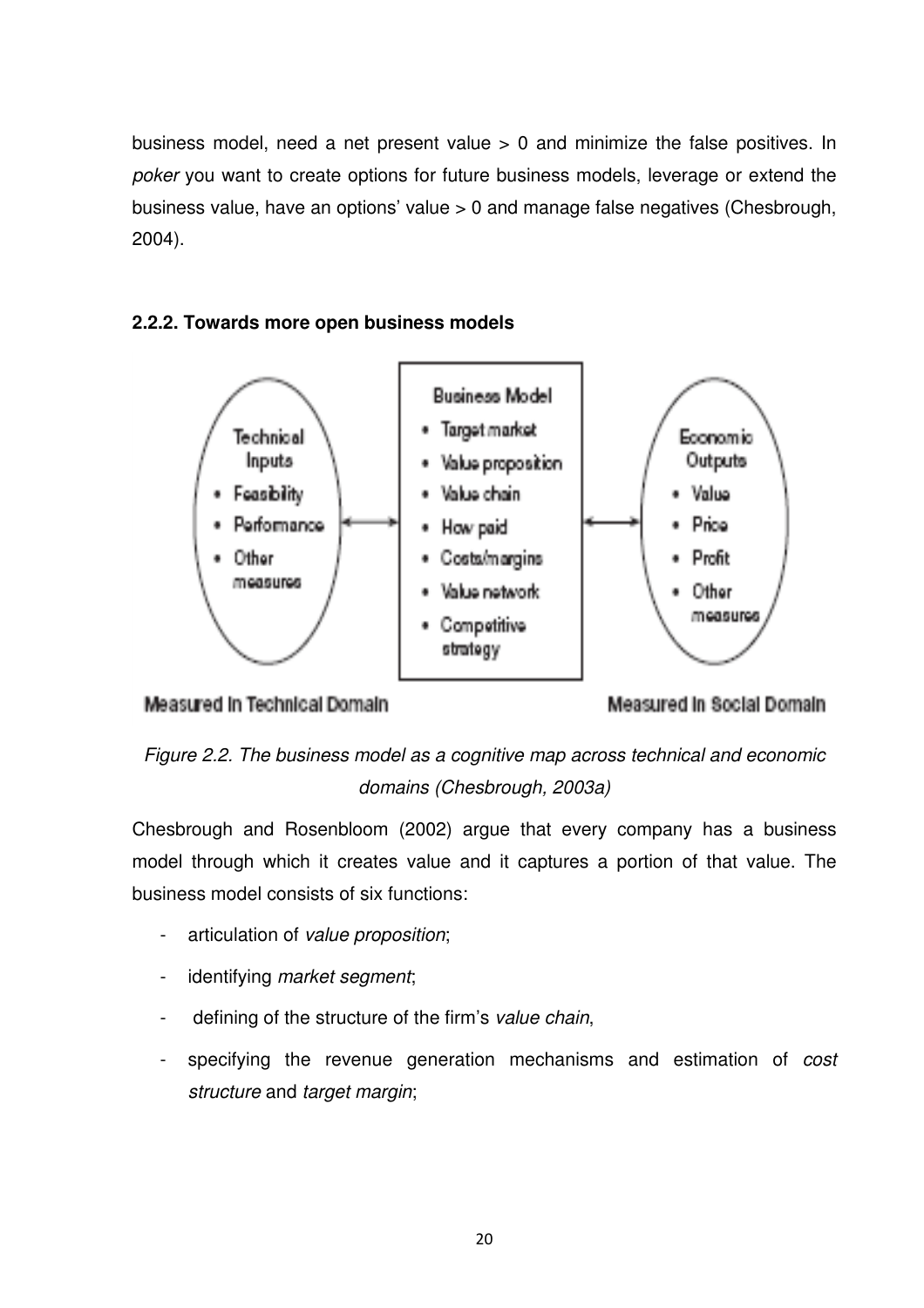business model, need a net present value > 0 and minimize the false positives. In *poker* you want to create options for future business models, leverage or extend the business value, have an options' value > 0 and manage false negatives (Chesbrough, 2004).

### 2.2.2. Towards more open business models

Technical Inputs
- Feasibility
- Performance
- Other measures

Business Model
- Target market
- Value proposition
- Value chain
- How paid
- Costs/margins
- Value network
- Competitive strategy

Economic Outputs
- Value
- Price
- Profit
- Other measures

Measured In Technical Domain

Measured In Social Domain

*Figure 2.2. The business model as a cognitive map across technical and economic domains (Chesbrough, 2003a)*

Chesbrough and Rosenbloom (2002) argue that every company has a business model through which it creates value and it captures a portion of that value. The business model consists of six functions:

- articulation of *value proposition*;
- identifying *market segment*;
- defining of the structure of the firm's *value chain*,
- specifying the revenue generation mechanisms and estimation of *cost structure* and *target margin*;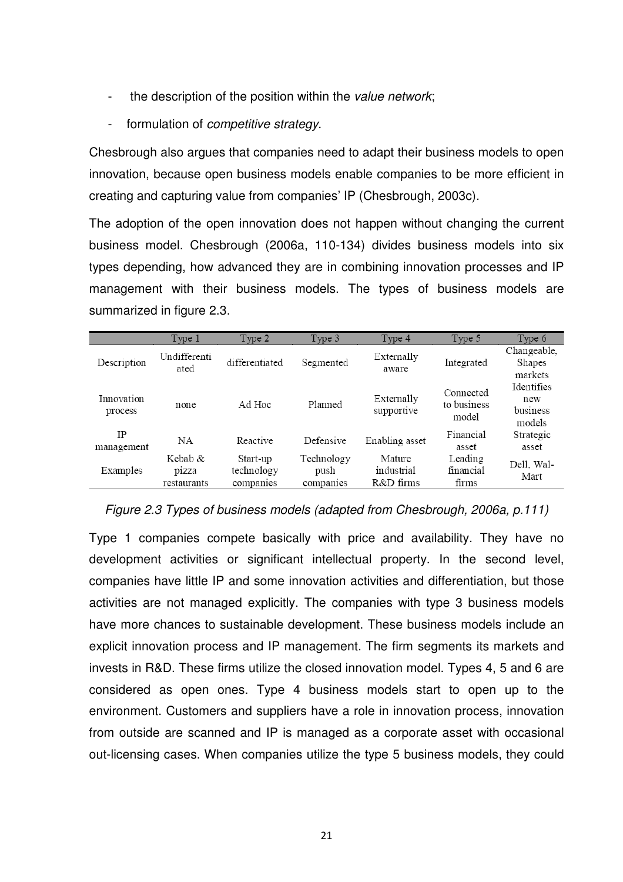- the description of the position within the *value network*;
- formulation of *competitive strategy*.

Chesbrough also argues that companies need to adapt their business models to open innovation, because open business models enable companies to be more efficient in creating and capturing value from companies' IP (Chesbrough, 2003c).

The adoption of the open innovation does not happen without changing the current business model. Chesbrough (2006a, 110-134) divides business models into six types depending, how advanced they are in combining innovation processes and IP management with their business models. The types of business models are summarized in figure 2.3.

| | Type 1 | Type 2 | Type 3 | Type 4 | Type 5 | Type 6 |
|---|---|---|---|---|---|---|
| Description | Undifferentiated | differentiated | Segmented | Externally aware | Integrated | Changeable, Shapes markets |
| Innovation process | none | Ad Hoc | Planned | Externally supportive | Connected to business model | Identifies new business models |
| IP management | NA | Reactive | Defensive | Enabling asset | Financial asset | Strategic asset |
| Examples | Kebab & pizza restaurants | Start-up technology companies | Technology push companies | Mature industrial R&D firms | Leading financial firms | Dell, Wal-Mart |

*Figure 2.3 Types of business models (adapted from Chesbrough, 2006a, p.111)*

Type 1 companies compete basically with price and availability. They have no development activities or significant intellectual property. In the second level, companies have little IP and some innovation activities and differentiation, but those activities are not managed explicitly. The companies with type 3 business models have more chances to sustainable development. These business models include an explicit innovation process and IP management. The firm segments its markets and invests in R&D. These firms utilize the closed innovation model. Types 4, 5 and 6 are considered as open ones. Type 4 business models start to open up to the environment. Customers and suppliers have a role in innovation process, innovation from outside are scanned and IP is managed as a corporate asset with occasional out-licensing cases. When companies utilize the type 5 business models, they could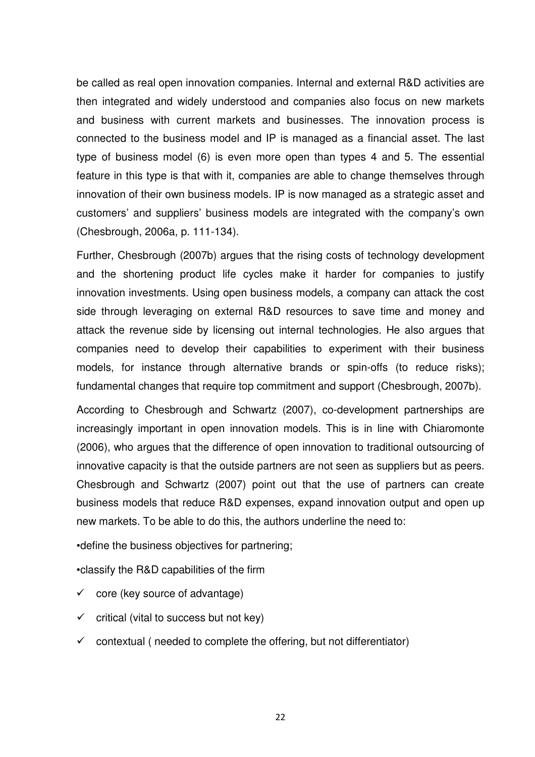be called as real open innovation companies. Internal and external R&D activities are then integrated and widely understood and companies also focus on new markets and business with current markets and businesses. The innovation process is connected to the business model and IP is managed as a financial asset. The last type of business model (6) is even more open than types 4 and 5. The essential feature in this type is that with it, companies are able to change themselves through innovation of their own business models. IP is now managed as a strategic asset and customers' and suppliers' business models are integrated with the company's own (Chesbrough, 2006a, p. 111-134).

Further, Chesbrough (2007b) argues that the rising costs of technology development and the shortening product life cycles make it harder for companies to justify innovation investments. Using open business models, a company can attack the cost side through leveraging on external R&D resources to save time and money and attack the revenue side by licensing out internal technologies. He also argues that companies need to develop their capabilities to experiment with their business models, for instance through alternative brands or spin-offs (to reduce risks); fundamental changes that require top commitment and support (Chesbrough, 2007b).

According to Chesbrough and Schwartz (2007), co-development partnerships are increasingly important in open innovation models. This is in line with Chiaromonte (2006), who argues that the difference of open innovation to traditional outsourcing of innovative capacity is that the outside partners are not seen as suppliers but as peers. Chesbrough and Schwartz (2007) point out that the use of partners can create business models that reduce R&D expenses, expand innovation output and open up new markets. To be able to do this, the authors underline the need to:

•define the business objectives for partnering;

•classify the R&D capabilities of the firm

- ✓ core (key source of advantage)
- ✓ critical (vital to success but not key)
- ✓ contextual ( needed to complete the offering, but not differentiator)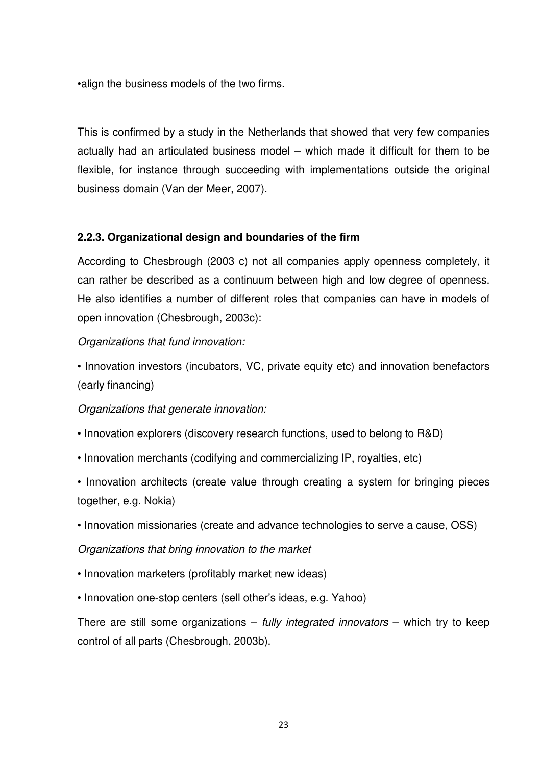•align the business models of the two firms.

This is confirmed by a study in the Netherlands that showed that very few companies actually had an articulated business model – which made it difficult for them to be flexible, for instance through succeeding with implementations outside the original business domain (Van der Meer, 2007).

### 2.2.3. Organizational design and boundaries of the firm

According to Chesbrough (2003 c) not all companies apply openness completely, it can rather be described as a continuum between high and low degree of openness. He also identifies a number of different roles that companies can have in models of open innovation (Chesbrough, 2003c):

*Organizations that fund innovation:*

• Innovation investors (incubators, VC, private equity etc) and innovation benefactors (early financing)

*Organizations that generate innovation:*

• Innovation explorers (discovery research functions, used to belong to R&D)

• Innovation merchants (codifying and commercializing IP, royalties, etc)

• Innovation architects (create value through creating a system for bringing pieces together, e.g. Nokia)

• Innovation missionaries (create and advance technologies to serve a cause, OSS)

*Organizations that bring innovation to the market*

• Innovation marketers (profitably market new ideas)

• Innovation one-stop centers (sell other's ideas, e.g. Yahoo)

There are still some organizations – *fully integrated innovators* – which try to keep control of all parts (Chesbrough, 2003b).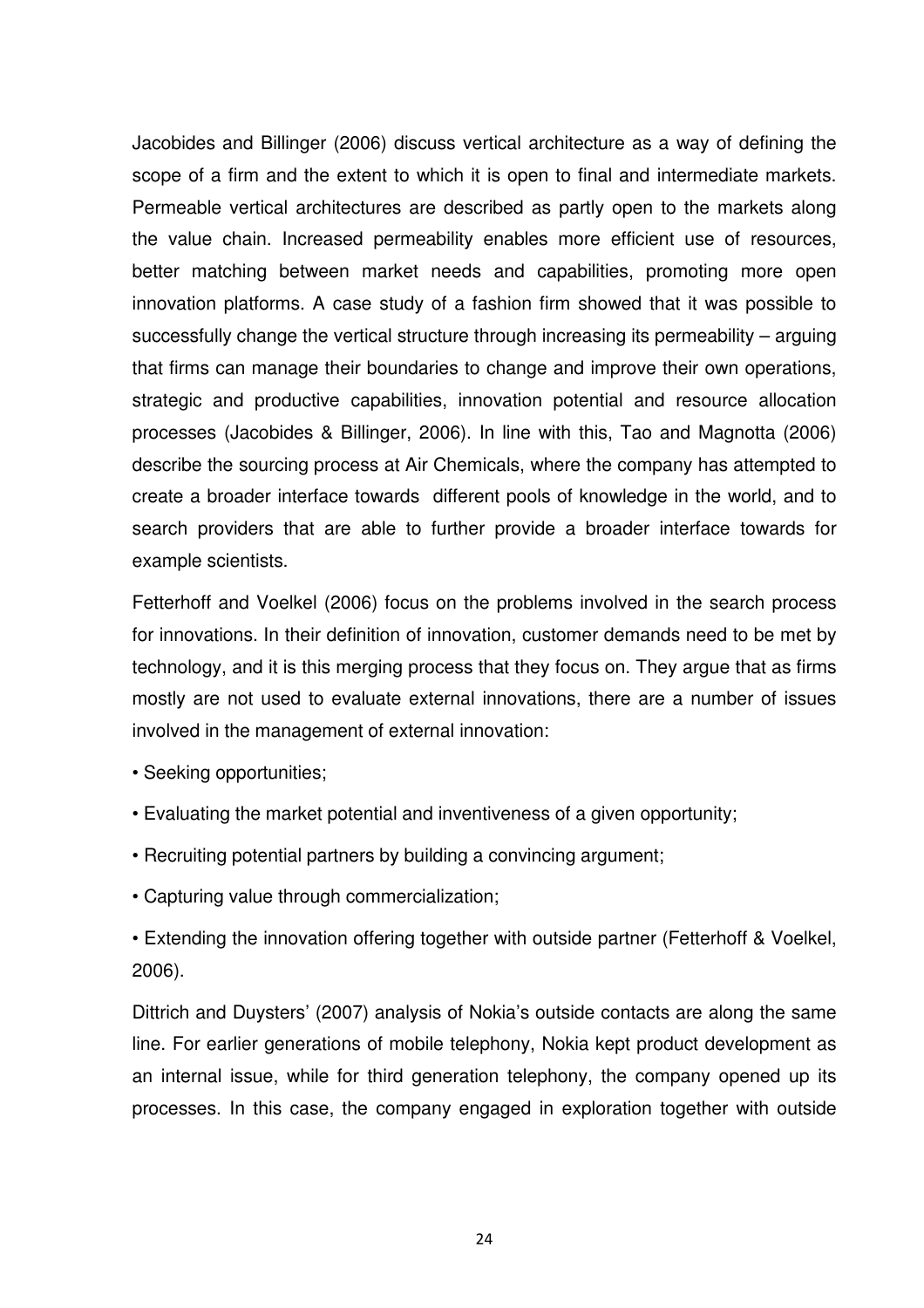Jacobides and Billinger (2006) discuss vertical architecture as a way of defining the scope of a firm and the extent to which it is open to final and intermediate markets. Permeable vertical architectures are described as partly open to the markets along the value chain. Increased permeability enables more efficient use of resources, better matching between market needs and capabilities, promoting more open innovation platforms. A case study of a fashion firm showed that it was possible to successfully change the vertical structure through increasing its permeability – arguing that firms can manage their boundaries to change and improve their own operations, strategic and productive capabilities, innovation potential and resource allocation processes (Jacobides & Billinger, 2006). In line with this, Tao and Magnotta (2006) describe the sourcing process at Air Chemicals, where the company has attempted to create a broader interface towards different pools of knowledge in the world, and to search providers that are able to further provide a broader interface towards for example scientists.

Fetterhoff and Voelkel (2006) focus on the problems involved in the search process for innovations. In their definition of innovation, customer demands need to be met by technology, and it is this merging process that they focus on. They argue that as firms mostly are not used to evaluate external innovations, there are a number of issues involved in the management of external innovation:

- Seeking opportunities;
- Evaluating the market potential and inventiveness of a given opportunity;
- Recruiting potential partners by building a convincing argument;
- Capturing value through commercialization;
- Extending the innovation offering together with outside partner (Fetterhoff & Voelkel, 2006).

Dittrich and Duysters' (2007) analysis of Nokia's outside contacts are along the same line. For earlier generations of mobile telephony, Nokia kept product development as an internal issue, while for third generation telephony, the company opened up its processes. In this case, the company engaged in exploration together with outside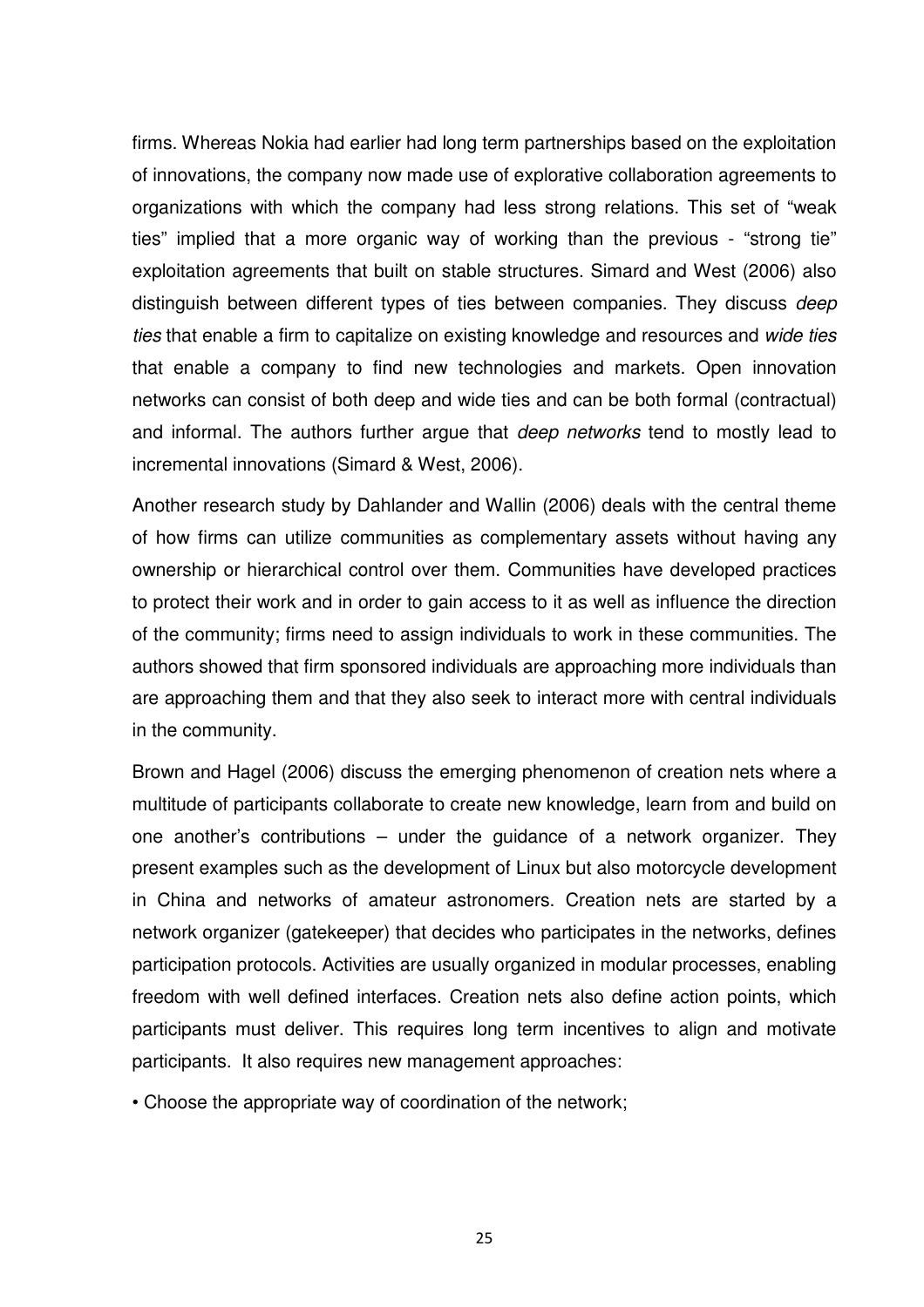firms. Whereas Nokia had earlier had long term partnerships based on the exploitation of innovations, the company now made use of explorative collaboration agreements to organizations with which the company had less strong relations. This set of "weak ties" implied that a more organic way of working than the previous - "strong tie" exploitation agreements that built on stable structures. Simard and West (2006) also distinguish between different types of ties between companies. They discuss *deep ties* that enable a firm to capitalize on existing knowledge and resources and *wide ties* that enable a company to find new technologies and markets. Open innovation networks can consist of both deep and wide ties and can be both formal (contractual) and informal. The authors further argue that *deep networks* tend to mostly lead to incremental innovations (Simard & West, 2006).

Another research study by Dahlander and Wallin (2006) deals with the central theme of how firms can utilize communities as complementary assets without having any ownership or hierarchical control over them. Communities have developed practices to protect their work and in order to gain access to it as well as influence the direction of the community; firms need to assign individuals to work in these communities. The authors showed that firm sponsored individuals are approaching more individuals than are approaching them and that they also seek to interact more with central individuals in the community.

Brown and Hagel (2006) discuss the emerging phenomenon of creation nets where a multitude of participants collaborate to create new knowledge, learn from and build on one another's contributions – under the guidance of a network organizer. They present examples such as the development of Linux but also motorcycle development in China and networks of amateur astronomers. Creation nets are started by a network organizer (gatekeeper) that decides who participates in the networks, defines participation protocols. Activities are usually organized in modular processes, enabling freedom with well defined interfaces. Creation nets also define action points, which participants must deliver. This requires long term incentives to align and motivate participants. It also requires new management approaches:

- Choose the appropriate way of coordination of the network;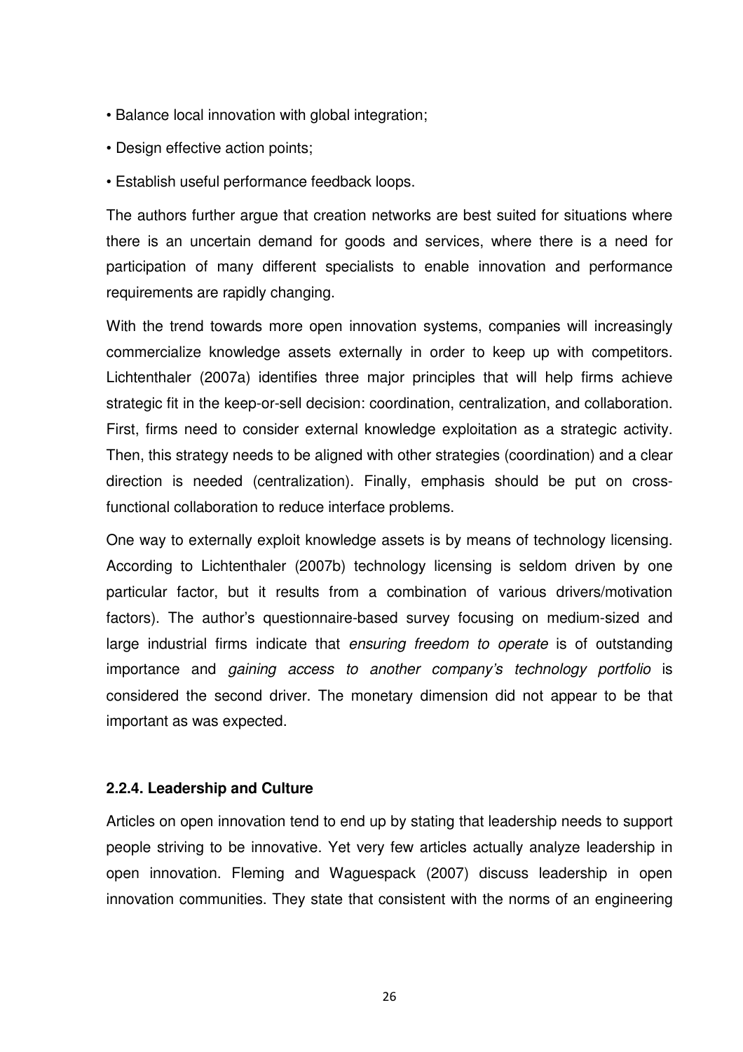- Balance local innovation with global integration;
- Design effective action points;
- Establish useful performance feedback loops.

The authors further argue that creation networks are best suited for situations where there is an uncertain demand for goods and services, where there is a need for participation of many different specialists to enable innovation and performance requirements are rapidly changing.

With the trend towards more open innovation systems, companies will increasingly commercialize knowledge assets externally in order to keep up with competitors. Lichtenthaler (2007a) identifies three major principles that will help firms achieve strategic fit in the keep-or-sell decision: coordination, centralization, and collaboration. First, firms need to consider external knowledge exploitation as a strategic activity. Then, this strategy needs to be aligned with other strategies (coordination) and a clear direction is needed (centralization). Finally, emphasis should be put on cross-functional collaboration to reduce interface problems.

One way to externally exploit knowledge assets is by means of technology licensing. According to Lichtenthaler (2007b) technology licensing is seldom driven by one particular factor, but it results from a combination of various drivers/motivation factors). The author's questionnaire-based survey focusing on medium-sized and large industrial firms indicate that *ensuring freedom to operate* is of outstanding importance and *gaining access to another company's technology portfolio* is considered the second driver. The monetary dimension did not appear to be that important as was expected.

### 2.2.4. Leadership and Culture

Articles on open innovation tend to end up by stating that leadership needs to support people striving to be innovative. Yet very few articles actually analyze leadership in open innovation. Fleming and Waguespack (2007) discuss leadership in open innovation communities. They state that consistent with the norms of an engineering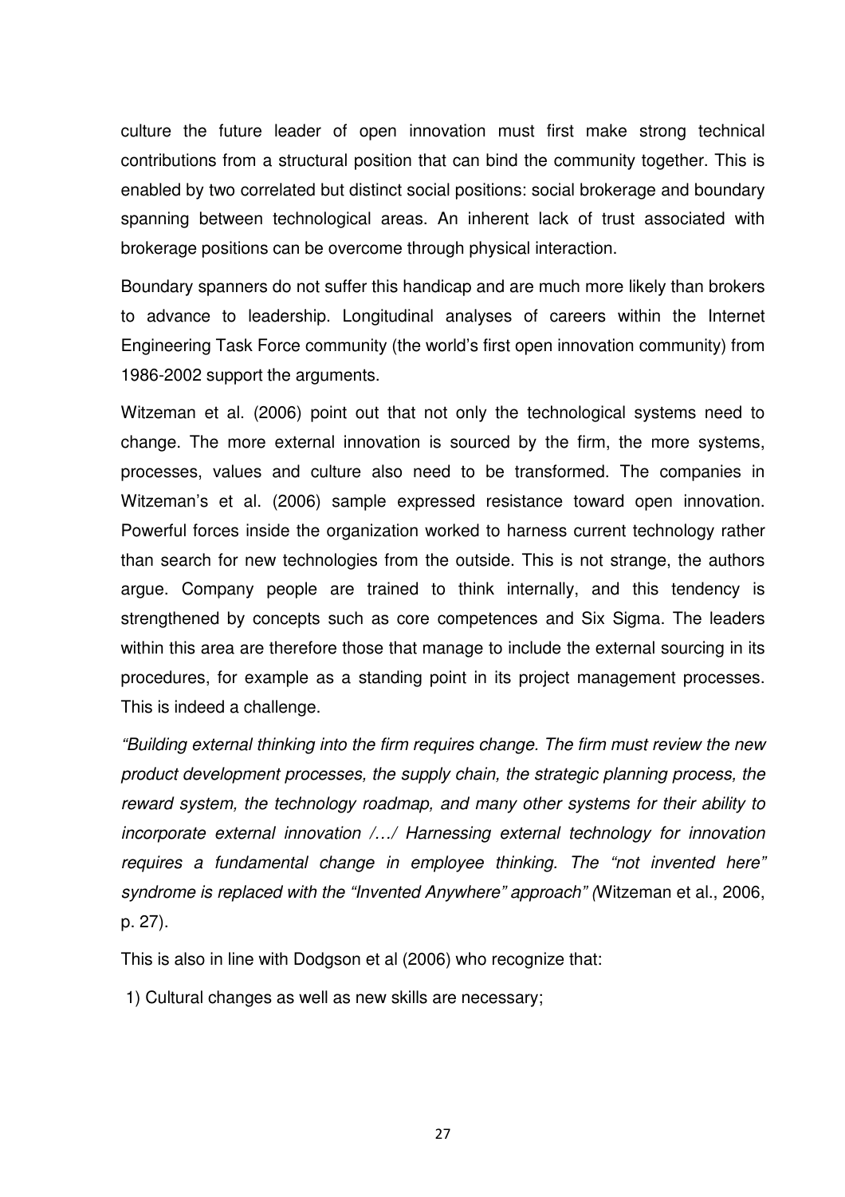culture the future leader of open innovation must first make strong technical contributions from a structural position that can bind the community together. This is enabled by two correlated but distinct social positions: social brokerage and boundary spanning between technological areas. An inherent lack of trust associated with brokerage positions can be overcome through physical interaction.

Boundary spanners do not suffer this handicap and are much more likely than brokers to advance to leadership. Longitudinal analyses of careers within the Internet Engineering Task Force community (the world's first open innovation community) from 1986-2002 support the arguments.

Witzeman et al. (2006) point out that not only the technological systems need to change. The more external innovation is sourced by the firm, the more systems, processes, values and culture also need to be transformed. The companies in Witzeman's et al. (2006) sample expressed resistance toward open innovation. Powerful forces inside the organization worked to harness current technology rather than search for new technologies from the outside. This is not strange, the authors argue. Company people are trained to think internally, and this tendency is strengthened by concepts such as core competences and Six Sigma. The leaders within this area are therefore those that manage to include the external sourcing in its procedures, for example as a standing point in its project management processes. This is indeed a challenge.

*"Building external thinking into the firm requires change. The firm must review the new product development processes, the supply chain, the strategic planning process, the reward system, the technology roadmap, and many other systems for their ability to incorporate external innovation /…/ Harnessing external technology for innovation requires a fundamental change in employee thinking. The "not invented here" syndrome is replaced with the "Invented Anywhere" approach" (*Witzeman et al., 2006, p. 27).

This is also in line with Dodgson et al (2006) who recognize that:

1) Cultural changes as well as new skills are necessary;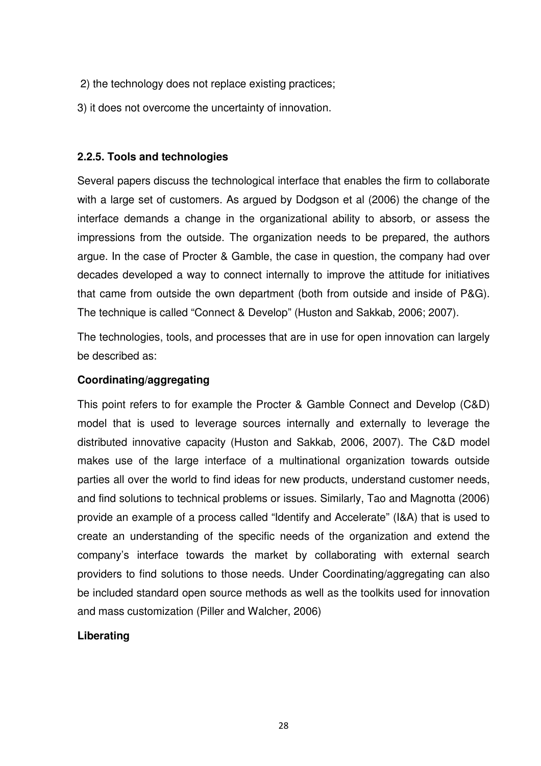2) the technology does not replace existing practices;

3) it does not overcome the uncertainty of innovation.

### 2.2.5. Tools and technologies

Several papers discuss the technological interface that enables the firm to collaborate with a large set of customers. As argued by Dodgson et al (2006) the change of the interface demands a change in the organizational ability to absorb, or assess the impressions from the outside. The organization needs to be prepared, the authors argue. In the case of Procter & Gamble, the case in question, the company had over decades developed a way to connect internally to improve the attitude for initiatives that came from outside the own department (both from outside and inside of P&G). The technique is called "Connect & Develop" (Huston and Sakkab, 2006; 2007).

The technologies, tools, and processes that are in use for open innovation can largely be described as:

**Coordinating/aggregating**

This point refers to for example the Procter & Gamble Connect and Develop (C&D) model that is used to leverage sources internally and externally to leverage the distributed innovative capacity (Huston and Sakkab, 2006, 2007). The C&D model makes use of the large interface of a multinational organization towards outside parties all over the world to find ideas for new products, understand customer needs, and find solutions to technical problems or issues. Similarly, Tao and Magnotta (2006) provide an example of a process called "Identify and Accelerate" (I&A) that is used to create an understanding of the specific needs of the organization and extend the company's interface towards the market by collaborating with external search providers to find solutions to those needs. Under Coordinating/aggregating can also be included standard open source methods as well as the toolkits used for innovation and mass customization (Piller and Walcher, 2006)

**Liberating**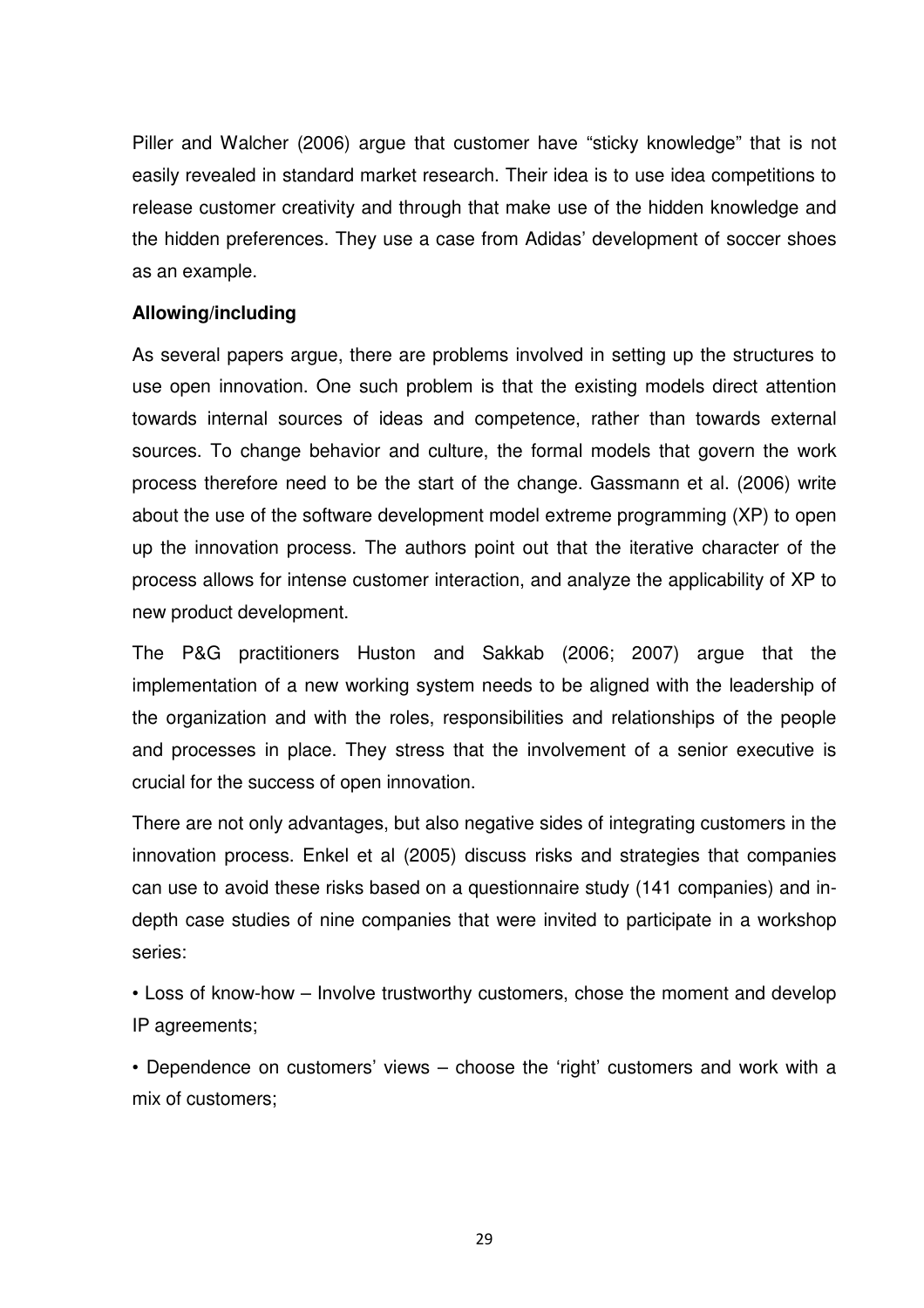Piller and Walcher (2006) argue that customer have “sticky knowledge” that is not easily revealed in standard market research. Their idea is to use idea competitions to release customer creativity and through that make use of the hidden knowledge and the hidden preferences. They use a case from Adidas’ development of soccer shoes as an example.

**Allowing/including**

As several papers argue, there are problems involved in setting up the structures to use open innovation. One such problem is that the existing models direct attention towards internal sources of ideas and competence, rather than towards external sources. To change behavior and culture, the formal models that govern the work process therefore need to be the start of the change. Gassmann et al. (2006) write about the use of the software development model extreme programming (XP) to open up the innovation process. The authors point out that the iterative character of the process allows for intense customer interaction, and analyze the applicability of XP to new product development.

The P&G practitioners Huston and Sakkab (2006; 2007) argue that the implementation of a new working system needs to be aligned with the leadership of the organization and with the roles, responsibilities and relationships of the people and processes in place. They stress that the involvement of a senior executive is crucial for the success of open innovation.

There are not only advantages, but also negative sides of integrating customers in the innovation process. Enkel et al (2005) discuss risks and strategies that companies can use to avoid these risks based on a questionnaire study (141 companies) and in-depth case studies of nine companies that were invited to participate in a workshop series:

• Loss of know-how – Involve trustworthy customers, chose the moment and develop IP agreements;

• Dependence on customers’ views – choose the ‘right’ customers and work with a mix of customers;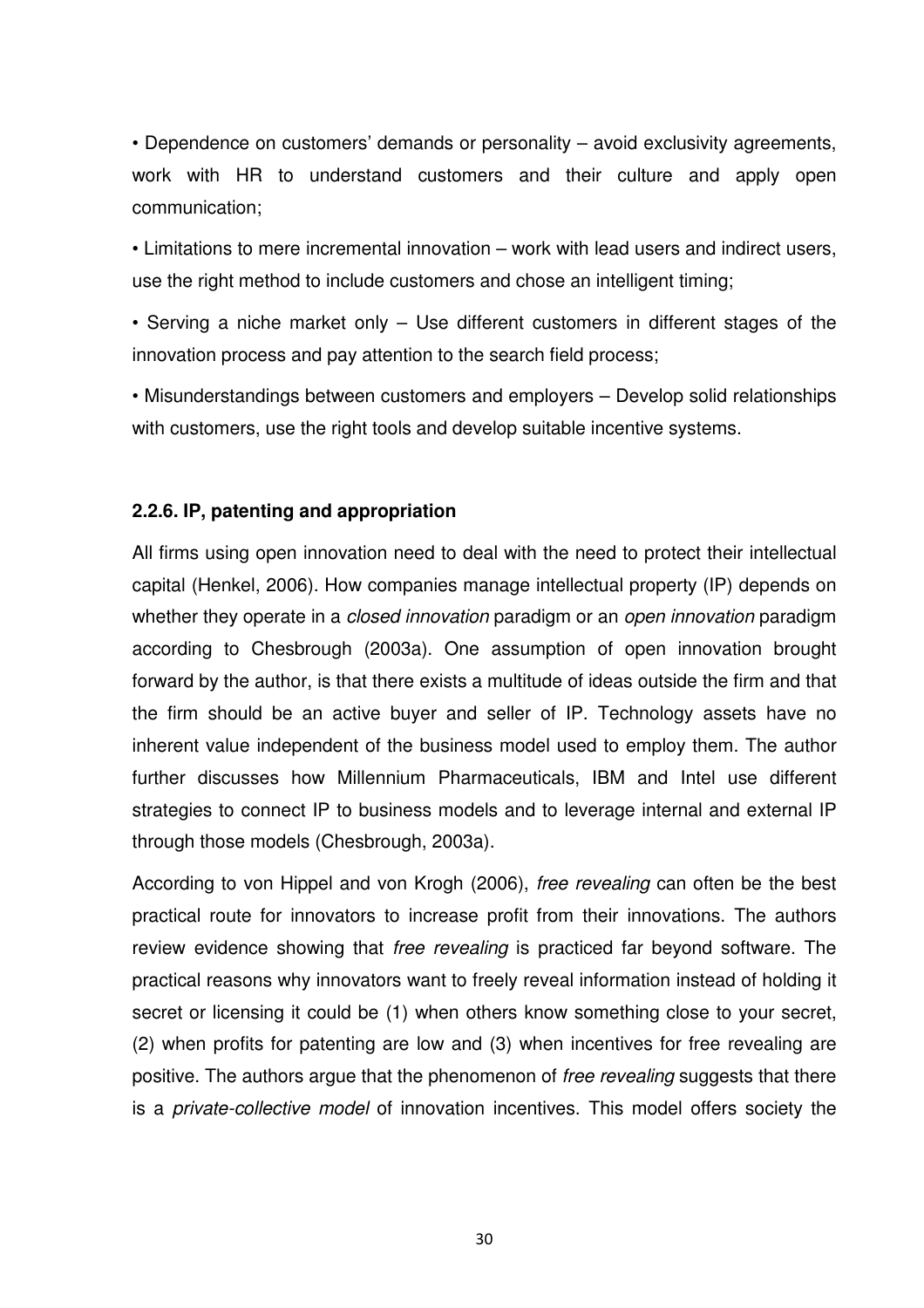• Dependence on customers' demands or personality – avoid exclusivity agreements, work with HR to understand customers and their culture and apply open communication;

• Limitations to mere incremental innovation – work with lead users and indirect users, use the right method to include customers and chose an intelligent timing;

• Serving a niche market only – Use different customers in different stages of the innovation process and pay attention to the search field process;

• Misunderstandings between customers and employers – Develop solid relationships with customers, use the right tools and develop suitable incentive systems.

### 2.2.6. IP, patenting and appropriation

All firms using open innovation need to deal with the need to protect their intellectual capital (Henkel, 2006). How companies manage intellectual property (IP) depends on whether they operate in a *closed innovation* paradigm or an *open innovation* paradigm according to Chesbrough (2003a). One assumption of open innovation brought forward by the author, is that there exists a multitude of ideas outside the firm and that the firm should be an active buyer and seller of IP. Technology assets have no inherent value independent of the business model used to employ them. The author further discusses how Millennium Pharmaceuticals, IBM and Intel use different strategies to connect IP to business models and to leverage internal and external IP through those models (Chesbrough, 2003a).

According to von Hippel and von Krogh (2006), *free revealing* can often be the best practical route for innovators to increase profit from their innovations. The authors review evidence showing that *free revealing* is practiced far beyond software. The practical reasons why innovators want to freely reveal information instead of holding it secret or licensing it could be (1) when others know something close to your secret, (2) when profits for patenting are low and (3) when incentives for free revealing are positive. The authors argue that the phenomenon of *free revealing* suggests that there is a *private-collective model* of innovation incentives. This model offers society the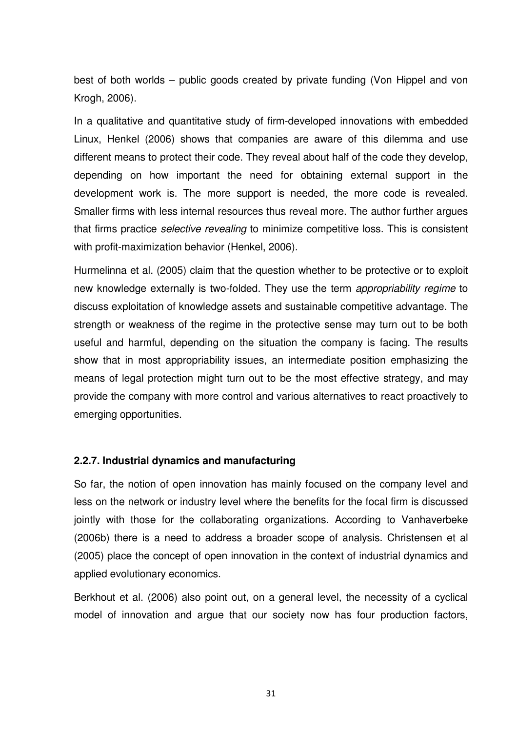best of both worlds – public goods created by private funding (Von Hippel and von Krogh, 2006).

In a qualitative and quantitative study of firm-developed innovations with embedded Linux, Henkel (2006) shows that companies are aware of this dilemma and use different means to protect their code. They reveal about half of the code they develop, depending on how important the need for obtaining external support in the development work is. The more support is needed, the more code is revealed. Smaller firms with less internal resources thus reveal more. The author further argues that firms practice *selective revealing* to minimize competitive loss. This is consistent with profit-maximization behavior (Henkel, 2006).

Hurmelinna et al. (2005) claim that the question whether to be protective or to exploit new knowledge externally is two-folded. They use the term *appropriability regime* to discuss exploitation of knowledge assets and sustainable competitive advantage. The strength or weakness of the regime in the protective sense may turn out to be both useful and harmful, depending on the situation the company is facing. The results show that in most appropriability issues, an intermediate position emphasizing the means of legal protection might turn out to be the most effective strategy, and may provide the company with more control and various alternatives to react proactively to emerging opportunities.

### 2.2.7. Industrial dynamics and manufacturing

So far, the notion of open innovation has mainly focused on the company level and less on the network or industry level where the benefits for the focal firm is discussed jointly with those for the collaborating organizations. According to Vanhaverbeke (2006b) there is a need to address a broader scope of analysis. Christensen et al (2005) place the concept of open innovation in the context of industrial dynamics and applied evolutionary economics.

Berkhout et al. (2006) also point out, on a general level, the necessity of a cyclical model of innovation and argue that our society now has four production factors,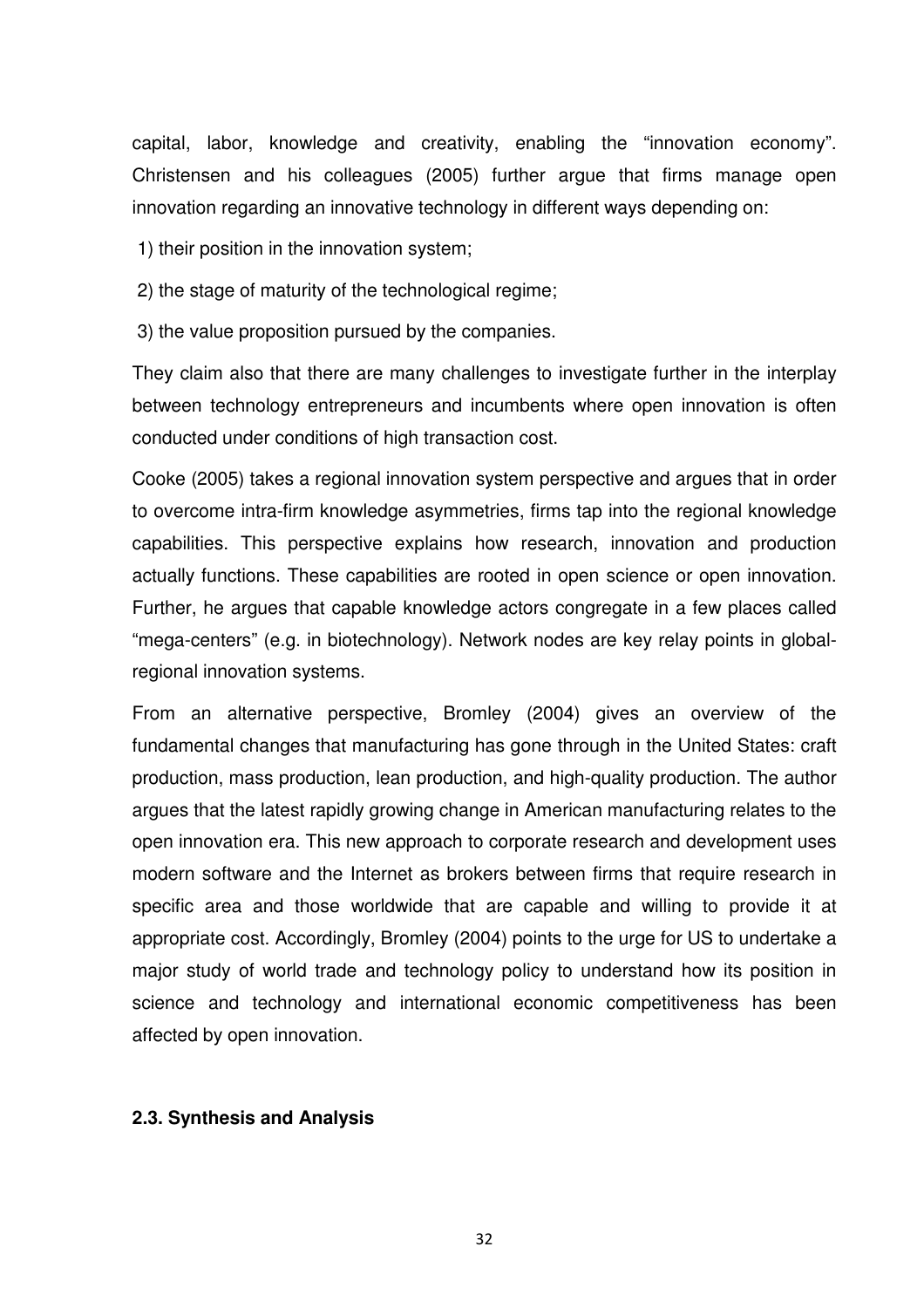capital, labor, knowledge and creativity, enabling the "innovation economy". Christensen and his colleagues (2005) further argue that firms manage open innovation regarding an innovative technology in different ways depending on:

1) their position in the innovation system;
2) the stage of maturity of the technological regime;
3) the value proposition pursued by the companies.

They claim also that there are many challenges to investigate further in the interplay between technology entrepreneurs and incumbents where open innovation is often conducted under conditions of high transaction cost.

Cooke (2005) takes a regional innovation system perspective and argues that in order to overcome intra-firm knowledge asymmetries, firms tap into the regional knowledge capabilities. This perspective explains how research, innovation and production actually functions. These capabilities are rooted in open science or open innovation. Further, he argues that capable knowledge actors congregate in a few places called "mega-centers" (e.g. in biotechnology). Network nodes are key relay points in global-regional innovation systems.

From an alternative perspective, Bromley (2004) gives an overview of the fundamental changes that manufacturing has gone through in the United States: craft production, mass production, lean production, and high-quality production. The author argues that the latest rapidly growing change in American manufacturing relates to the open innovation era. This new approach to corporate research and development uses modern software and the Internet as brokers between firms that require research in specific area and those worldwide that are capable and willing to provide it at appropriate cost. Accordingly, Bromley (2004) points to the urge for US to undertake a major study of world trade and technology policy to understand how its position in science and technology and international economic competitiveness has been affected by open innovation.

### 2.3. Synthesis and Analysis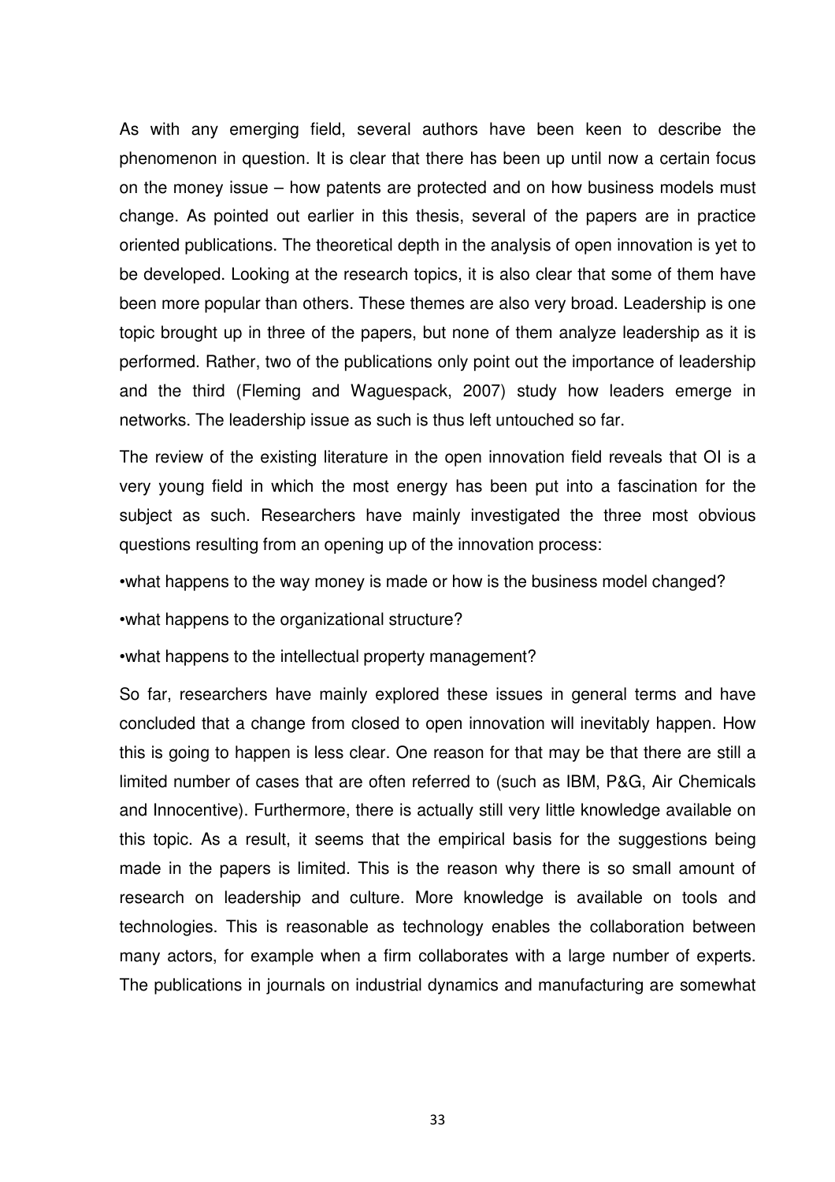As with any emerging field, several authors have been keen to describe the phenomenon in question. It is clear that there has been up until now a certain focus on the money issue – how patents are protected and on how business models must change. As pointed out earlier in this thesis, several of the papers are in practice oriented publications. The theoretical depth in the analysis of open innovation is yet to be developed. Looking at the research topics, it is also clear that some of them have been more popular than others. These themes are also very broad. Leadership is one topic brought up in three of the papers, but none of them analyze leadership as it is performed. Rather, two of the publications only point out the importance of leadership and the third (Fleming and Waguespack, 2007) study how leaders emerge in networks. The leadership issue as such is thus left untouched so far.

The review of the existing literature in the open innovation field reveals that OI is a very young field in which the most energy has been put into a fascination for the subject as such. Researchers have mainly investigated the three most obvious questions resulting from an opening up of the innovation process:

•what happens to the way money is made or how is the business model changed?

•what happens to the organizational structure?

•what happens to the intellectual property management?

So far, researchers have mainly explored these issues in general terms and have concluded that a change from closed to open innovation will inevitably happen. How this is going to happen is less clear. One reason for that may be that there are still a limited number of cases that are often referred to (such as IBM, P&G, Air Chemicals and Innocentive). Furthermore, there is actually still very little knowledge available on this topic. As a result, it seems that the empirical basis for the suggestions being made in the papers is limited. This is the reason why there is so small amount of research on leadership and culture. More knowledge is available on tools and technologies. This is reasonable as technology enables the collaboration between many actors, for example when a firm collaborates with a large number of experts. The publications in journals on industrial dynamics and manufacturing are somewhat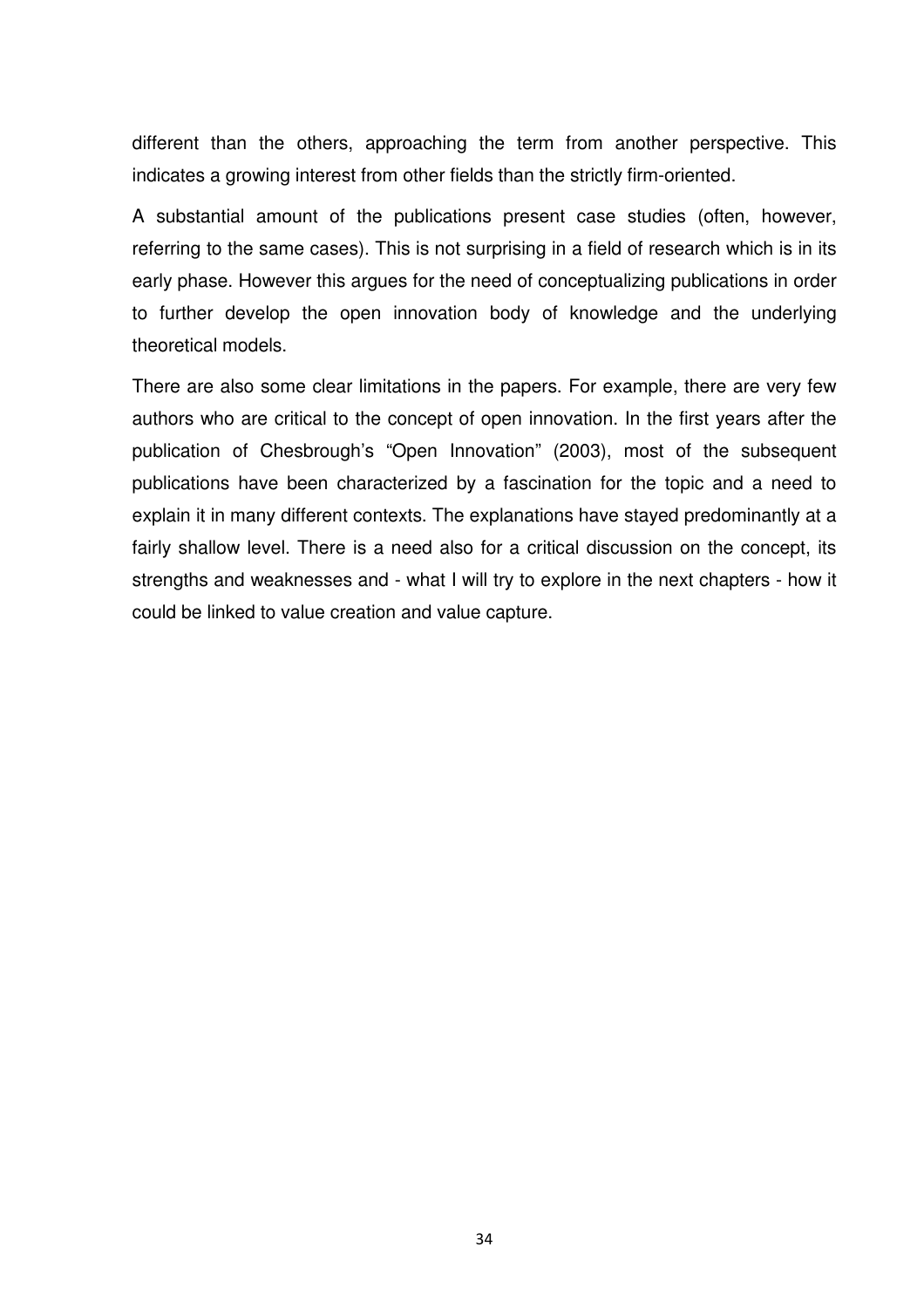different than the others, approaching the term from another perspective. This indicates a growing interest from other fields than the strictly firm-oriented.

A substantial amount of the publications present case studies (often, however, referring to the same cases). This is not surprising in a field of research which is in its early phase. However this argues for the need of conceptualizing publications in order to further develop the open innovation body of knowledge and the underlying theoretical models.

There are also some clear limitations in the papers. For example, there are very few authors who are critical to the concept of open innovation. In the first years after the publication of Chesbrough's "Open Innovation" (2003), most of the subsequent publications have been characterized by a fascination for the topic and a need to explain it in many different contexts. The explanations have stayed predominantly at a fairly shallow level. There is a need also for a critical discussion on the concept, its strengths and weaknesses and - what I will try to explore in the next chapters - how it could be linked to value creation and value capture.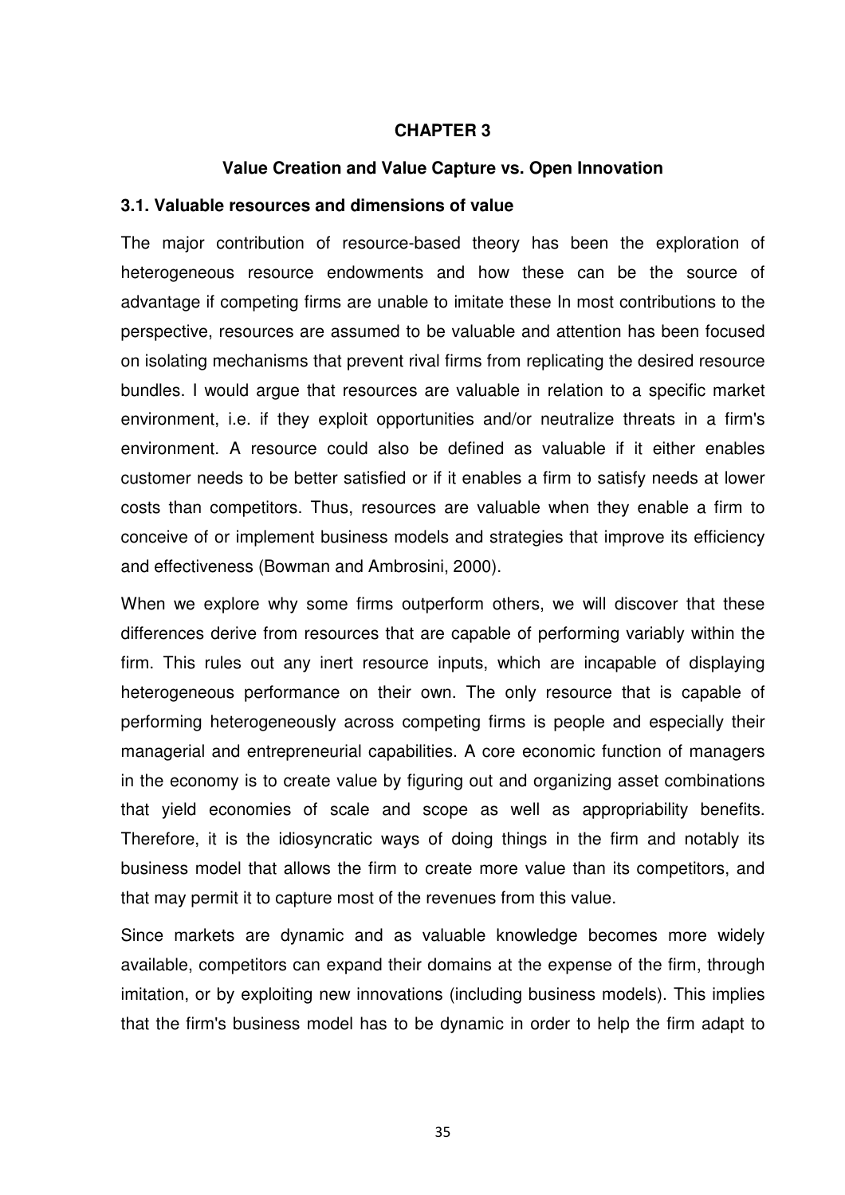# CHAPTER 3

## Value Creation and Value Capture vs. Open Innovation

### 3.1. Valuable resources and dimensions of value

The major contribution of resource-based theory has been the exploration of heterogeneous resource endowments and how these can be the source of advantage if competing firms are unable to imitate these In most contributions to the perspective, resources are assumed to be valuable and attention has been focused on isolating mechanisms that prevent rival firms from replicating the desired resource bundles. I would argue that resources are valuable in relation to a specific market environment, i.e. if they exploit opportunities and/or neutralize threats in a firm's environment. A resource could also be defined as valuable if it either enables customer needs to be better satisfied or if it enables a firm to satisfy needs at lower costs than competitors. Thus, resources are valuable when they enable a firm to conceive of or implement business models and strategies that improve its efficiency and effectiveness (Bowman and Ambrosini, 2000).

When we explore why some firms outperform others, we will discover that these differences derive from resources that are capable of performing variably within the firm. This rules out any inert resource inputs, which are incapable of displaying heterogeneous performance on their own. The only resource that is capable of performing heterogeneously across competing firms is people and especially their managerial and entrepreneurial capabilities. A core economic function of managers in the economy is to create value by figuring out and organizing asset combinations that yield economies of scale and scope as well as appropriability benefits. Therefore, it is the idiosyncratic ways of doing things in the firm and notably its business model that allows the firm to create more value than its competitors, and that may permit it to capture most of the revenues from this value.

Since markets are dynamic and as valuable knowledge becomes more widely available, competitors can expand their domains at the expense of the firm, through imitation, or by exploiting new innovations (including business models). This implies that the firm's business model has to be dynamic in order to help the firm adapt to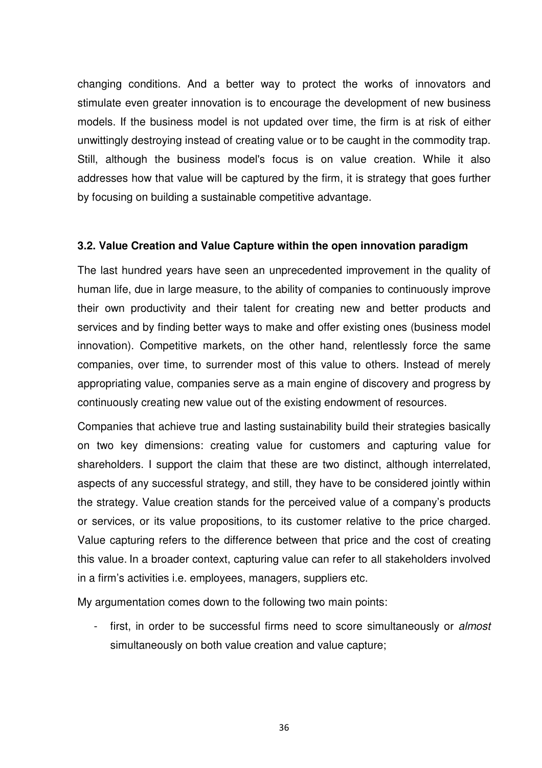changing conditions. And a better way to protect the works of innovators and stimulate even greater innovation is to encourage the development of new business models. If the business model is not updated over time, the firm is at risk of either unwittingly destroying instead of creating value or to be caught in the commodity trap. Still, although the business model's focus is on value creation. While it also addresses how that value will be captured by the firm, it is strategy that goes further by focusing on building a sustainable competitive advantage.

### 3.2. Value Creation and Value Capture within the open innovation paradigm

The last hundred years have seen an unprecedented improvement in the quality of human life, due in large measure, to the ability of companies to continuously improve their own productivity and their talent for creating new and better products and services and by finding better ways to make and offer existing ones (business model innovation). Competitive markets, on the other hand, relentlessly force the same companies, over time, to surrender most of this value to others. Instead of merely appropriating value, companies serve as a main engine of discovery and progress by continuously creating new value out of the existing endowment of resources.

Companies that achieve true and lasting sustainability build their strategies basically on two key dimensions: creating value for customers and capturing value for shareholders. I support the claim that these are two distinct, although interrelated, aspects of any successful strategy, and still, they have to be considered jointly within the strategy. Value creation stands for the perceived value of a company's products or services, or its value propositions, to its customer relative to the price charged. Value capturing refers to the difference between that price and the cost of creating this value. In a broader context, capturing value can refer to all stakeholders involved in a firm's activities i.e. employees, managers, suppliers etc.

My argumentation comes down to the following two main points:

- first, in order to be successful firms need to score simultaneously or *almost* simultaneously on both value creation and value capture;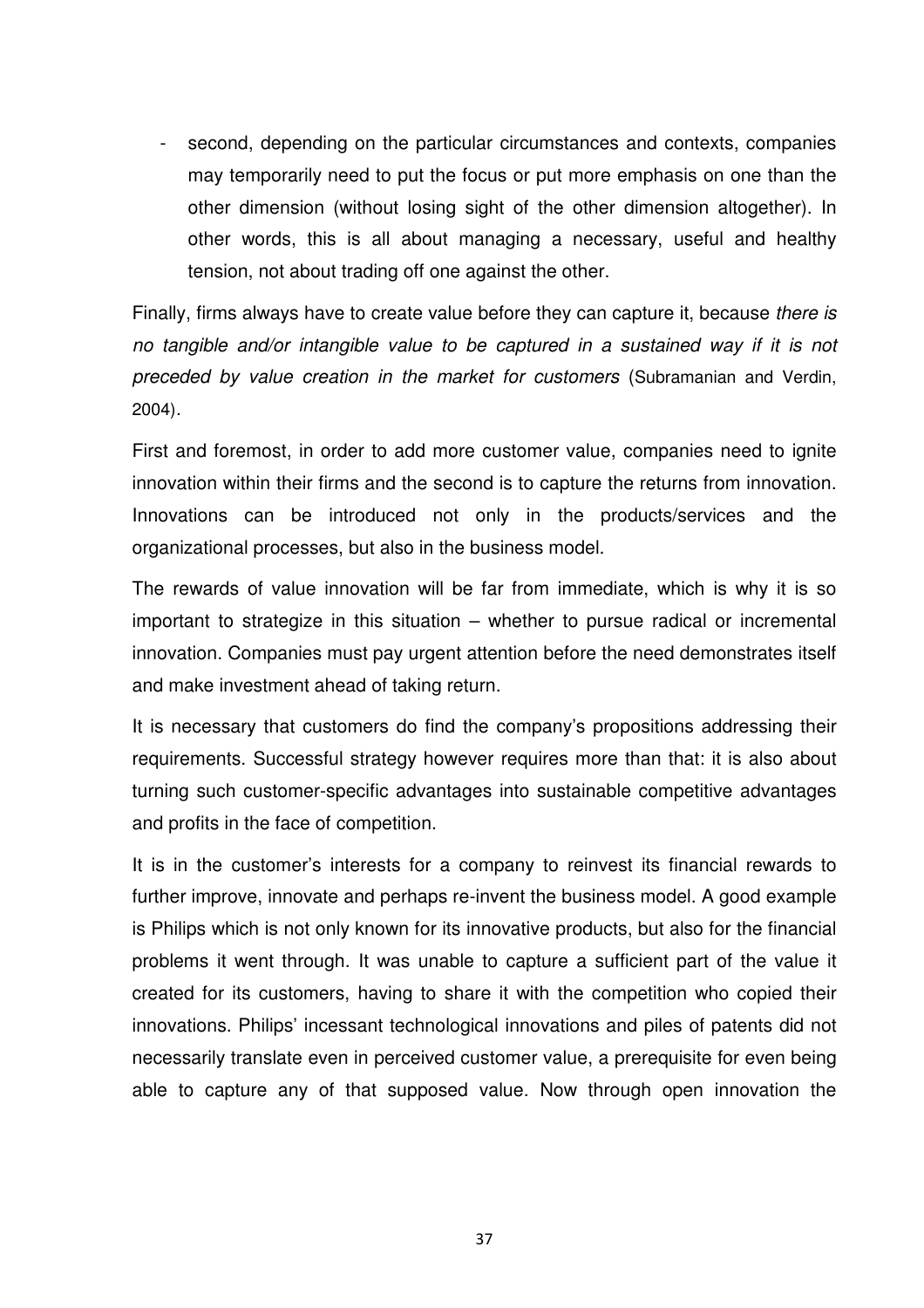- second, depending on the particular circumstances and contexts, companies may temporarily need to put the focus or put more emphasis on one than the other dimension (without losing sight of the other dimension altogether). In other words, this is all about managing a necessary, useful and healthy tension, not about trading off one against the other.

Finally, firms always have to create value before they can capture it, because *there is no tangible and/or intangible value to be captured in a sustained way if it is not preceded by value creation in the market for customers* (Subramanian and Verdin, 2004).

First and foremost, in order to add more customer value, companies need to ignite innovation within their firms and the second is to capture the returns from innovation. Innovations can be introduced not only in the products/services and the organizational processes, but also in the business model.

The rewards of value innovation will be far from immediate, which is why it is so important to strategize in this situation – whether to pursue radical or incremental innovation. Companies must pay urgent attention before the need demonstrates itself and make investment ahead of taking return.

It is necessary that customers do find the company's propositions addressing their requirements. Successful strategy however requires more than that: it is also about turning such customer-specific advantages into sustainable competitive advantages and profits in the face of competition.

It is in the customer's interests for a company to reinvest its financial rewards to further improve, innovate and perhaps re-invent the business model. A good example is Philips which is not only known for its innovative products, but also for the financial problems it went through. It was unable to capture a sufficient part of the value it created for its customers, having to share it with the competition who copied their innovations. Philips' incessant technological innovations and piles of patents did not necessarily translate even in perceived customer value, a prerequisite for even being able to capture any of that supposed value. Now through open innovation the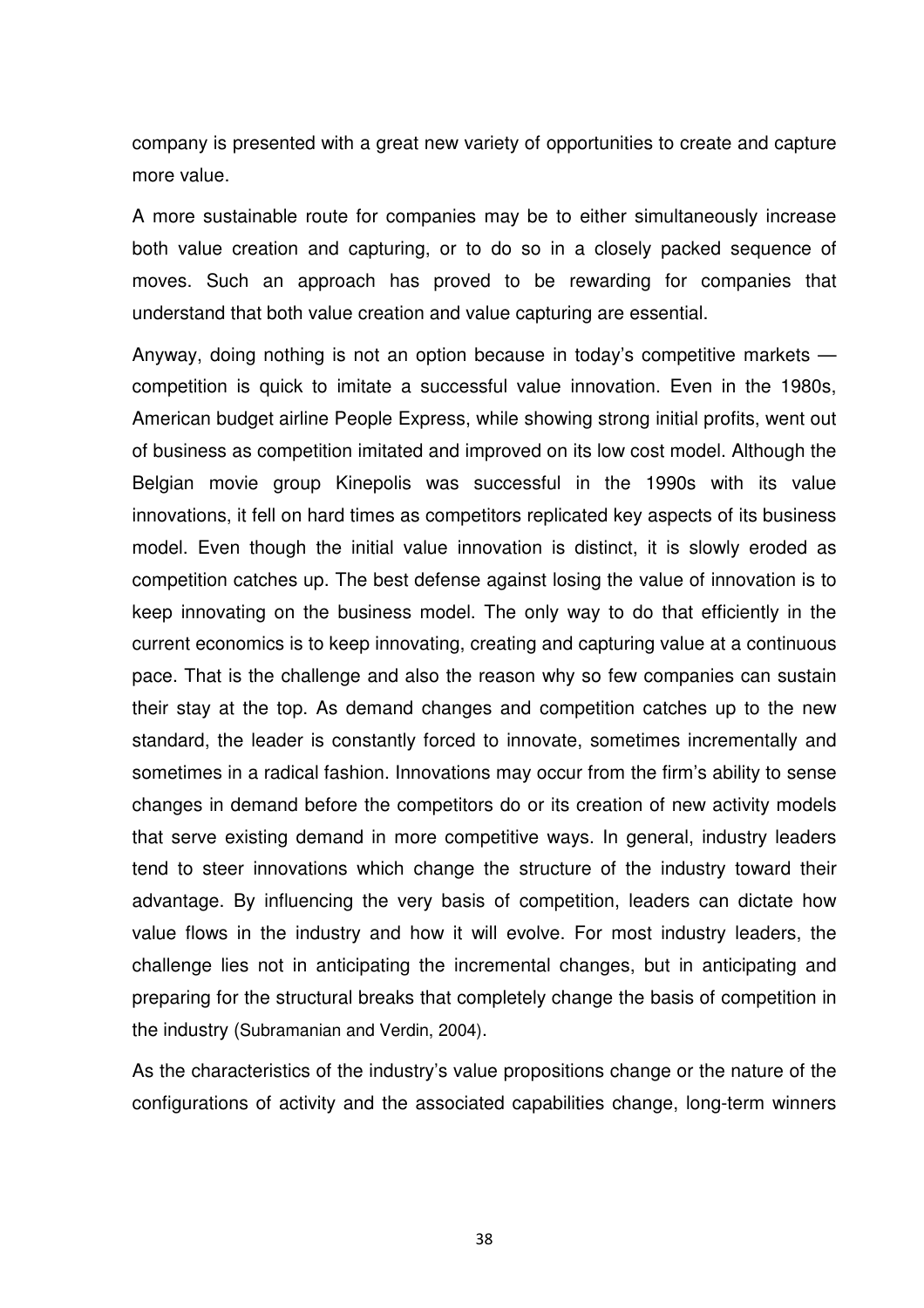company is presented with a great new variety of opportunities to create and capture more value.

A more sustainable route for companies may be to either simultaneously increase both value creation and capturing, or to do so in a closely packed sequence of moves. Such an approach has proved to be rewarding for companies that understand that both value creation and value capturing are essential.

Anyway, doing nothing is not an option because in today's competitive markets — competition is quick to imitate a successful value innovation. Even in the 1980s, American budget airline People Express, while showing strong initial profits, went out of business as competition imitated and improved on its low cost model. Although the Belgian movie group Kinepolis was successful in the 1990s with its value innovations, it fell on hard times as competitors replicated key aspects of its business model. Even though the initial value innovation is distinct, it is slowly eroded as competition catches up. The best defense against losing the value of innovation is to keep innovating on the business model. The only way to do that efficiently in the current economics is to keep innovating, creating and capturing value at a continuous pace. That is the challenge and also the reason why so few companies can sustain their stay at the top. As demand changes and competition catches up to the new standard, the leader is constantly forced to innovate, sometimes incrementally and sometimes in a radical fashion. Innovations may occur from the firm's ability to sense changes in demand before the competitors do or its creation of new activity models that serve existing demand in more competitive ways. In general, industry leaders tend to steer innovations which change the structure of the industry toward their advantage. By influencing the very basis of competition, leaders can dictate how value flows in the industry and how it will evolve. For most industry leaders, the challenge lies not in anticipating the incremental changes, but in anticipating and preparing for the structural breaks that completely change the basis of competition in the industry (Subramanian and Verdin, 2004).

As the characteristics of the industry's value propositions change or the nature of the configurations of activity and the associated capabilities change, long-term winners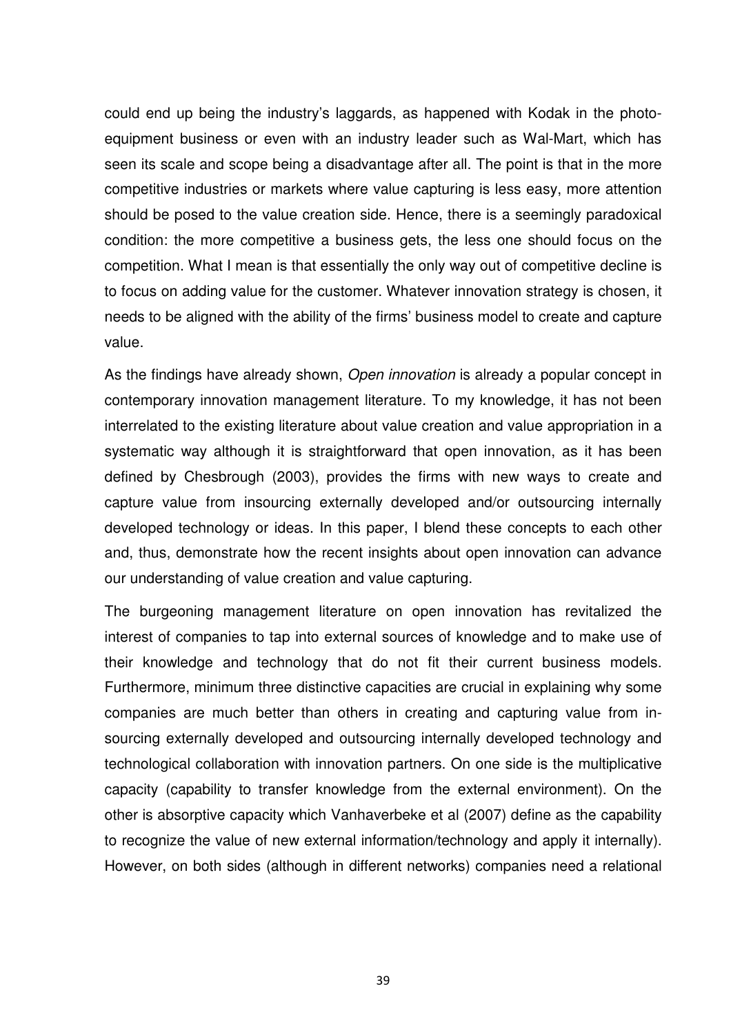could end up being the industry's laggards, as happened with Kodak in the photo-equipment business or even with an industry leader such as Wal-Mart, which has seen its scale and scope being a disadvantage after all. The point is that in the more competitive industries or markets where value capturing is less easy, more attention should be posed to the value creation side. Hence, there is a seemingly paradoxical condition: the more competitive a business gets, the less one should focus on the competition. What I mean is that essentially the only way out of competitive decline is to focus on adding value for the customer. Whatever innovation strategy is chosen, it needs to be aligned with the ability of the firms' business model to create and capture value.

As the findings have already shown, *Open innovation* is already a popular concept in contemporary innovation management literature. To my knowledge, it has not been interrelated to the existing literature about value creation and value appropriation in a systematic way although it is straightforward that open innovation, as it has been defined by Chesbrough (2003), provides the firms with new ways to create and capture value from insourcing externally developed and/or outsourcing internally developed technology or ideas. In this paper, I blend these concepts to each other and, thus, demonstrate how the recent insights about open innovation can advance our understanding of value creation and value capturing.

The burgeoning management literature on open innovation has revitalized the interest of companies to tap into external sources of knowledge and to make use of their knowledge and technology that do not fit their current business models. Furthermore, minimum three distinctive capacities are crucial in explaining why some companies are much better than others in creating and capturing value from in-sourcing externally developed and outsourcing internally developed technology and technological collaboration with innovation partners. On one side is the multiplicative capacity (capability to transfer knowledge from the external environment). On the other is absorptive capacity which Vanhaverbeke et al (2007) define as the capability to recognize the value of new external information/technology and apply it internally). However, on both sides (although in different networks) companies need a relational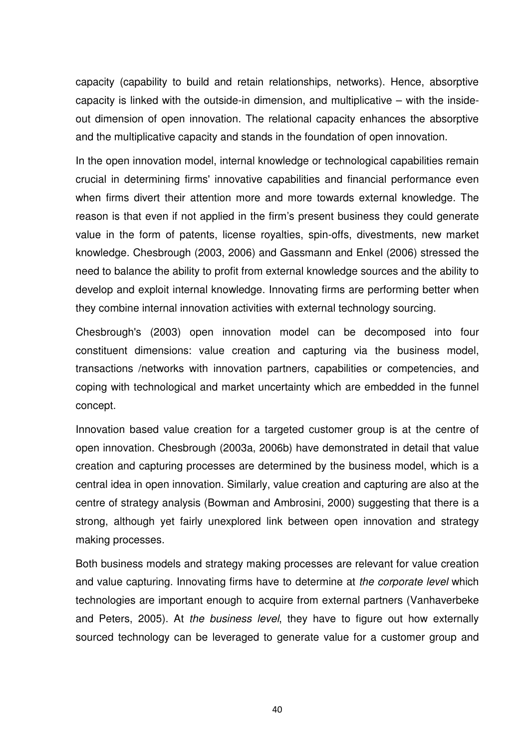capacity (capability to build and retain relationships, networks). Hence, absorptive capacity is linked with the outside-in dimension, and multiplicative – with the inside-out dimension of open innovation. The relational capacity enhances the absorptive and the multiplicative capacity and stands in the foundation of open innovation.

In the open innovation model, internal knowledge or technological capabilities remain crucial in determining firms' innovative capabilities and financial performance even when firms divert their attention more and more towards external knowledge. The reason is that even if not applied in the firm's present business they could generate value in the form of patents, license royalties, spin-offs, divestments, new market knowledge. Chesbrough (2003, 2006) and Gassmann and Enkel (2006) stressed the need to balance the ability to profit from external knowledge sources and the ability to develop and exploit internal knowledge. Innovating firms are performing better when they combine internal innovation activities with external technology sourcing.

Chesbrough's (2003) open innovation model can be decomposed into four constituent dimensions: value creation and capturing via the business model, transactions /networks with innovation partners, capabilities or competencies, and coping with technological and market uncertainty which are embedded in the funnel concept.

Innovation based value creation for a targeted customer group is at the centre of open innovation. Chesbrough (2003a, 2006b) have demonstrated in detail that value creation and capturing processes are determined by the business model, which is a central idea in open innovation. Similarly, value creation and capturing are also at the centre of strategy analysis (Bowman and Ambrosini, 2000) suggesting that there is a strong, although yet fairly unexplored link between open innovation and strategy making processes.

Both business models and strategy making processes are relevant for value creation and value capturing. Innovating firms have to determine at *the corporate level* which technologies are important enough to acquire from external partners (Vanhaverbeke and Peters, 2005). At *the business level*, they have to figure out how externally sourced technology can be leveraged to generate value for a customer group and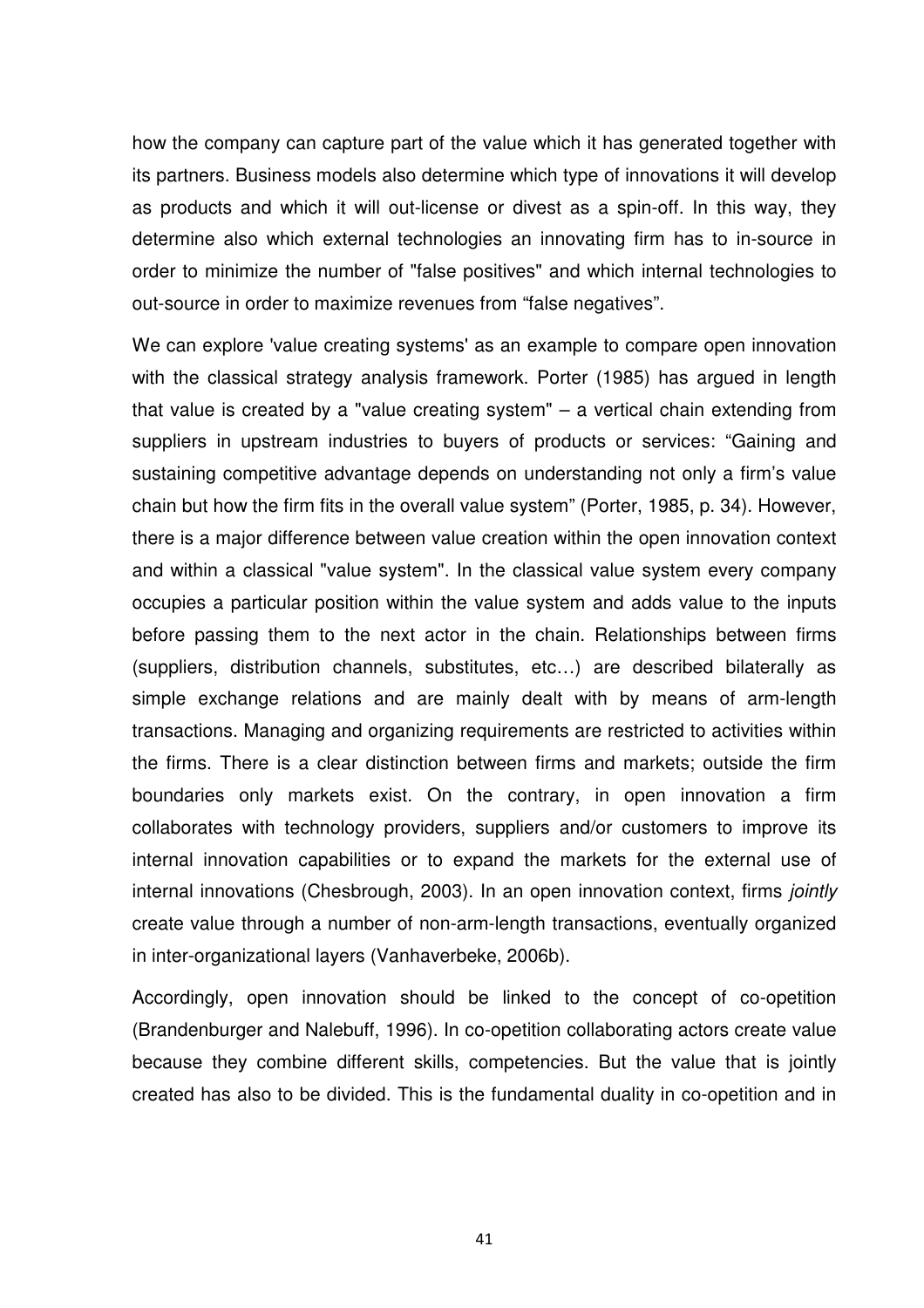how the company can capture part of the value which it has generated together with its partners. Business models also determine which type of innovations it will develop as products and which it will out-license or divest as a spin-off. In this way, they determine also which external technologies an innovating firm has to in-source in order to minimize the number of "false positives" and which internal technologies to out-source in order to maximize revenues from "false negatives".

We can explore 'value creating systems' as an example to compare open innovation with the classical strategy analysis framework. Porter (1985) has argued in length that value is created by a "value creating system" – a vertical chain extending from suppliers in upstream industries to buyers of products or services: "Gaining and sustaining competitive advantage depends on understanding not only a firm's value chain but how the firm fits in the overall value system" (Porter, 1985, p. 34). However, there is a major difference between value creation within the open innovation context and within a classical "value system". In the classical value system every company occupies a particular position within the value system and adds value to the inputs before passing them to the next actor in the chain. Relationships between firms (suppliers, distribution channels, substitutes, etc…) are described bilaterally as simple exchange relations and are mainly dealt with by means of arm-length transactions. Managing and organizing requirements are restricted to activities within the firms. There is a clear distinction between firms and markets; outside the firm boundaries only markets exist. On the contrary, in open innovation a firm collaborates with technology providers, suppliers and/or customers to improve its internal innovation capabilities or to expand the markets for the external use of internal innovations (Chesbrough, 2003). In an open innovation context, firms *jointly* create value through a number of non-arm-length transactions, eventually organized in inter-organizational layers (Vanhaverbeke, 2006b).

Accordingly, open innovation should be linked to the concept of co-opetition (Brandenburger and Nalebuff, 1996). In co-opetition collaborating actors create value because they combine different skills, competencies. But the value that is jointly created has also to be divided. This is the fundamental duality in co-opetition and in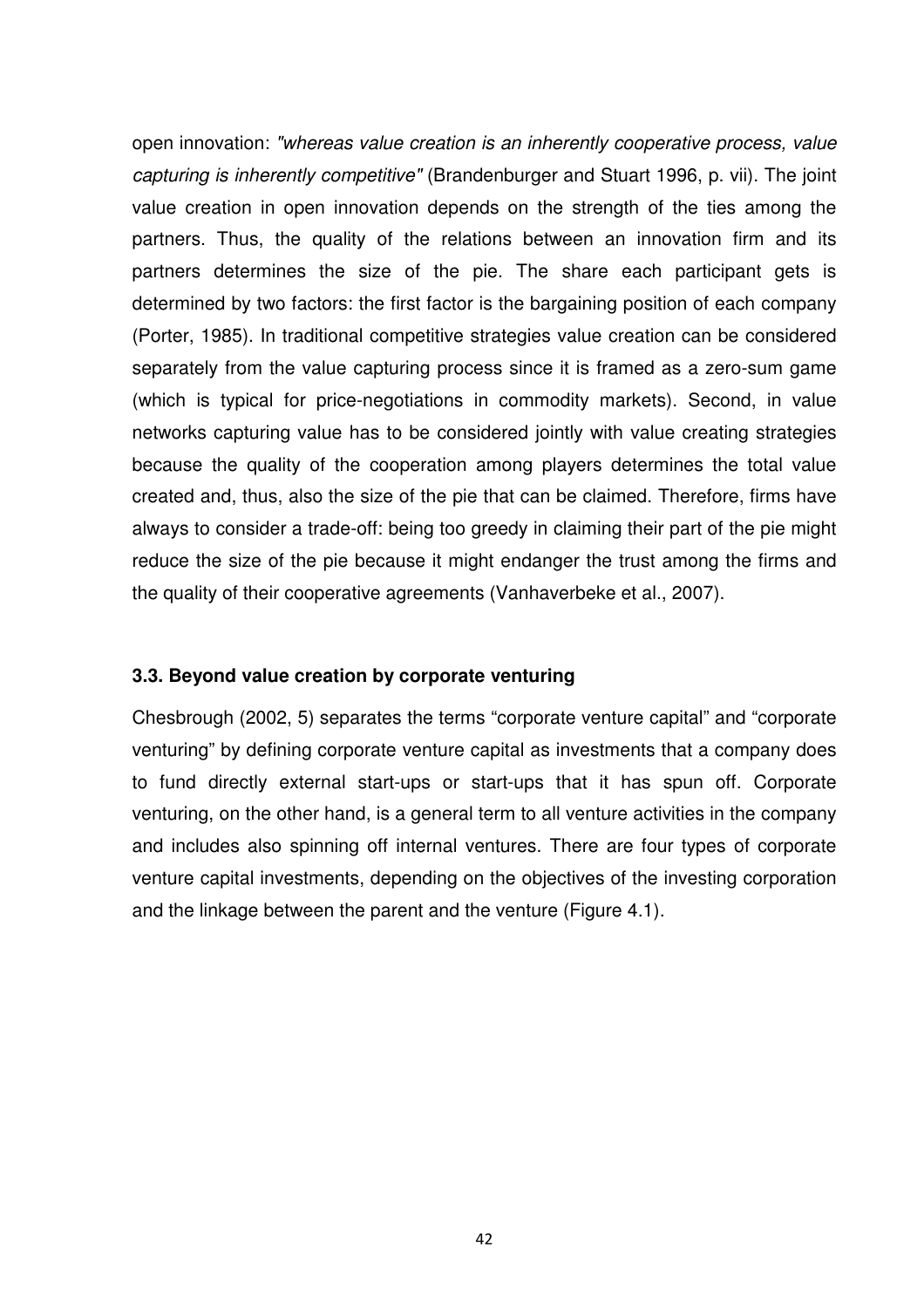open innovation: *"whereas value creation is an inherently cooperative process, value capturing is inherently competitive"* (Brandenburger and Stuart 1996, p. vii). The joint value creation in open innovation depends on the strength of the ties among the partners. Thus, the quality of the relations between an innovation firm and its partners determines the size of the pie. The share each participant gets is determined by two factors: the first factor is the bargaining position of each company (Porter, 1985). In traditional competitive strategies value creation can be considered separately from the value capturing process since it is framed as a zero-sum game (which is typical for price-negotiations in commodity markets). Second, in value networks capturing value has to be considered jointly with value creating strategies because the quality of the cooperation among players determines the total value created and, thus, also the size of the pie that can be claimed. Therefore, firms have always to consider a trade-off: being too greedy in claiming their part of the pie might reduce the size of the pie because it might endanger the trust among the firms and the quality of their cooperative agreements (Vanhaverbeke et al., 2007).

### 3.3. Beyond value creation by corporate venturing

Chesbrough (2002, 5) separates the terms "corporate venture capital" and "corporate venturing" by defining corporate venture capital as investments that a company does to fund directly external start-ups or start-ups that it has spun off. Corporate venturing, on the other hand, is a general term to all venture activities in the company and includes also spinning off internal ventures. There are four types of corporate venture capital investments, depending on the objectives of the investing corporation and the linkage between the parent and the venture (Figure 4.1).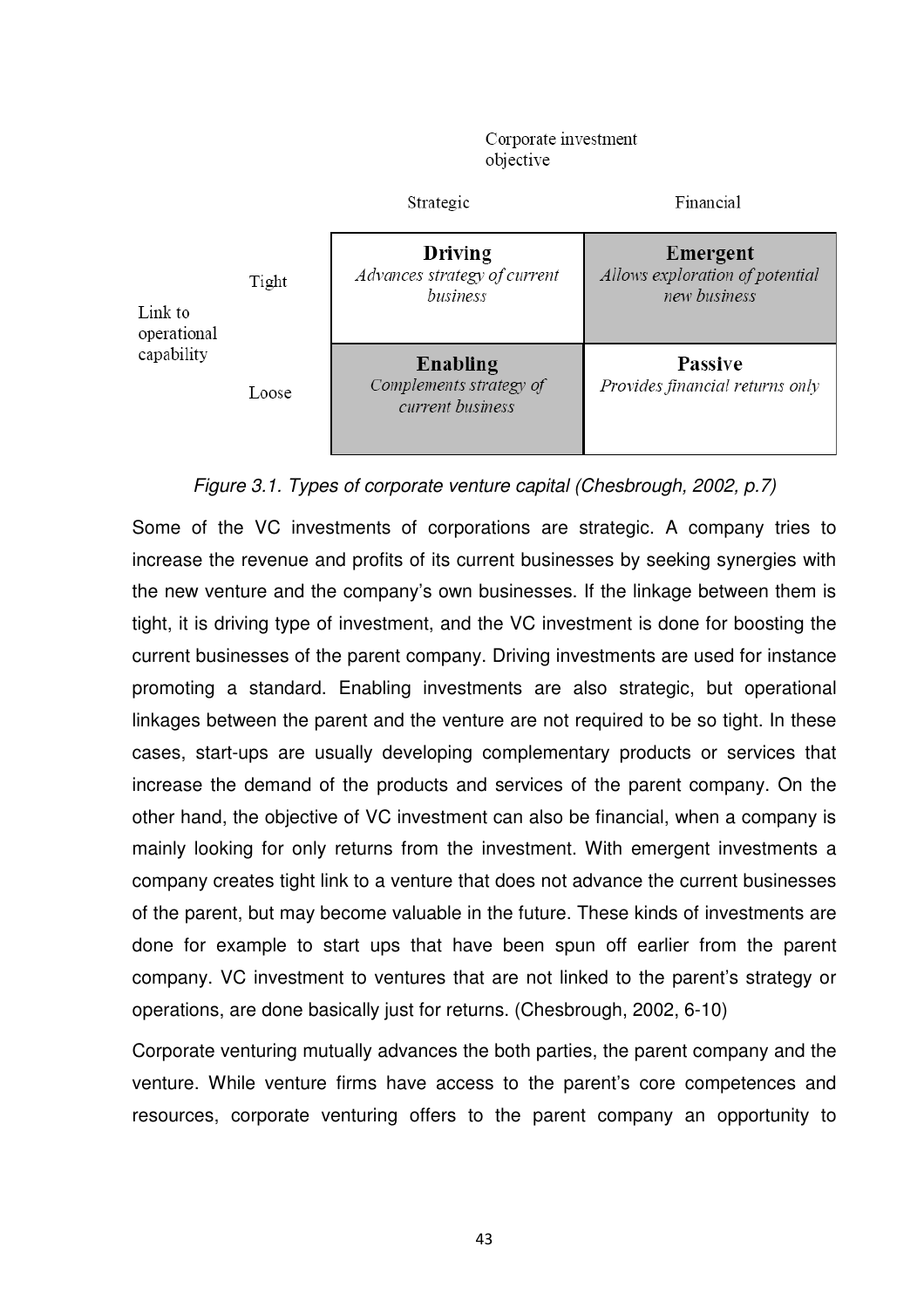|  |  | Corporate investment objective |  |
| --- | --- | --- | --- |
|  |  | Strategic | Financial |
| Link to operational capability | Tight | **Driving** *Advances strategy of current business* | **Emergent** *Allows exploration of potential new business* |
|  | Loose | **Enabling** *Complements strategy of current business* | **Passive** *Provides financial returns only* |

*Figure 3.1. Types of corporate venture capital (Chesbrough, 2002, p.7)*

Some of the VC investments of corporations are strategic. A company tries to increase the revenue and profits of its current businesses by seeking synergies with the new venture and the company's own businesses. If the linkage between them is tight, it is driving type of investment, and the VC investment is done for boosting the current businesses of the parent company. Driving investments are used for instance promoting a standard. Enabling investments are also strategic, but operational linkages between the parent and the venture are not required to be so tight. In these cases, start-ups are usually developing complementary products or services that increase the demand of the products and services of the parent company. On the other hand, the objective of VC investment can also be financial, when a company is mainly looking for only returns from the investment. With emergent investments a company creates tight link to a venture that does not advance the current businesses of the parent, but may become valuable in the future. These kinds of investments are done for example to start ups that have been spun off earlier from the parent company. VC investment to ventures that are not linked to the parent's strategy or operations, are done basically just for returns. (Chesbrough, 2002, 6-10)

Corporate venturing mutually advances the both parties, the parent company and the venture. While venture firms have access to the parent's core competences and resources, corporate venturing offers to the parent company an opportunity to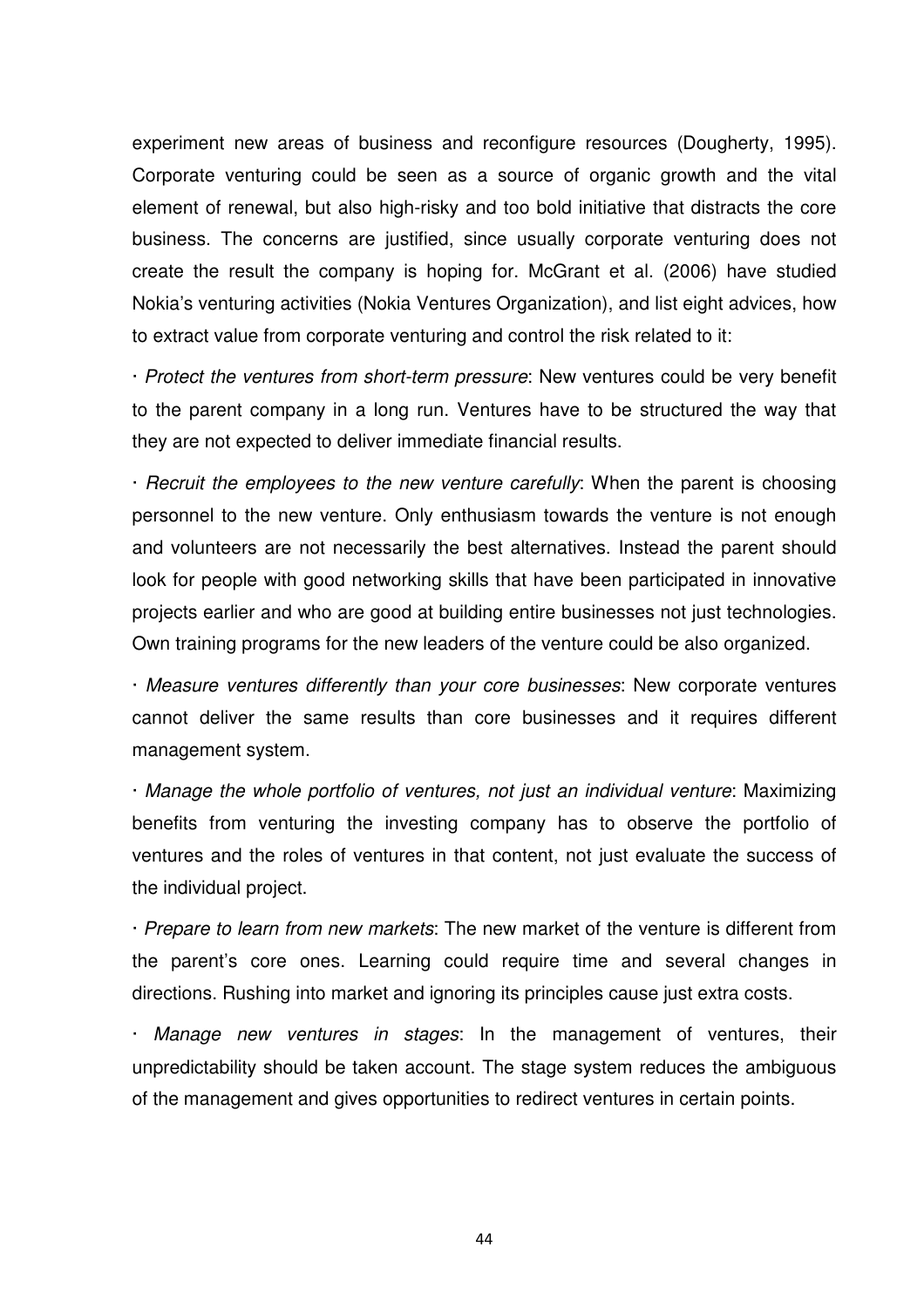experiment new areas of business and reconfigure resources (Dougherty, 1995). Corporate venturing could be seen as a source of organic growth and the vital element of renewal, but also high-risky and too bold initiative that distracts the core business. The concerns are justified, since usually corporate venturing does not create the result the company is hoping for. McGrant et al. (2006) have studied Nokia's venturing activities (Nokia Ventures Organization), and list eight advices, how to extract value from corporate venturing and control the risk related to it:

· *Protect the ventures from short-term pressure*: New ventures could be very benefit to the parent company in a long run. Ventures have to be structured the way that they are not expected to deliver immediate financial results.

· *Recruit the employees to the new venture carefully*: When the parent is choosing personnel to the new venture. Only enthusiasm towards the venture is not enough and volunteers are not necessarily the best alternatives. Instead the parent should look for people with good networking skills that have been participated in innovative projects earlier and who are good at building entire businesses not just technologies. Own training programs for the new leaders of the venture could be also organized.

· *Measure ventures differently than your core businesses*: New corporate ventures cannot deliver the same results than core businesses and it requires different management system.

· *Manage the whole portfolio of ventures, not just an individual venture*: Maximizing benefits from venturing the investing company has to observe the portfolio of ventures and the roles of ventures in that content, not just evaluate the success of the individual project.

· *Prepare to learn from new markets*: The new market of the venture is different from the parent's core ones. Learning could require time and several changes in directions. Rushing into market and ignoring its principles cause just extra costs.

· *Manage new ventures in stages*: In the management of ventures, their unpredictability should be taken account. The stage system reduces the ambiguous of the management and gives opportunities to redirect ventures in certain points.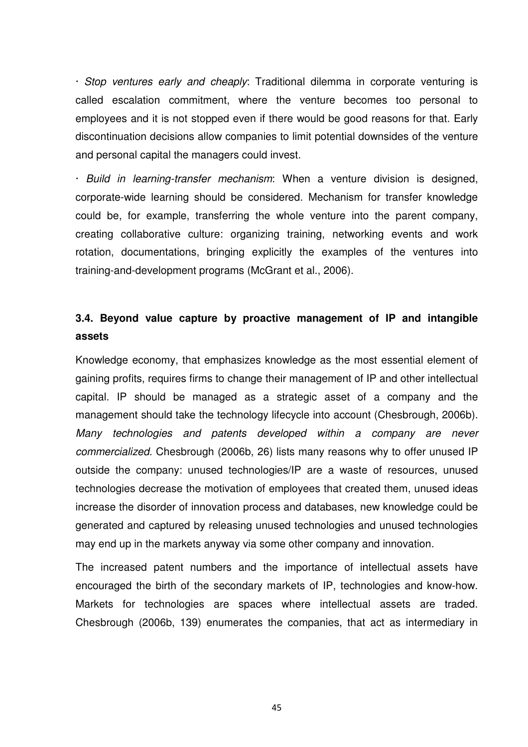· *Stop ventures early and cheaply*: Traditional dilemma in corporate venturing is called escalation commitment, where the venture becomes too personal to employees and it is not stopped even if there would be good reasons for that. Early discontinuation decisions allow companies to limit potential downsides of the venture and personal capital the managers could invest.

· *Build in learning-transfer mechanism*: When a venture division is designed, corporate-wide learning should be considered. Mechanism for transfer knowledge could be, for example, transferring the whole venture into the parent company, creating collaborative culture: organizing training, networking events and work rotation, documentations, bringing explicitly the examples of the ventures into training-and-development programs (McGrant et al., 2006).

### 3.4. Beyond value capture by proactive management of IP and intangible assets

Knowledge economy, that emphasizes knowledge as the most essential element of gaining profits, requires firms to change their management of IP and other intellectual capital. IP should be managed as a strategic asset of a company and the management should take the technology lifecycle into account (Chesbrough, 2006b). *Many technologies and patents developed within a company are never commercialized*. Chesbrough (2006b, 26) lists many reasons why to offer unused IP outside the company: unused technologies/IP are a waste of resources, unused technologies decrease the motivation of employees that created them, unused ideas increase the disorder of innovation process and databases, new knowledge could be generated and captured by releasing unused technologies and unused technologies may end up in the markets anyway via some other company and innovation.

The increased patent numbers and the importance of intellectual assets have encouraged the birth of the secondary markets of IP, technologies and know-how. Markets for technologies are spaces where intellectual assets are traded. Chesbrough (2006b, 139) enumerates the companies, that act as intermediary in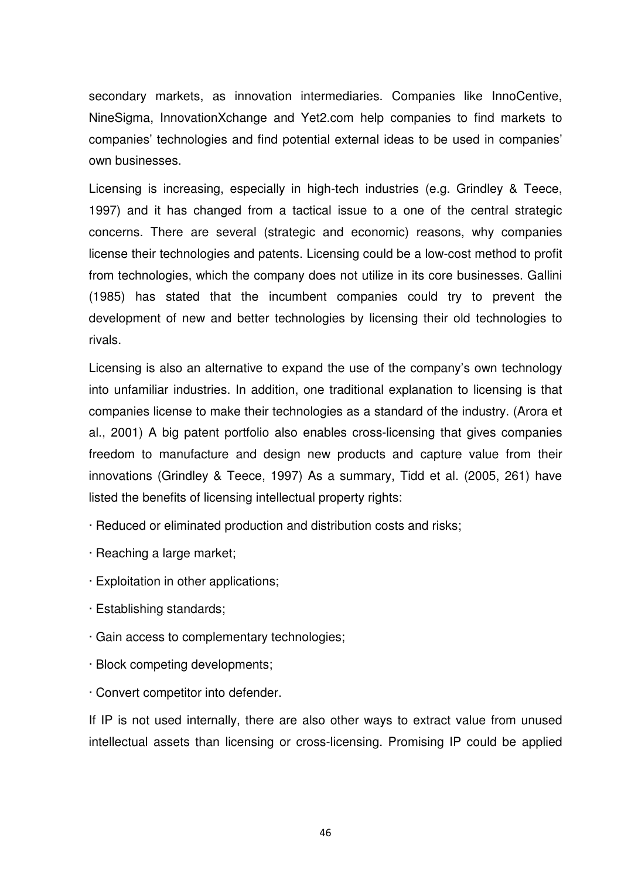secondary markets, as innovation intermediaries. Companies like InnoCentive, NineSigma, InnovationXchange and Yet2.com help companies to find markets to companies' technologies and find potential external ideas to be used in companies' own businesses.

Licensing is increasing, especially in high-tech industries (e.g. Grindley & Teece, 1997) and it has changed from a tactical issue to a one of the central strategic concerns. There are several (strategic and economic) reasons, why companies license their technologies and patents. Licensing could be a low-cost method to profit from technologies, which the company does not utilize in its core businesses. Gallini (1985) has stated that the incumbent companies could try to prevent the development of new and better technologies by licensing their old technologies to rivals.

Licensing is also an alternative to expand the use of the company's own technology into unfamiliar industries. In addition, one traditional explanation to licensing is that companies license to make their technologies as a standard of the industry. (Arora et al., 2001) A big patent portfolio also enables cross-licensing that gives companies freedom to manufacture and design new products and capture value from their innovations (Grindley & Teece, 1997) As a summary, Tidd et al. (2005, 261) have listed the benefits of licensing intellectual property rights:

- Reduced or eliminated production and distribution costs and risks;
- Reaching a large market;
- Exploitation in other applications;
- Establishing standards;
- Gain access to complementary technologies;
- Block competing developments;
- Convert competitor into defender.

If IP is not used internally, there are also other ways to extract value from unused intellectual assets than licensing or cross-licensing. Promising IP could be applied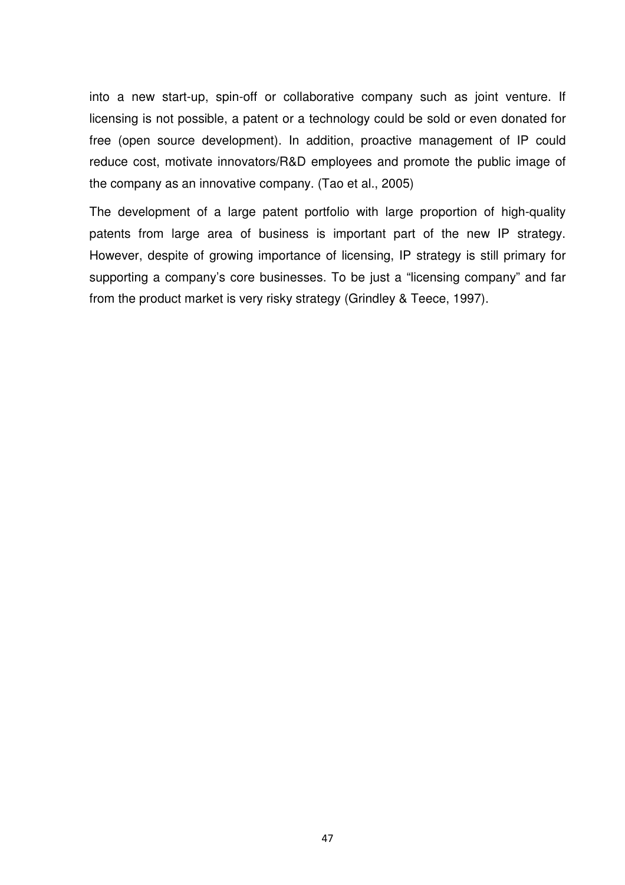into a new start-up, spin-off or collaborative company such as joint venture. If licensing is not possible, a patent or a technology could be sold or even donated for free (open source development). In addition, proactive management of IP could reduce cost, motivate innovators/R&D employees and promote the public image of the company as an innovative company. (Tao et al., 2005)

The development of a large patent portfolio with large proportion of high-quality patents from large area of business is important part of the new IP strategy. However, despite of growing importance of licensing, IP strategy is still primary for supporting a company's core businesses. To be just a "licensing company" and far from the product market is very risky strategy (Grindley & Teece, 1997).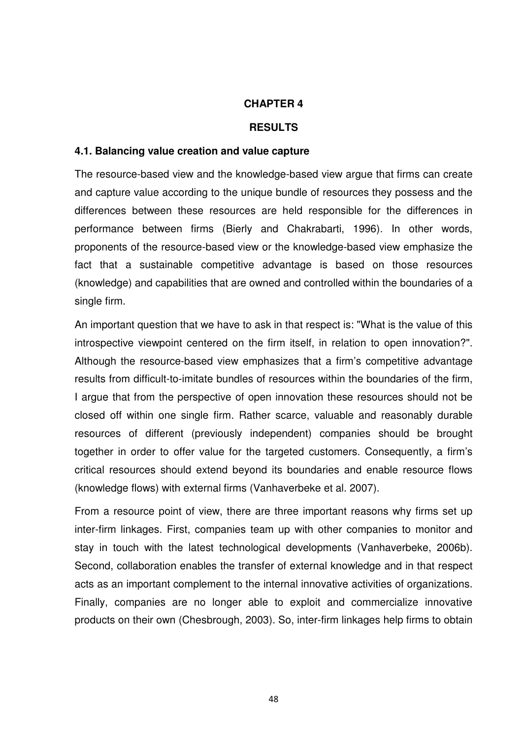# CHAPTER 4

# RESULTS

## 4.1. Balancing value creation and value capture

The resource-based view and the knowledge-based view argue that firms can create and capture value according to the unique bundle of resources they possess and the differences between these resources are held responsible for the differences in performance between firms (Bierly and Chakrabarti, 1996). In other words, proponents of the resource-based view or the knowledge-based view emphasize the fact that a sustainable competitive advantage is based on those resources (knowledge) and capabilities that are owned and controlled within the boundaries of a single firm.

An important question that we have to ask in that respect is: "What is the value of this introspective viewpoint centered on the firm itself, in relation to open innovation?". Although the resource-based view emphasizes that a firm's competitive advantage results from difficult-to-imitate bundles of resources within the boundaries of the firm, I argue that from the perspective of open innovation these resources should not be closed off within one single firm. Rather scarce, valuable and reasonably durable resources of different (previously independent) companies should be brought together in order to offer value for the targeted customers. Consequently, a firm's critical resources should extend beyond its boundaries and enable resource flows (knowledge flows) with external firms (Vanhaverbeke et al. 2007).

From a resource point of view, there are three important reasons why firms set up inter-firm linkages. First, companies team up with other companies to monitor and stay in touch with the latest technological developments (Vanhaverbeke, 2006b). Second, collaboration enables the transfer of external knowledge and in that respect acts as an important complement to the internal innovative activities of organizations. Finally, companies are no longer able to exploit and commercialize innovative products on their own (Chesbrough, 2003). So, inter-firm linkages help firms to obtain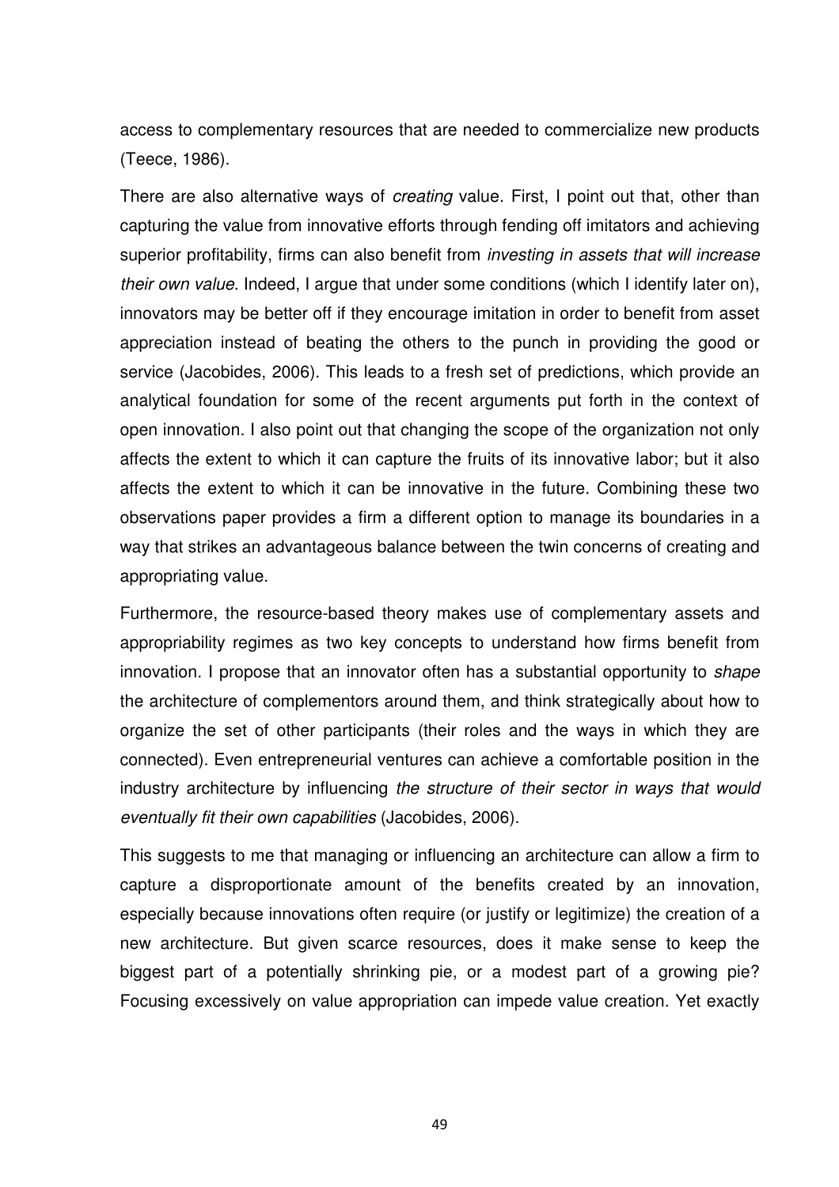access to complementary resources that are needed to commercialize new products (Teece, 1986).

There are also alternative ways of *creating* value. First, I point out that, other than capturing the value from innovative efforts through fending off imitators and achieving superior profitability, firms can also benefit from *investing in assets that will increase their own value*. Indeed, I argue that under some conditions (which I identify later on), innovators may be better off if they encourage imitation in order to benefit from asset appreciation instead of beating the others to the punch in providing the good or service (Jacobides, 2006). This leads to a fresh set of predictions, which provide an analytical foundation for some of the recent arguments put forth in the context of open innovation. I also point out that changing the scope of the organization not only affects the extent to which it can capture the fruits of its innovative labor; but it also affects the extent to which it can be innovative in the future. Combining these two observations paper provides a firm a different option to manage its boundaries in a way that strikes an advantageous balance between the twin concerns of creating and appropriating value.

Furthermore, the resource-based theory makes use of complementary assets and appropriability regimes as two key concepts to understand how firms benefit from innovation. I propose that an innovator often has a substantial opportunity to *shape* the architecture of complementors around them, and think strategically about how to organize the set of other participants (their roles and the ways in which they are connected). Even entrepreneurial ventures can achieve a comfortable position in the industry architecture by influencing *the structure of their sector in ways that would eventually fit their own capabilities* (Jacobides, 2006).

This suggests to me that managing or influencing an architecture can allow a firm to capture a disproportionate amount of the benefits created by an innovation, especially because innovations often require (or justify or legitimize) the creation of a new architecture. But given scarce resources, does it make sense to keep the biggest part of a potentially shrinking pie, or a modest part of a growing pie? Focusing excessively on value appropriation can impede value creation. Yet exactly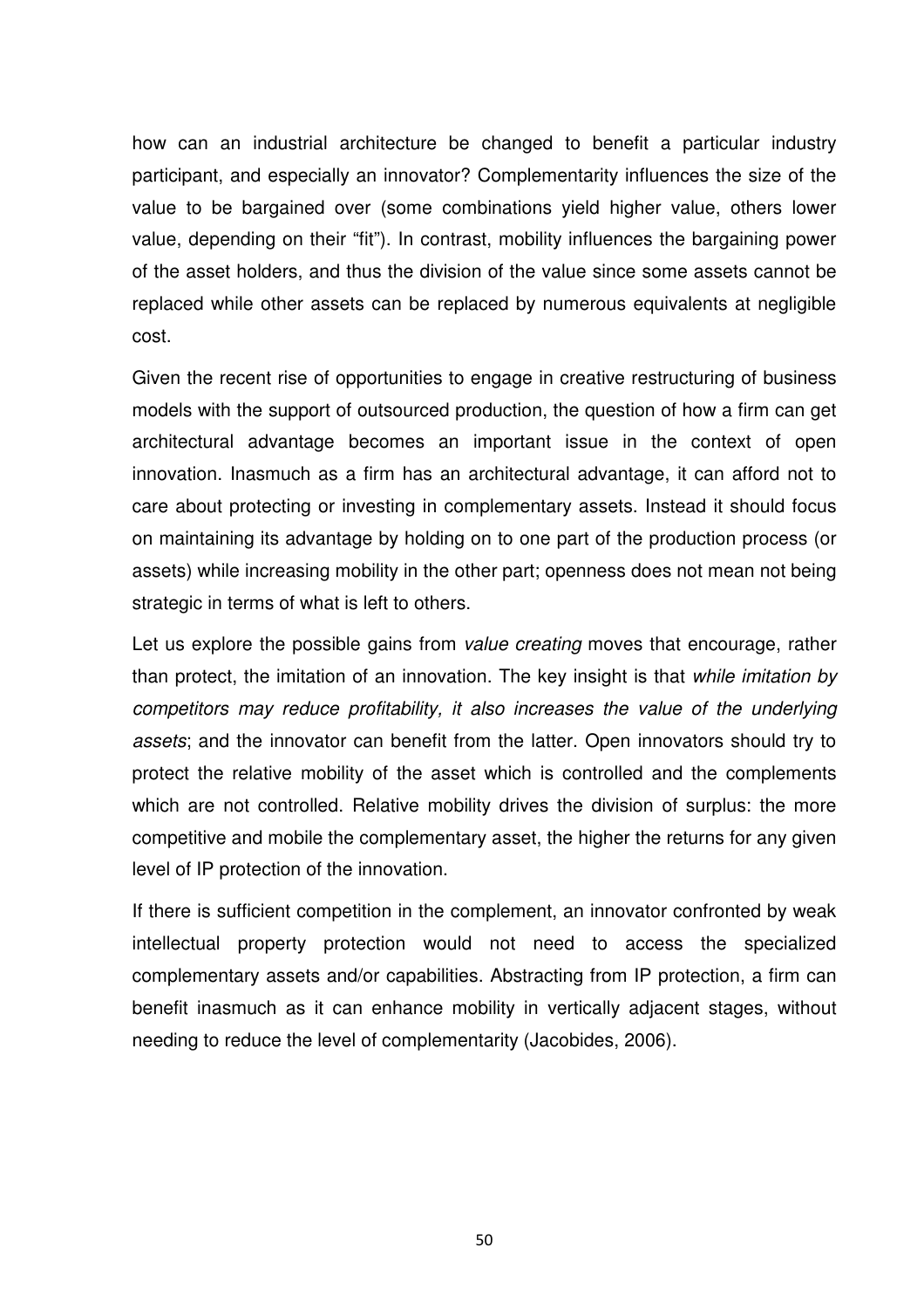how can an industrial architecture be changed to benefit a particular industry participant, and especially an innovator? Complementarity influences the size of the value to be bargained over (some combinations yield higher value, others lower value, depending on their "fit"). In contrast, mobility influences the bargaining power of the asset holders, and thus the division of the value since some assets cannot be replaced while other assets can be replaced by numerous equivalents at negligible cost.

Given the recent rise of opportunities to engage in creative restructuring of business models with the support of outsourced production, the question of how a firm can get architectural advantage becomes an important issue in the context of open innovation. Inasmuch as a firm has an architectural advantage, it can afford not to care about protecting or investing in complementary assets. Instead it should focus on maintaining its advantage by holding on to one part of the production process (or assets) while increasing mobility in the other part; openness does not mean not being strategic in terms of what is left to others.

Let us explore the possible gains from *value creating* moves that encourage, rather than protect, the imitation of an innovation. The key insight is that *while imitation by competitors may reduce profitability, it also increases the value of the underlying assets*; and the innovator can benefit from the latter. Open innovators should try to protect the relative mobility of the asset which is controlled and the complements which are not controlled. Relative mobility drives the division of surplus: the more competitive and mobile the complementary asset, the higher the returns for any given level of IP protection of the innovation.

If there is sufficient competition in the complement, an innovator confronted by weak intellectual property protection would not need to access the specialized complementary assets and/or capabilities. Abstracting from IP protection, a firm can benefit inasmuch as it can enhance mobility in vertically adjacent stages, without needing to reduce the level of complementarity (Jacobides, 2006).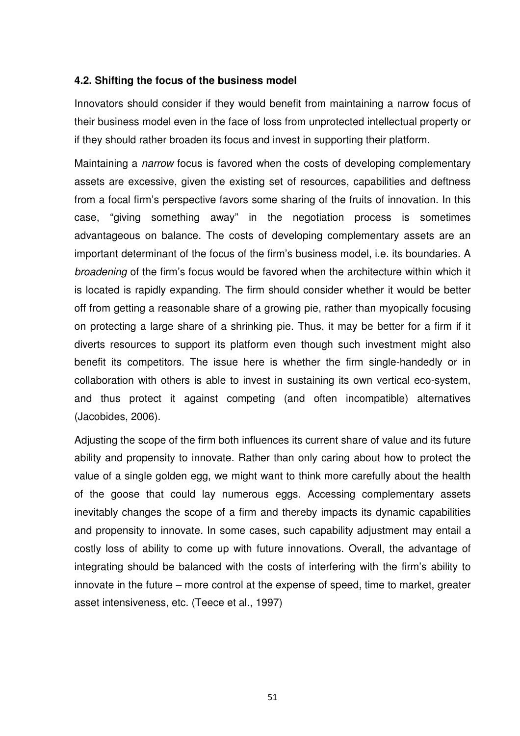### 4.2. Shifting the focus of the business model

Innovators should consider if they would benefit from maintaining a narrow focus of their business model even in the face of loss from unprotected intellectual property or if they should rather broaden its focus and invest in supporting their platform.

Maintaining a *narrow* focus is favored when the costs of developing complementary assets are excessive, given the existing set of resources, capabilities and deftness from a focal firm's perspective favors some sharing of the fruits of innovation. In this case, "giving something away" in the negotiation process is sometimes advantageous on balance. The costs of developing complementary assets are an important determinant of the focus of the firm's business model, i.e. its boundaries. A *broadening* of the firm's focus would be favored when the architecture within which it is located is rapidly expanding. The firm should consider whether it would be better off from getting a reasonable share of a growing pie, rather than myopically focusing on protecting a large share of a shrinking pie. Thus, it may be better for a firm if it diverts resources to support its platform even though such investment might also benefit its competitors. The issue here is whether the firm single-handedly or in collaboration with others is able to invest in sustaining its own vertical eco-system, and thus protect it against competing (and often incompatible) alternatives (Jacobides, 2006).

Adjusting the scope of the firm both influences its current share of value and its future ability and propensity to innovate. Rather than only caring about how to protect the value of a single golden egg, we might want to think more carefully about the health of the goose that could lay numerous eggs. Accessing complementary assets inevitably changes the scope of a firm and thereby impacts its dynamic capabilities and propensity to innovate. In some cases, such capability adjustment may entail a costly loss of ability to come up with future innovations. Overall, the advantage of integrating should be balanced with the costs of interfering with the firm's ability to innovate in the future – more control at the expense of speed, time to market, greater asset intensiveness, etc. (Teece et al., 1997)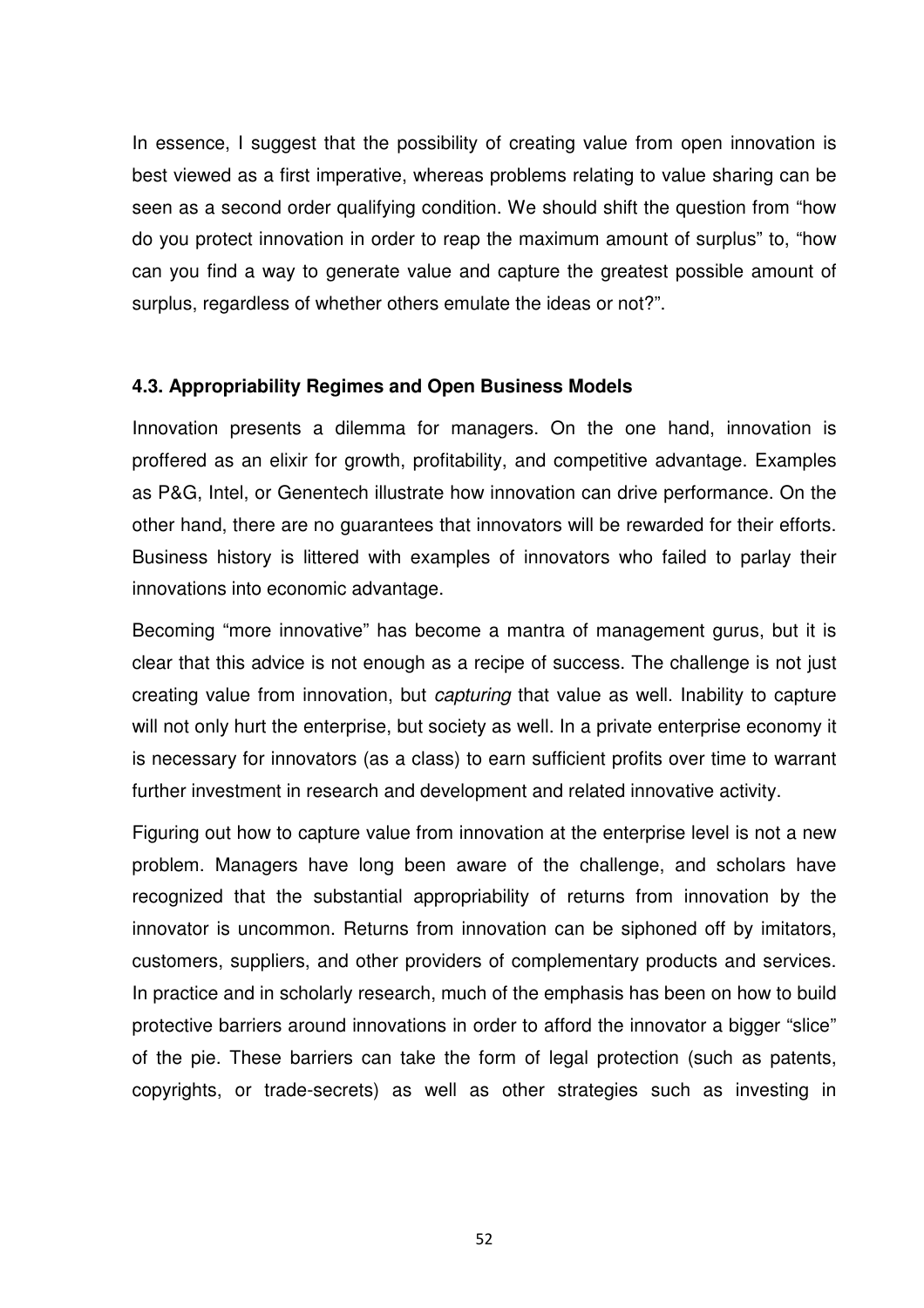In essence, I suggest that the possibility of creating value from open innovation is best viewed as a first imperative, whereas problems relating to value sharing can be seen as a second order qualifying condition. We should shift the question from "how do you protect innovation in order to reap the maximum amount of surplus" to, "how can you find a way to generate value and capture the greatest possible amount of surplus, regardless of whether others emulate the ideas or not?".

### 4.3. Appropriability Regimes and Open Business Models

Innovation presents a dilemma for managers. On the one hand, innovation is proffered as an elixir for growth, profitability, and competitive advantage. Examples as P&G, Intel, or Genentech illustrate how innovation can drive performance. On the other hand, there are no guarantees that innovators will be rewarded for their efforts. Business history is littered with examples of innovators who failed to parlay their innovations into economic advantage.

Becoming "more innovative" has become a mantra of management gurus, but it is clear that this advice is not enough as a recipe of success. The challenge is not just creating value from innovation, but *capturing* that value as well. Inability to capture will not only hurt the enterprise, but society as well. In a private enterprise economy it is necessary for innovators (as a class) to earn sufficient profits over time to warrant further investment in research and development and related innovative activity.

Figuring out how to capture value from innovation at the enterprise level is not a new problem. Managers have long been aware of the challenge, and scholars have recognized that the substantial appropriability of returns from innovation by the innovator is uncommon. Returns from innovation can be siphoned off by imitators, customers, suppliers, and other providers of complementary products and services. In practice and in scholarly research, much of the emphasis has been on how to build protective barriers around innovations in order to afford the innovator a bigger "slice" of the pie. These barriers can take the form of legal protection (such as patents, copyrights, or trade-secrets) as well as other strategies such as investing in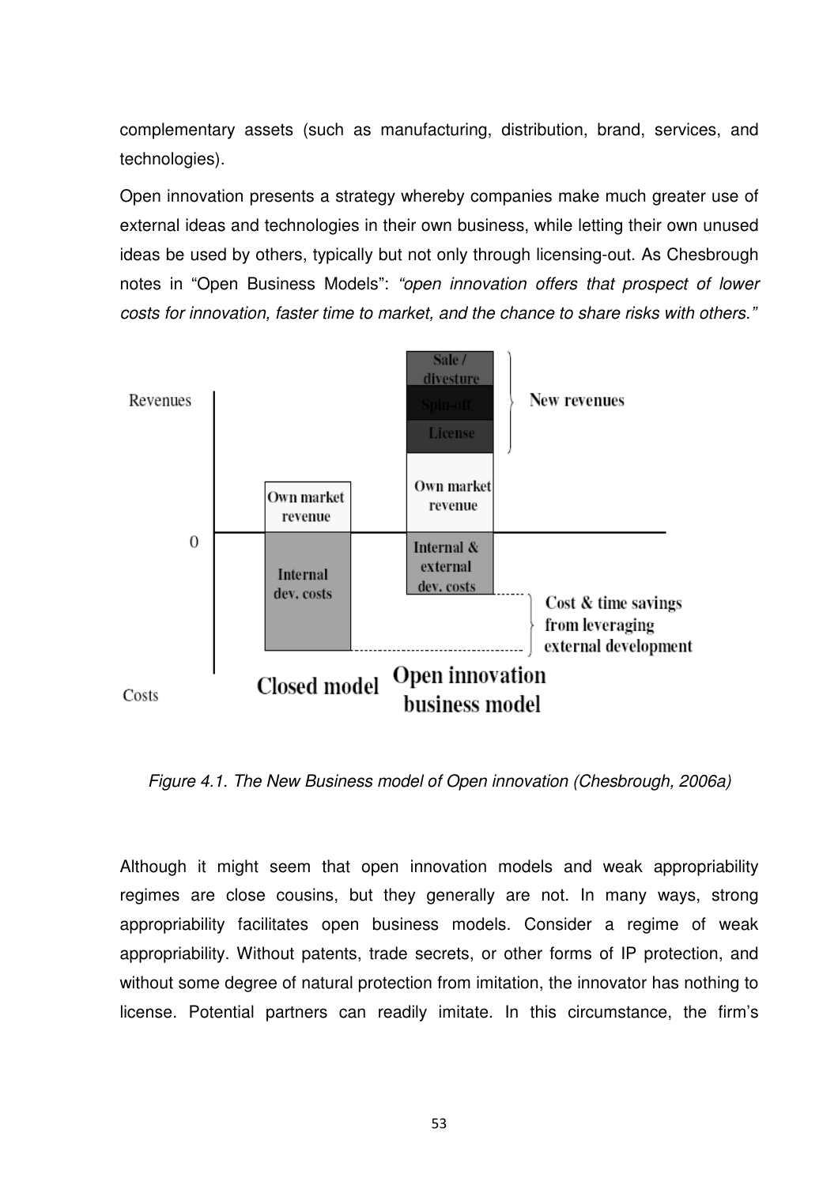complementary assets (such as manufacturing, distribution, brand, services, and technologies).

Open innovation presents a strategy whereby companies make much greater use of external ideas and technologies in their own business, while letting their own unused ideas be used by others, typically but not only through licensing-out. As Chesbrough notes in “Open Business Models”: *“open innovation offers that prospect of lower costs for innovation, faster time to market, and the chance to share risks with others.”*

*Figure 4.1. The New Business model of Open innovation (Chesbrough, 2006a)*

Although it might seem that open innovation models and weak appropriability regimes are close cousins, but they generally are not. In many ways, strong appropriability facilitates open business models. Consider a regime of weak appropriability. Without patents, trade secrets, or other forms of IP protection, and without some degree of natural protection from imitation, the innovator has nothing to license. Potential partners can readily imitate. In this circumstance, the firm’s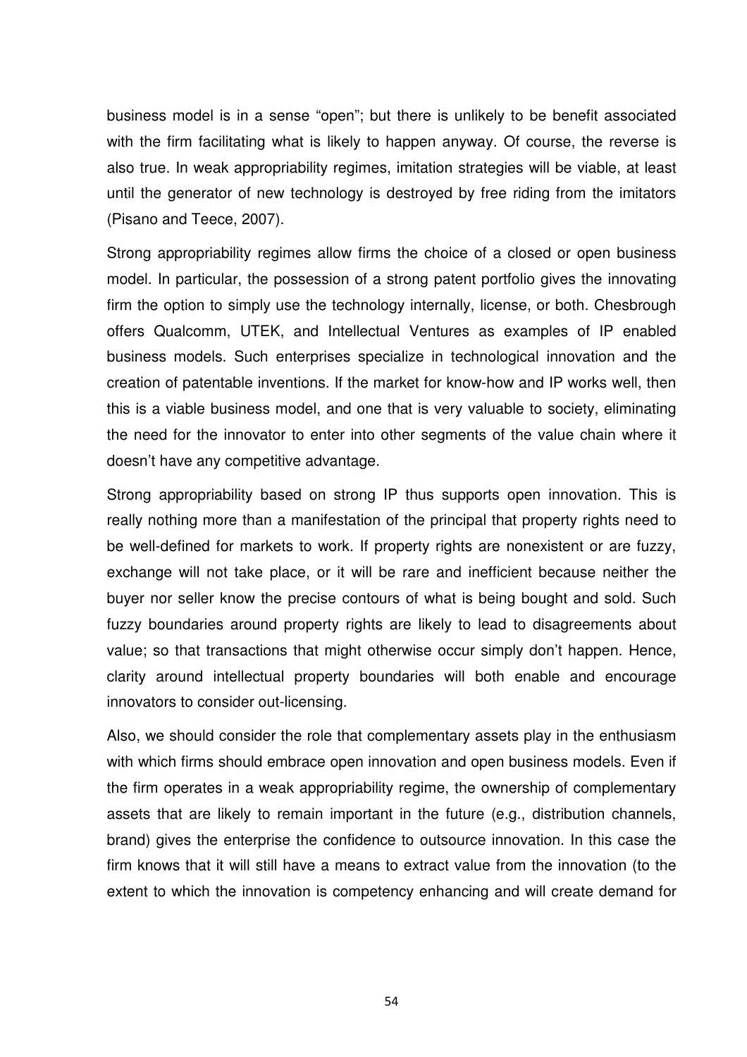business model is in a sense "open"; but there is unlikely to be benefit associated with the firm facilitating what is likely to happen anyway. Of course, the reverse is also true. In weak appropriability regimes, imitation strategies will be viable, at least until the generator of new technology is destroyed by free riding from the imitators (Pisano and Teece, 2007).

Strong appropriability regimes allow firms the choice of a closed or open business model. In particular, the possession of a strong patent portfolio gives the innovating firm the option to simply use the technology internally, license, or both. Chesbrough offers Qualcomm, UTEK, and Intellectual Ventures as examples of IP enabled business models. Such enterprises specialize in technological innovation and the creation of patentable inventions. If the market for know-how and IP works well, then this is a viable business model, and one that is very valuable to society, eliminating the need for the innovator to enter into other segments of the value chain where it doesn't have any competitive advantage.

Strong appropriability based on strong IP thus supports open innovation. This is really nothing more than a manifestation of the principal that property rights need to be well-defined for markets to work. If property rights are nonexistent or are fuzzy, exchange will not take place, or it will be rare and inefficient because neither the buyer nor seller know the precise contours of what is being bought and sold. Such fuzzy boundaries around property rights are likely to lead to disagreements about value; so that transactions that might otherwise occur simply don't happen. Hence, clarity around intellectual property boundaries will both enable and encourage innovators to consider out-licensing.

Also, we should consider the role that complementary assets play in the enthusiasm with which firms should embrace open innovation and open business models. Even if the firm operates in a weak appropriability regime, the ownership of complementary assets that are likely to remain important in the future (e.g., distribution channels, brand) gives the enterprise the confidence to outsource innovation. In this case the firm knows that it will still have a means to extract value from the innovation (to the extent to which the innovation is competency enhancing and will create demand for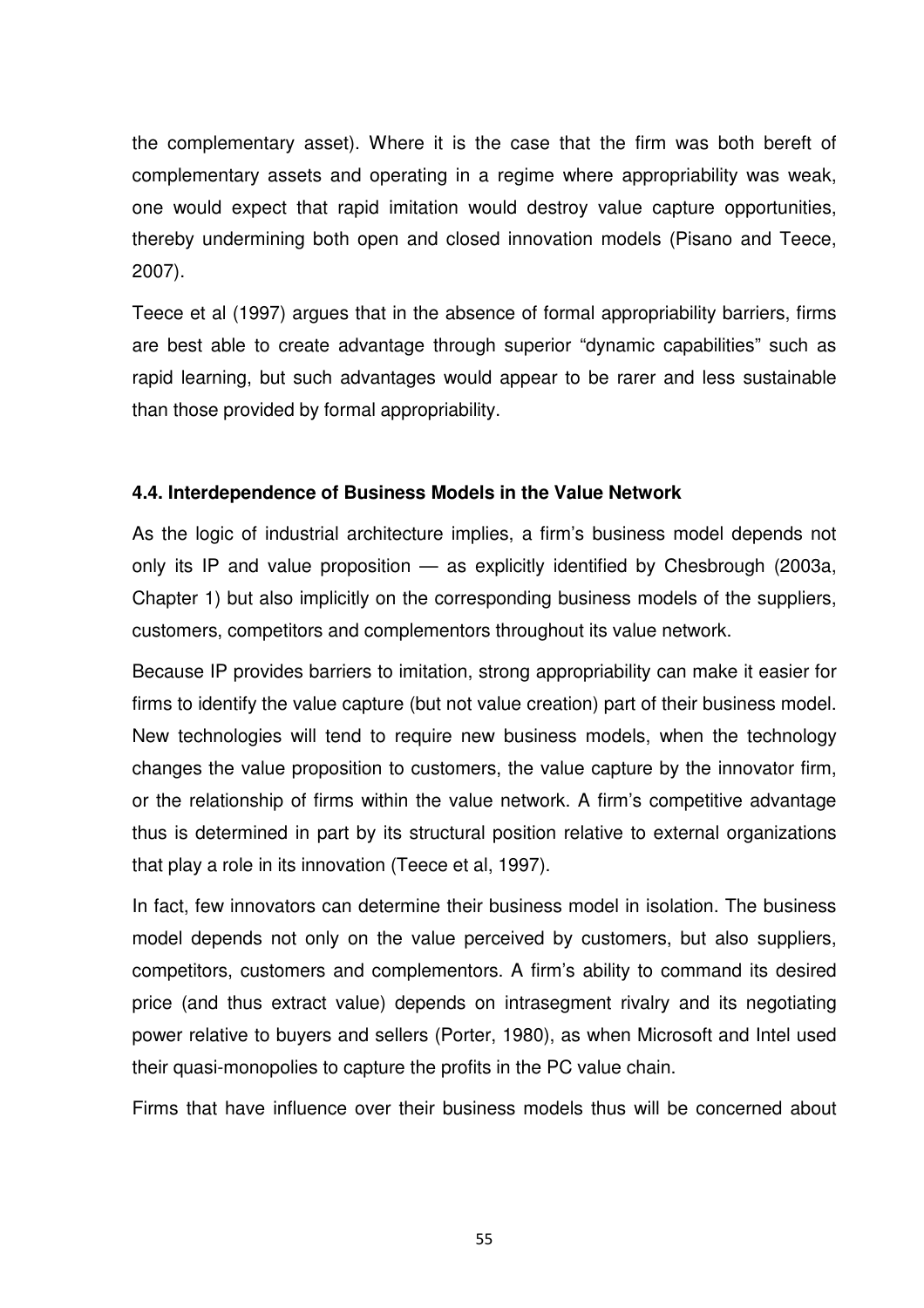the complementary asset). Where it is the case that the firm was both bereft of complementary assets and operating in a regime where appropriability was weak, one would expect that rapid imitation would destroy value capture opportunities, thereby undermining both open and closed innovation models (Pisano and Teece, 2007).

Teece et al (1997) argues that in the absence of formal appropriability barriers, firms are best able to create advantage through superior "dynamic capabilities" such as rapid learning, but such advantages would appear to be rarer and less sustainable than those provided by formal appropriability.

### 4.4. Interdependence of Business Models in the Value Network

As the logic of industrial architecture implies, a firm's business model depends not only its IP and value proposition — as explicitly identified by Chesbrough (2003a, Chapter 1) but also implicitly on the corresponding business models of the suppliers, customers, competitors and complementors throughout its value network.

Because IP provides barriers to imitation, strong appropriability can make it easier for firms to identify the value capture (but not value creation) part of their business model. New technologies will tend to require new business models, when the technology changes the value proposition to customers, the value capture by the innovator firm, or the relationship of firms within the value network. A firm's competitive advantage thus is determined in part by its structural position relative to external organizations that play a role in its innovation (Teece et al, 1997).

In fact, few innovators can determine their business model in isolation. The business model depends not only on the value perceived by customers, but also suppliers, competitors, customers and complementors. A firm's ability to command its desired price (and thus extract value) depends on intrasegment rivalry and its negotiating power relative to buyers and sellers (Porter, 1980), as when Microsoft and Intel used their quasi-monopolies to capture the profits in the PC value chain.

Firms that have influence over their business models thus will be concerned about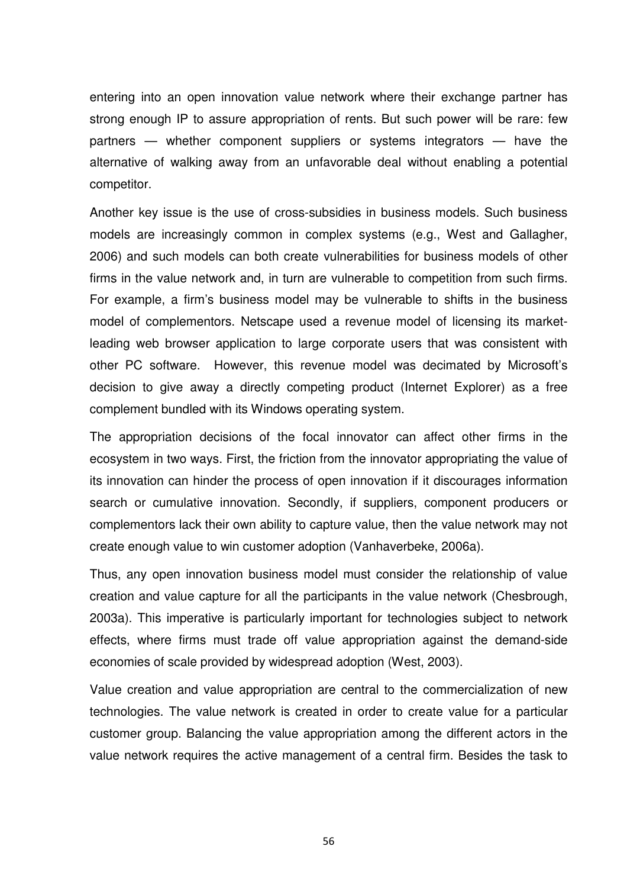entering into an open innovation value network where their exchange partner has strong enough IP to assure appropriation of rents. But such power will be rare: few partners — whether component suppliers or systems integrators — have the alternative of walking away from an unfavorable deal without enabling a potential competitor.

Another key issue is the use of cross-subsidies in business models. Such business models are increasingly common in complex systems (e.g., West and Gallagher, 2006) and such models can both create vulnerabilities for business models of other firms in the value network and, in turn are vulnerable to competition from such firms. For example, a firm's business model may be vulnerable to shifts in the business model of complementors. Netscape used a revenue model of licensing its market-leading web browser application to large corporate users that was consistent with other PC software. However, this revenue model was decimated by Microsoft's decision to give away a directly competing product (Internet Explorer) as a free complement bundled with its Windows operating system.

The appropriation decisions of the focal innovator can affect other firms in the ecosystem in two ways. First, the friction from the innovator appropriating the value of its innovation can hinder the process of open innovation if it discourages information search or cumulative innovation. Secondly, if suppliers, component producers or complementors lack their own ability to capture value, then the value network may not create enough value to win customer adoption (Vanhaverbeke, 2006a).

Thus, any open innovation business model must consider the relationship of value creation and value capture for all the participants in the value network (Chesbrough, 2003a). This imperative is particularly important for technologies subject to network effects, where firms must trade off value appropriation against the demand-side economies of scale provided by widespread adoption (West, 2003).

Value creation and value appropriation are central to the commercialization of new technologies. The value network is created in order to create value for a particular customer group. Balancing the value appropriation among the different actors in the value network requires the active management of a central firm. Besides the task to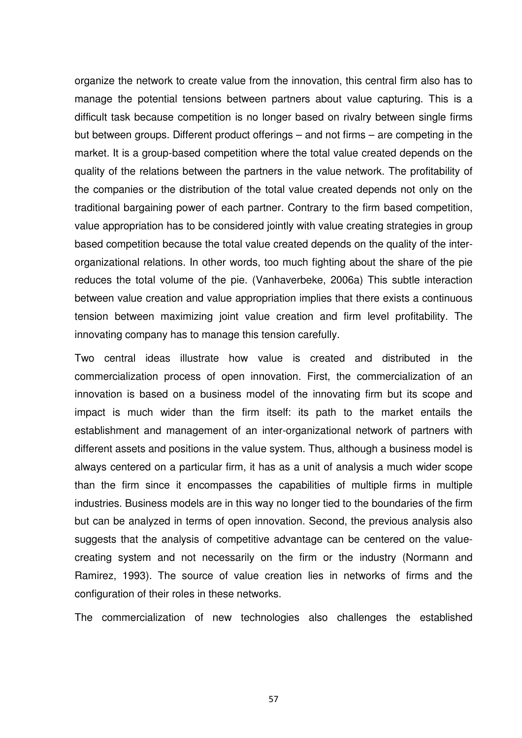organize the network to create value from the innovation, this central firm also has to manage the potential tensions between partners about value capturing. This is a difficult task because competition is no longer based on rivalry between single firms but between groups. Different product offerings – and not firms – are competing in the market. It is a group-based competition where the total value created depends on the quality of the relations between the partners in the value network. The profitability of the companies or the distribution of the total value created depends not only on the traditional bargaining power of each partner. Contrary to the firm based competition, value appropriation has to be considered jointly with value creating strategies in group based competition because the total value created depends on the quality of the inter-organizational relations. In other words, too much fighting about the share of the pie reduces the total volume of the pie. (Vanhaverbeke, 2006a) This subtle interaction between value creation and value appropriation implies that there exists a continuous tension between maximizing joint value creation and firm level profitability. The innovating company has to manage this tension carefully.

Two central ideas illustrate how value is created and distributed in the commercialization process of open innovation. First, the commercialization of an innovation is based on a business model of the innovating firm but its scope and impact is much wider than the firm itself: its path to the market entails the establishment and management of an inter-organizational network of partners with different assets and positions in the value system. Thus, although a business model is always centered on a particular firm, it has as a unit of analysis a much wider scope than the firm since it encompasses the capabilities of multiple firms in multiple industries. Business models are in this way no longer tied to the boundaries of the firm but can be analyzed in terms of open innovation. Second, the previous analysis also suggests that the analysis of competitive advantage can be centered on the value-creating system and not necessarily on the firm or the industry (Normann and Ramirez, 1993). The source of value creation lies in networks of firms and the configuration of their roles in these networks.

The commercialization of new technologies also challenges the established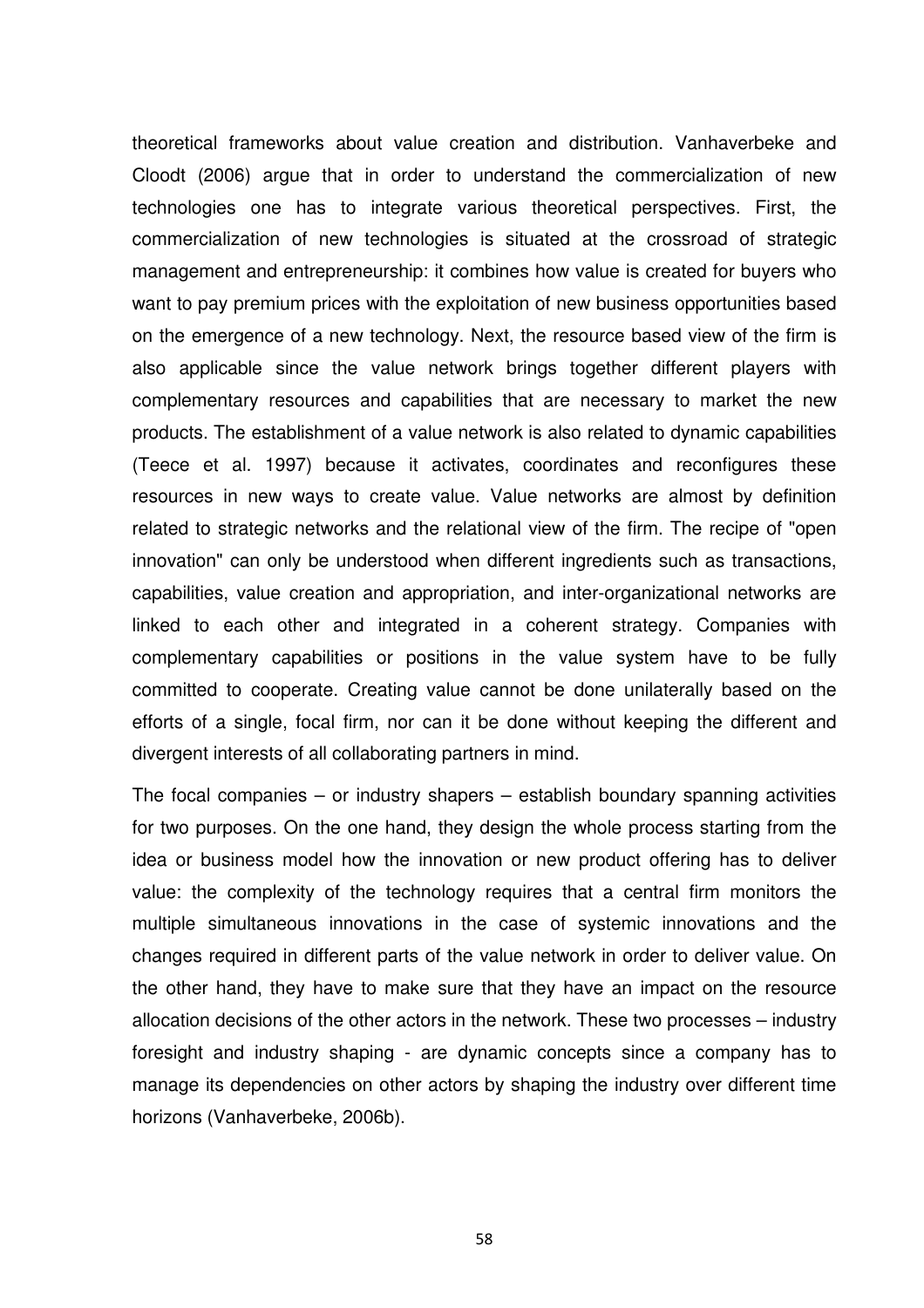theoretical frameworks about value creation and distribution. Vanhaverbeke and Cloodt (2006) argue that in order to understand the commercialization of new technologies one has to integrate various theoretical perspectives. First, the commercialization of new technologies is situated at the crossroad of strategic management and entrepreneurship: it combines how value is created for buyers who want to pay premium prices with the exploitation of new business opportunities based on the emergence of a new technology. Next, the resource based view of the firm is also applicable since the value network brings together different players with complementary resources and capabilities that are necessary to market the new products. The establishment of a value network is also related to dynamic capabilities (Teece et al. 1997) because it activates, coordinates and reconfigures these resources in new ways to create value. Value networks are almost by definition related to strategic networks and the relational view of the firm. The recipe of "open innovation" can only be understood when different ingredients such as transactions, capabilities, value creation and appropriation, and inter-organizational networks are linked to each other and integrated in a coherent strategy. Companies with complementary capabilities or positions in the value system have to be fully committed to cooperate. Creating value cannot be done unilaterally based on the efforts of a single, focal firm, nor can it be done without keeping the different and divergent interests of all collaborating partners in mind.

The focal companies – or industry shapers – establish boundary spanning activities for two purposes. On the one hand, they design the whole process starting from the idea or business model how the innovation or new product offering has to deliver value: the complexity of the technology requires that a central firm monitors the multiple simultaneous innovations in the case of systemic innovations and the changes required in different parts of the value network in order to deliver value. On the other hand, they have to make sure that they have an impact on the resource allocation decisions of the other actors in the network. These two processes – industry foresight and industry shaping - are dynamic concepts since a company has to manage its dependencies on other actors by shaping the industry over different time horizons (Vanhaverbeke, 2006b).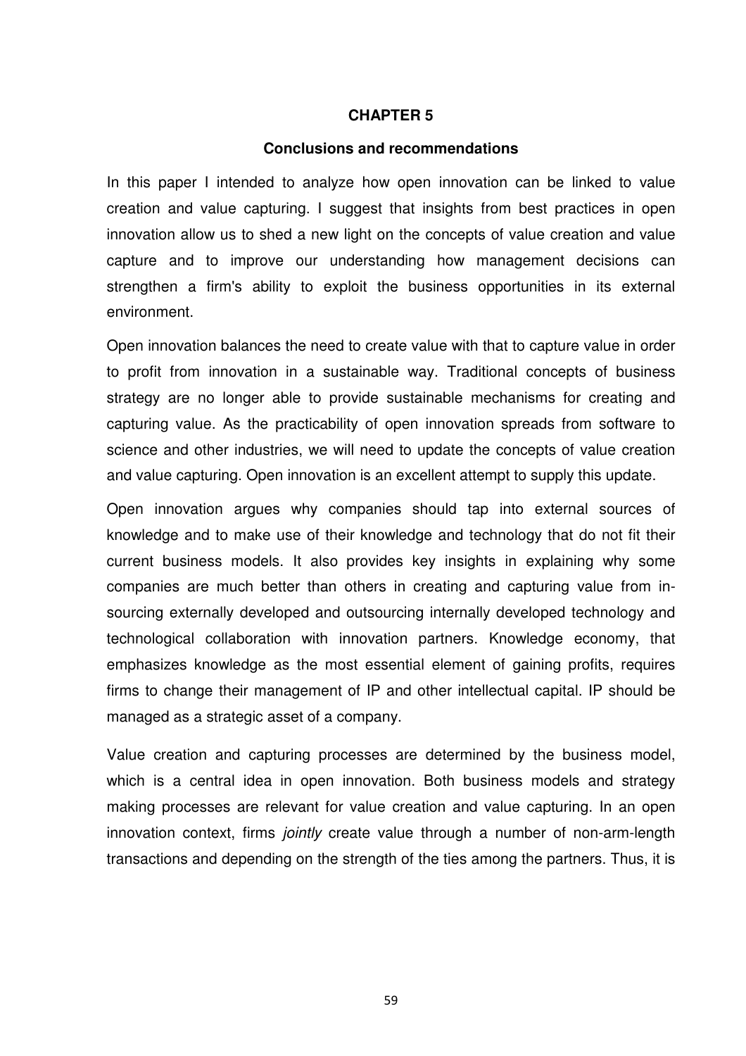# CHAPTER 5

## Conclusions and recommendations

In this paper I intended to analyze how open innovation can be linked to value creation and value capturing. I suggest that insights from best practices in open innovation allow us to shed a new light on the concepts of value creation and value capture and to improve our understanding how management decisions can strengthen a firm's ability to exploit the business opportunities in its external environment.

Open innovation balances the need to create value with that to capture value in order to profit from innovation in a sustainable way. Traditional concepts of business strategy are no longer able to provide sustainable mechanisms for creating and capturing value. As the practicability of open innovation spreads from software to science and other industries, we will need to update the concepts of value creation and value capturing. Open innovation is an excellent attempt to supply this update.

Open innovation argues why companies should tap into external sources of knowledge and to make use of their knowledge and technology that do not fit their current business models. It also provides key insights in explaining why some companies are much better than others in creating and capturing value from in-sourcing externally developed and outsourcing internally developed technology and technological collaboration with innovation partners. Knowledge economy, that emphasizes knowledge as the most essential element of gaining profits, requires firms to change their management of IP and other intellectual capital. IP should be managed as a strategic asset of a company.

Value creation and capturing processes are determined by the business model, which is a central idea in open innovation. Both business models and strategy making processes are relevant for value creation and value capturing. In an open innovation context, firms *jointly* create value through a number of non-arm-length transactions and depending on the strength of the ties among the partners. Thus, it is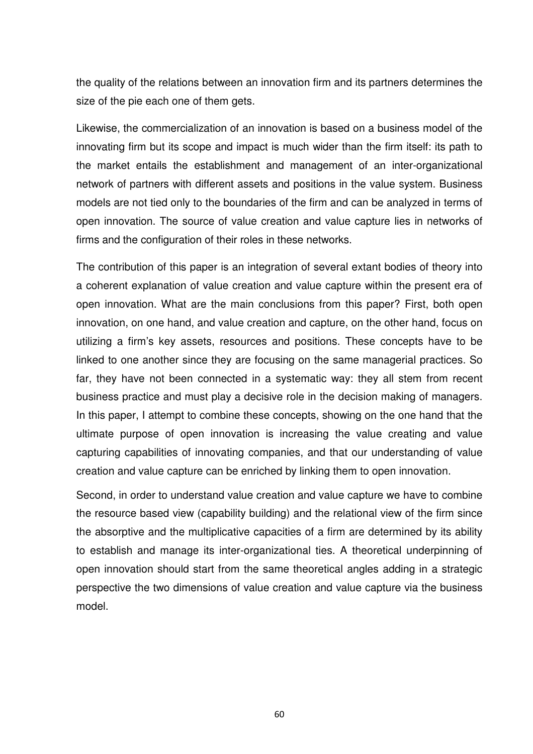the quality of the relations between an innovation firm and its partners determines the size of the pie each one of them gets.

Likewise, the commercialization of an innovation is based on a business model of the innovating firm but its scope and impact is much wider than the firm itself: its path to the market entails the establishment and management of an inter-organizational network of partners with different assets and positions in the value system. Business models are not tied only to the boundaries of the firm and can be analyzed in terms of open innovation. The source of value creation and value capture lies in networks of firms and the configuration of their roles in these networks.

The contribution of this paper is an integration of several extant bodies of theory into a coherent explanation of value creation and value capture within the present era of open innovation. What are the main conclusions from this paper? First, both open innovation, on one hand, and value creation and capture, on the other hand, focus on utilizing a firm's key assets, resources and positions. These concepts have to be linked to one another since they are focusing on the same managerial practices. So far, they have not been connected in a systematic way: they all stem from recent business practice and must play a decisive role in the decision making of managers. In this paper, I attempt to combine these concepts, showing on the one hand that the ultimate purpose of open innovation is increasing the value creating and value capturing capabilities of innovating companies, and that our understanding of value creation and value capture can be enriched by linking them to open innovation.

Second, in order to understand value creation and value capture we have to combine the resource based view (capability building) and the relational view of the firm since the absorptive and the multiplicative capacities of a firm are determined by its ability to establish and manage its inter-organizational ties. A theoretical underpinning of open innovation should start from the same theoretical angles adding in a strategic perspective the two dimensions of value creation and value capture via the business model.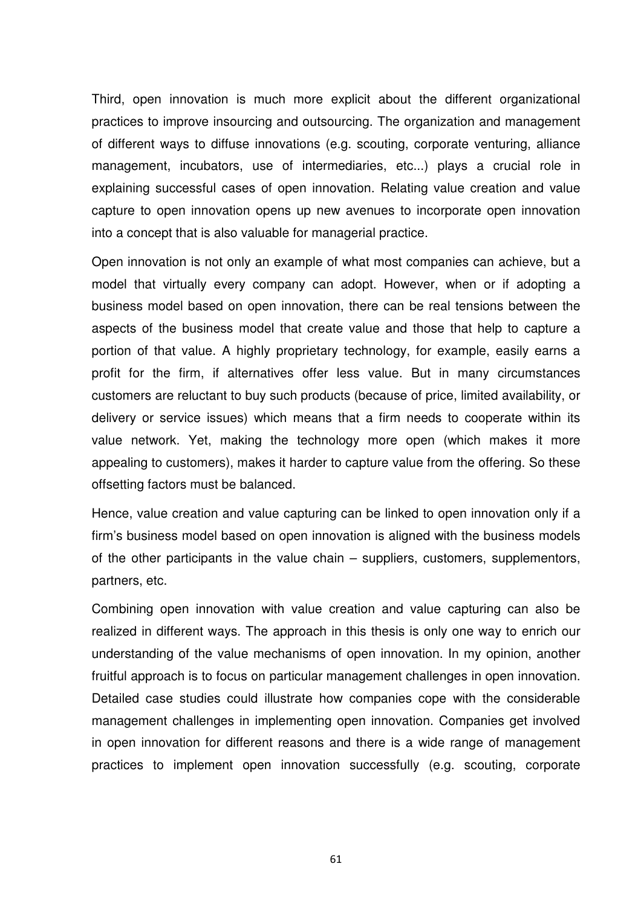Third, open innovation is much more explicit about the different organizational practices to improve insourcing and outsourcing. The organization and management of different ways to diffuse innovations (e.g. scouting, corporate venturing, alliance management, incubators, use of intermediaries, etc...) plays a crucial role in explaining successful cases of open innovation. Relating value creation and value capture to open innovation opens up new avenues to incorporate open innovation into a concept that is also valuable for managerial practice.

Open innovation is not only an example of what most companies can achieve, but a model that virtually every company can adopt. However, when or if adopting a business model based on open innovation, there can be real tensions between the aspects of the business model that create value and those that help to capture a portion of that value. A highly proprietary technology, for example, easily earns a profit for the firm, if alternatives offer less value. But in many circumstances customers are reluctant to buy such products (because of price, limited availability, or delivery or service issues) which means that a firm needs to cooperate within its value network. Yet, making the technology more open (which makes it more appealing to customers), makes it harder to capture value from the offering. So these offsetting factors must be balanced.

Hence, value creation and value capturing can be linked to open innovation only if a firm's business model based on open innovation is aligned with the business models of the other participants in the value chain – suppliers, customers, supplementors, partners, etc.

Combining open innovation with value creation and value capturing can also be realized in different ways. The approach in this thesis is only one way to enrich our understanding of the value mechanisms of open innovation. In my opinion, another fruitful approach is to focus on particular management challenges in open innovation. Detailed case studies could illustrate how companies cope with the considerable management challenges in implementing open innovation. Companies get involved in open innovation for different reasons and there is a wide range of management practices to implement open innovation successfully (e.g. scouting, corporate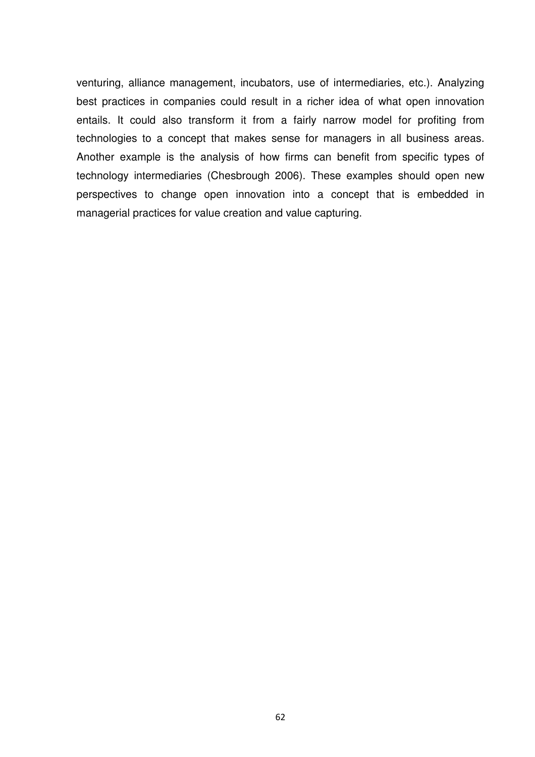venturing, alliance management, incubators, use of intermediaries, etc.). Analyzing best practices in companies could result in a richer idea of what open innovation entails. It could also transform it from a fairly narrow model for profiting from technologies to a concept that makes sense for managers in all business areas. Another example is the analysis of how firms can benefit from specific types of technology intermediaries (Chesbrough 2006). These examples should open new perspectives to change open innovation into a concept that is embedded in managerial practices for value creation and value capturing.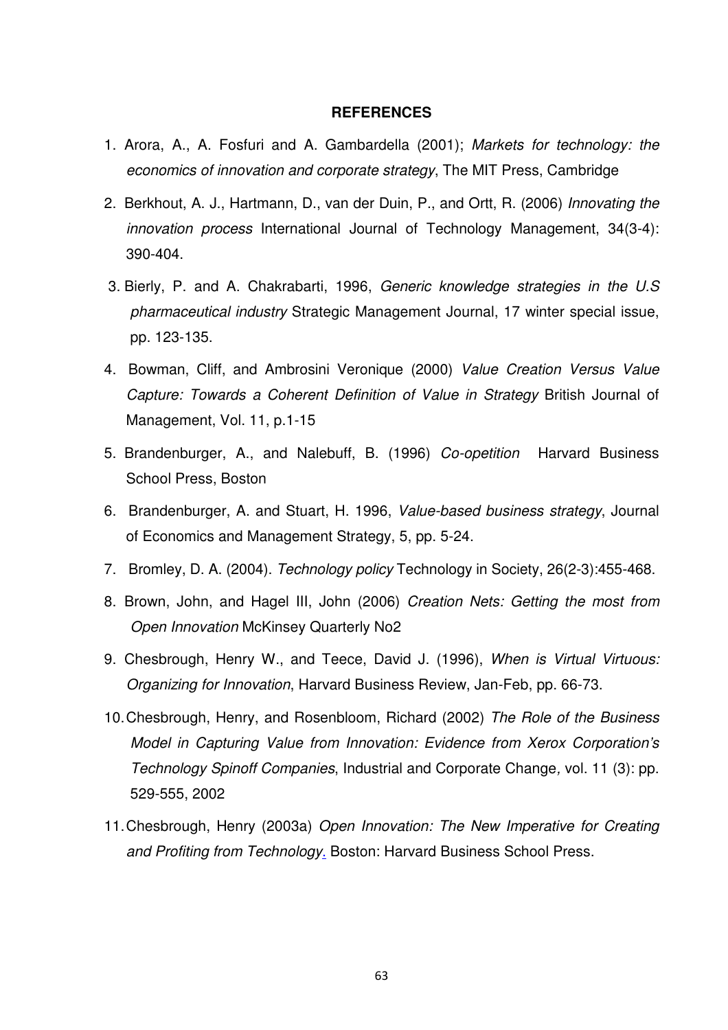**REFERENCES**

1. Arora, A., A. Fosfuri and A. Gambardella (2001); *Markets for technology: the economics of innovation and corporate strategy*, The MIT Press, Cambridge
2. Berkhout, A. J., Hartmann, D., van der Duin, P., and Ortt, R. (2006) *Innovating the innovation process* International Journal of Technology Management, 34(3-4): 390-404.
3. Bierly, P. and A. Chakrabarti, 1996, *Generic knowledge strategies in the U.S pharmaceutical industry* Strategic Management Journal, 17 winter special issue, pp. 123-135.
4. Bowman, Cliff, and Ambrosini Veronique (2000) *Value Creation Versus Value Capture: Towards a Coherent Definition of Value in Strategy* British Journal of Management, Vol. 11, p.1-15
5. Brandenburger, A., and Nalebuff, B. (1996) *Co-opetition* Harvard Business School Press, Boston
6. Brandenburger, A. and Stuart, H. 1996, *Value-based business strategy*, Journal of Economics and Management Strategy, 5, pp. 5-24.
7. Bromley, D. A. (2004). *Technology policy* Technology in Society, 26(2-3):455-468.
8. Brown, John, and Hagel III, John (2006) *Creation Nets: Getting the most from Open Innovation* McKinsey Quarterly No2
9. Chesbrough, Henry W., and Teece, David J. (1996), *When is Virtual Virtuous: Organizing for Innovation*, Harvard Business Review, Jan-Feb, pp. 66-73.
10. Chesbrough, Henry, and Rosenbloom, Richard (2002) *The Role of the Business Model in Capturing Value from Innovation: Evidence from Xerox Corporation's Technology Spinoff Companies*, Industrial and Corporate Change, vol. 11 (3): pp. 529-555, 2002
11. Chesbrough, Henry (2003a) *Open Innovation: The New Imperative for Creating and Profiting from Technology*. Boston: Harvard Business School Press.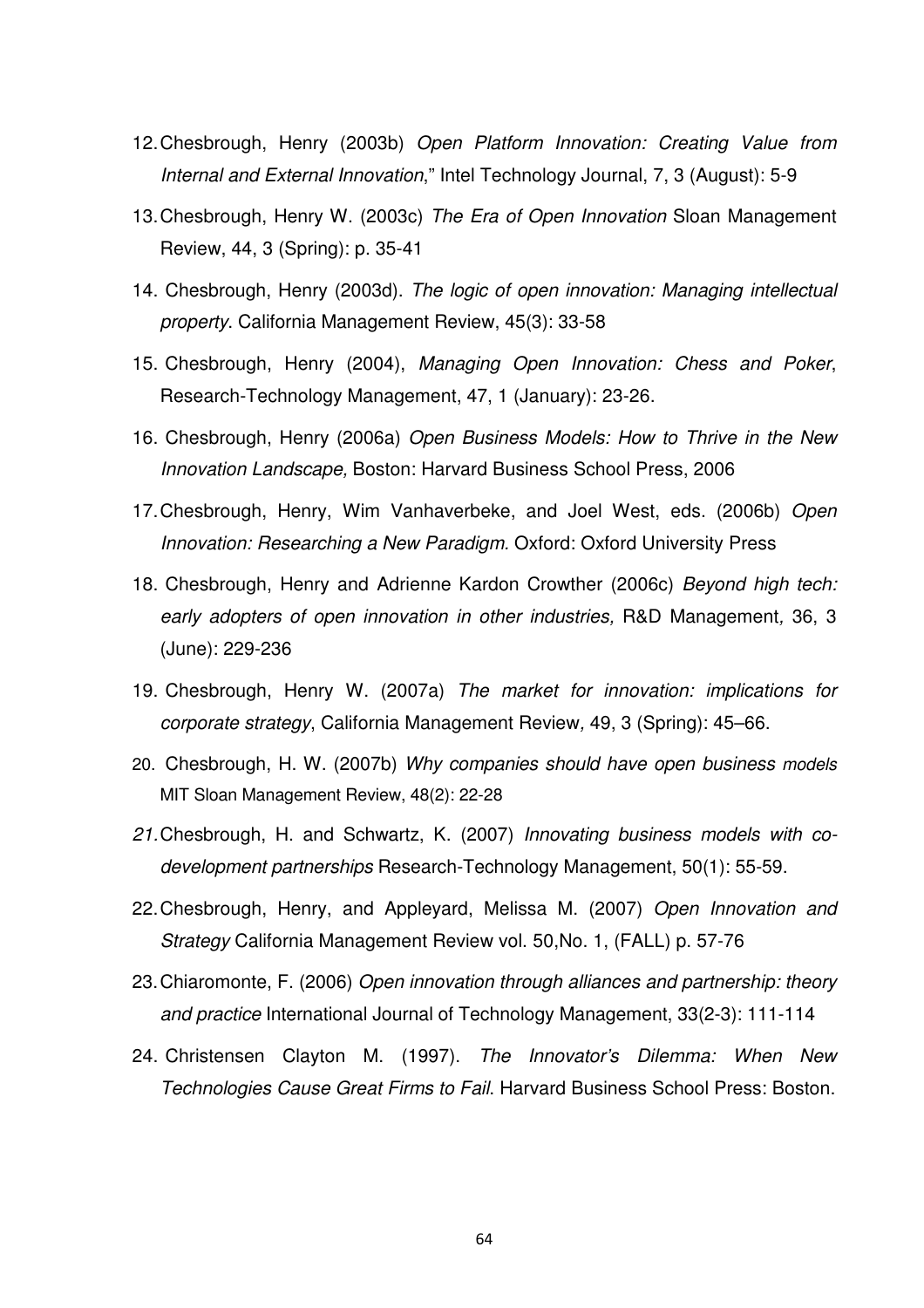12. Chesbrough, Henry (2003b) *Open Platform Innovation: Creating Value from Internal and External Innovation*," Intel Technology Journal, 7, 3 (August): 5-9

13. Chesbrough, Henry W. (2003c) *The Era of Open Innovation* Sloan Management Review, 44, 3 (Spring): p. 35-41

14. Chesbrough, Henry (2003d). *The logic of open innovation: Managing intellectual property*. California Management Review, 45(3): 33-58

15. Chesbrough, Henry (2004), *Managing Open Innovation: Chess and Poker*, Research-Technology Management, 47, 1 (January): 23-26.

16. Chesbrough, Henry (2006a) *Open Business Models: How to Thrive in the New Innovation Landscape,* Boston: Harvard Business School Press, 2006

17. Chesbrough, Henry, Wim Vanhaverbeke, and Joel West, eds. (2006b) *Open Innovation: Researching a New Paradigm.* Oxford: Oxford University Press

18. Chesbrough, Henry and Adrienne Kardon Crowther (2006c) *Beyond high tech: early adopters of open innovation in other industries,* R&D Management*,* 36, 3 (June): 229-236

19. Chesbrough, Henry W. (2007a) *The market for innovation: implications for corporate strategy*, California Management Review*,* 49, 3 (Spring): 45–66.

20. Chesbrough, H. W. (2007b) *Why companies should have open business models* MIT Sloan Management Review, 48(2): 22-28

*21.* Chesbrough, H. and Schwartz, K. (2007) *Innovating business models with co-development partnerships* Research-Technology Management, 50(1): 55-59.

22. Chesbrough, Henry, and Appleyard, Melissa M. (2007) *Open Innovation and Strategy* California Management Review vol. 50,No. 1, (FALL) p. 57-76

23. Chiaromonte, F. (2006) *Open innovation through alliances and partnership: theory and practice* International Journal of Technology Management, 33(2-3): 111-114

24. Christensen Clayton M. (1997). *The Innovator's Dilemma: When New Technologies Cause Great Firms to Fail*. Harvard Business School Press: Boston.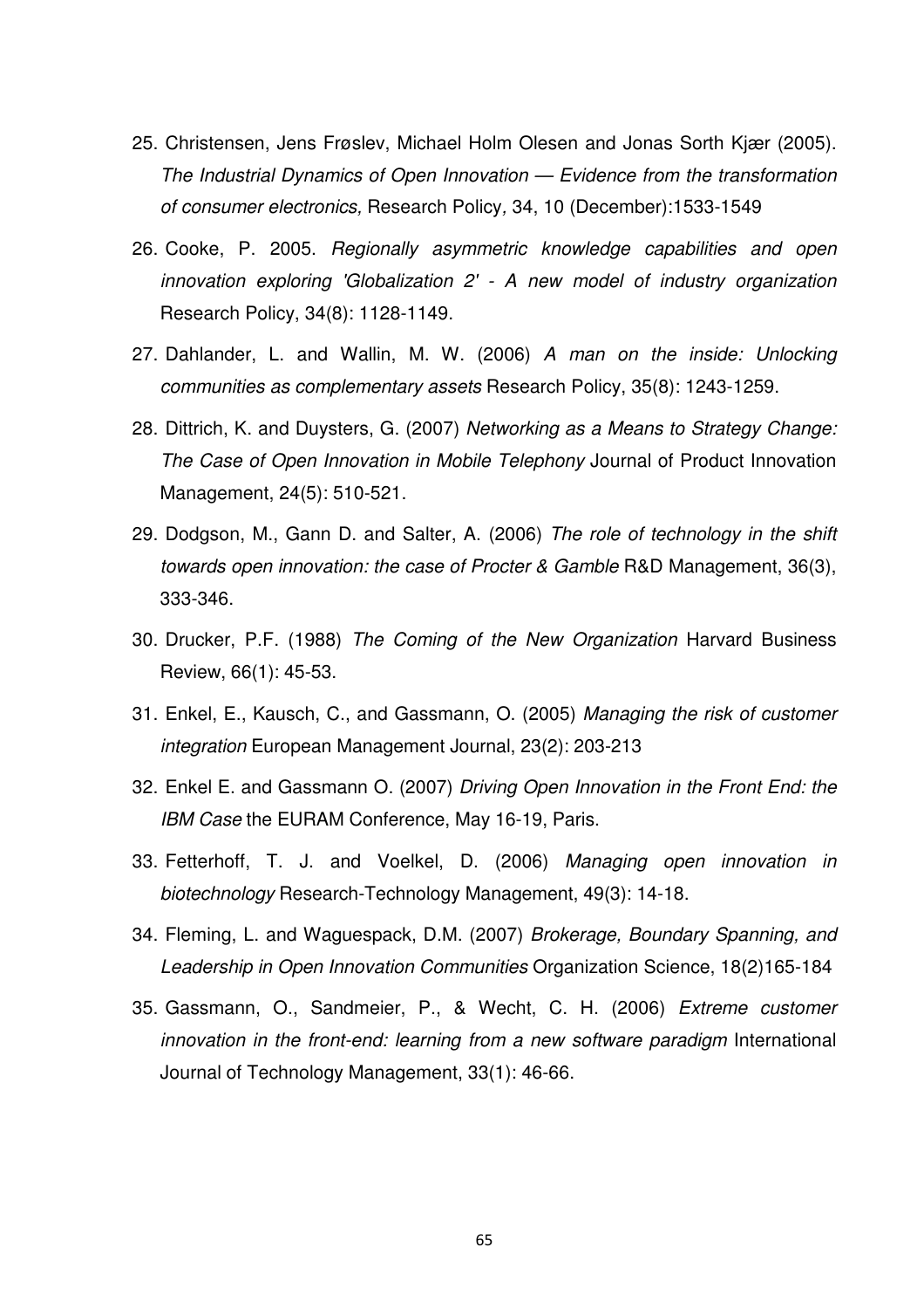25. Christensen, Jens Frøslev, Michael Holm Olesen and Jonas Sorth Kjær (2005). *The Industrial Dynamics of Open Innovation — Evidence from the transformation of consumer electronics,* Research Policy*,* 34, 10 (December):1533-1549
26. Cooke, P. 2005. *Regionally asymmetric knowledge capabilities and open innovation exploring 'Globalization 2' - A new model of industry organization* Research Policy, 34(8): 1128-1149.
27. Dahlander, L. and Wallin, M. W. (2006) *A man on the inside: Unlocking communities as complementary assets* Research Policy, 35(8): 1243-1259.
28. Dittrich, K. and Duysters, G. (2007) *Networking as a Means to Strategy Change: The Case of Open Innovation in Mobile Telephony* Journal of Product Innovation Management, 24(5): 510-521.
29. Dodgson, M., Gann D. and Salter, A. (2006) *The role of technology in the shift towards open innovation: the case of Procter & Gamble* R&D Management, 36(3), 333-346.
30. Drucker, P.F. (1988) *The Coming of the New Organization* Harvard Business Review, 66(1): 45-53.
31. Enkel, E., Kausch, C., and Gassmann, O. (2005) *Managing the risk of customer integration* European Management Journal, 23(2): 203-213
32. Enkel E. and Gassmann O. (2007) *Driving Open Innovation in the Front End: the IBM Case* the EURAM Conference, May 16-19, Paris.
33. Fetterhoff, T. J. and Voelkel, D. (2006) *Managing open innovation in biotechnology* Research-Technology Management, 49(3): 14-18.
34. Fleming, L. and Waguespack, D.M. (2007) *Brokerage, Boundary Spanning, and Leadership in Open Innovation Communities* Organization Science, 18(2)165-184
35. Gassmann, O., Sandmeier, P., & Wecht, C. H. (2006) *Extreme customer innovation in the front-end: learning from a new software paradigm* International Journal of Technology Management, 33(1): 46-66.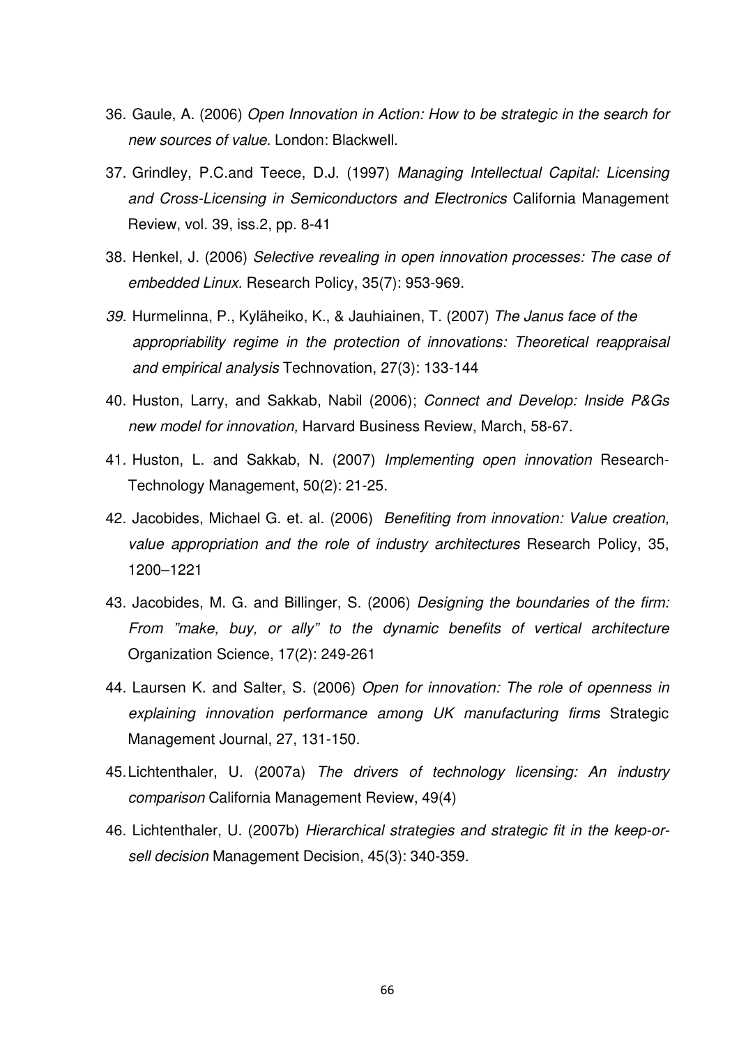36. Gaule, A. (2006) *Open Innovation in Action: How to be strategic in the search for new sources of value*. London: Blackwell.

37. Grindley, P.C.and Teece, D.J. (1997) *Managing Intellectual Capital: Licensing and Cross-Licensing in Semiconductors and Electronics* California Management Review, vol. 39, iss.2, pp. 8-41

38. Henkel, J. (2006) *Selective revealing in open innovation processes: The case of embedded Linux.* Research Policy, 35(7): 953-969.

39. Hurmelinna, P., Kyläheiko, K., & Jauhiainen, T. (2007) *The Janus face of the appropriability regime in the protection of innovations: Theoretical reappraisal and empirical analysis* Technovation, 27(3): 133-144

40. Huston, Larry, and Sakkab, Nabil (2006); *Connect and Develop: Inside P&Gs new model for innovation,* Harvard Business Review, March, 58-67.

41. Huston, L. and Sakkab, N. (2007) *Implementing open innovation* Research-Technology Management, 50(2): 21-25.

42. Jacobides, Michael G. et. al. (2006) *Benefiting from innovation: Value creation, value appropriation and the role of industry architectures* Research Policy, 35, 1200–1221

43. Jacobides, M. G. and Billinger, S. (2006) *Designing the boundaries of the firm: From "make, buy, or ally" to the dynamic benefits of vertical architecture* Organization Science, 17(2): 249-261

44. Laursen K. and Salter, S. (2006) *Open for innovation: The role of openness in explaining innovation performance among UK manufacturing firms* Strategic Management Journal, 27, 131-150.

45. Lichtenthaler, U. (2007a) *The drivers of technology licensing: An industry comparison* California Management Review, 49(4)

46. Lichtenthaler, U. (2007b) *Hierarchical strategies and strategic fit in the keep-or-sell decision* Management Decision, 45(3): 340-359.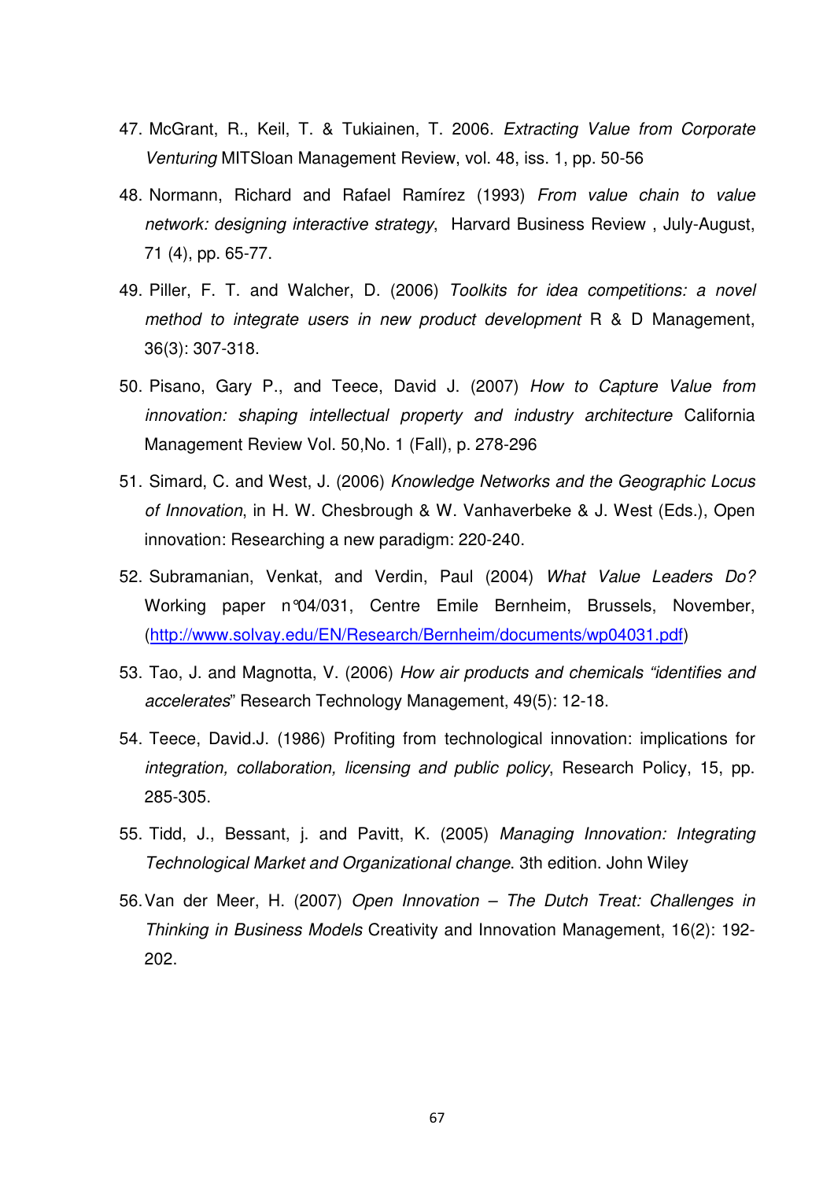47. McGrant, R., Keil, T. & Tukiainen, T. 2006. *Extracting Value from Corporate Venturing* MITSloan Management Review, vol. 48, iss. 1, pp. 50-56

48. Normann, Richard and Rafael Ramírez (1993) *From value chain to value network: designing interactive strategy*, Harvard Business Review , July-August, 71 (4), pp. 65-77.

49. Piller, F. T. and Walcher, D. (2006) *Toolkits for idea competitions: a novel method to integrate users in new product development* R & D Management, 36(3): 307-318.

50. Pisano, Gary P., and Teece, David J. (2007) *How to Capture Value from innovation: shaping intellectual property and industry architecture* California Management Review Vol. 50,No. 1 (Fall), p. 278-296

51. Simard, C. and West, J. (2006) *Knowledge Networks and the Geographic Locus of Innovation*, in H. W. Chesbrough & W. Vanhaverbeke & J. West (Eds.), Open innovation: Researching a new paradigm: 220-240.

52. Subramanian, Venkat, and Verdin, Paul (2004) *What Value Leaders Do?* Working paper n°04/031, Centre Emile Bernheim, Brussels, November, (http://www.solvay.edu/EN/Research/Bernheim/documents/wp04031.pdf)

53. Tao, J. and Magnotta, V. (2006) *How air products and chemicals "identifies and accelerates"* Research Technology Management, 49(5): 12-18.

54. Teece, David.J. (1986) Profiting from technological innovation: implications for *integration, collaboration, licensing and public policy*, Research Policy, 15, pp. 285-305.

55. Tidd, J., Bessant, j. and Pavitt, K. (2005) *Managing Innovation: Integrating Technological Market and Organizational change*. 3th edition. John Wiley

56. Van der Meer, H. (2007) *Open Innovation – The Dutch Treat: Challenges in Thinking in Business Models* Creativity and Innovation Management, 16(2): 192-202.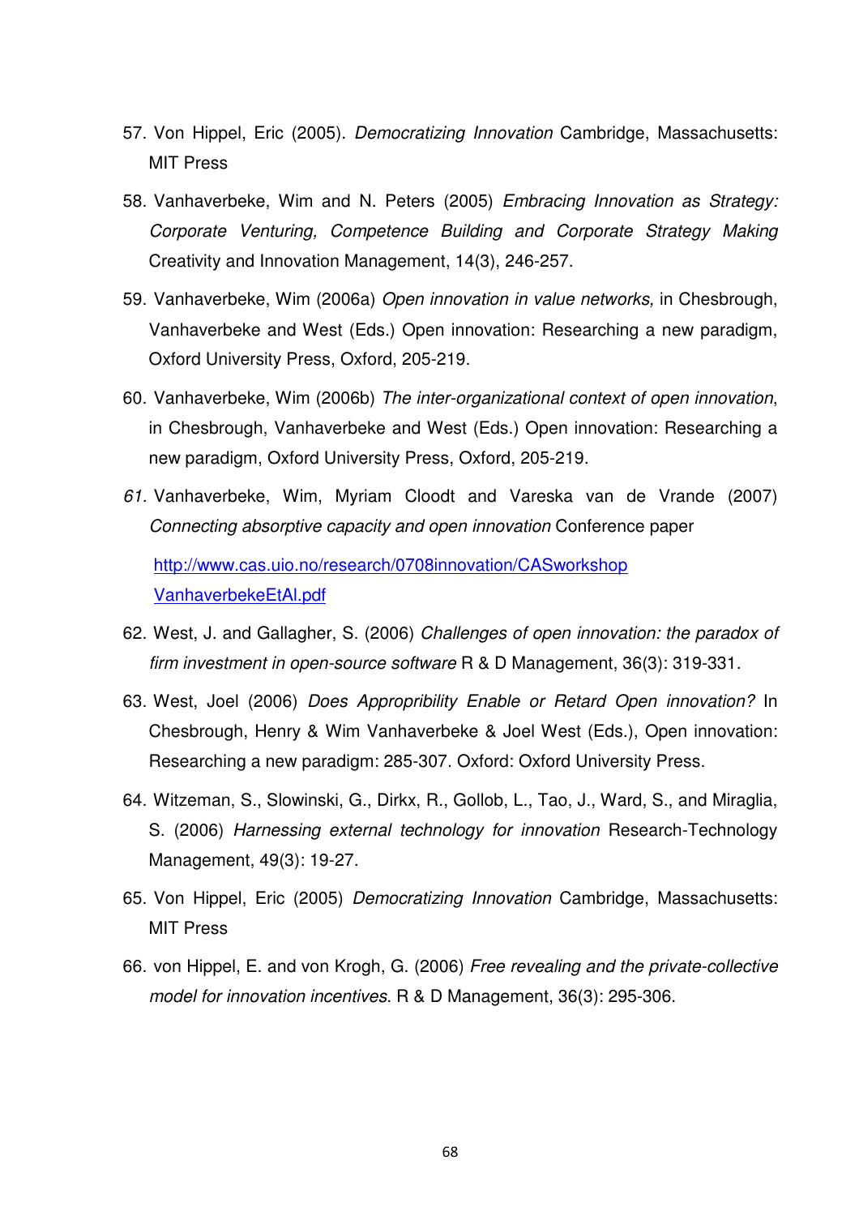57. Von Hippel, Eric (2005). *Democratizing Innovation* Cambridge, Massachusetts: MIT Press

58. Vanhaverbeke, Wim and N. Peters (2005) *Embracing Innovation as Strategy: Corporate Venturing, Competence Building and Corporate Strategy Making* Creativity and Innovation Management, 14(3), 246-257.

59. Vanhaverbeke, Wim (2006a) *Open innovation in value networks,* in Chesbrough, Vanhaverbeke and West (Eds.) Open innovation: Researching a new paradigm, Oxford University Press, Oxford, 205-219.

60. Vanhaverbeke, Wim (2006b) *The inter-organizational context of open innovation*, in Chesbrough, Vanhaverbeke and West (Eds.) Open innovation: Researching a new paradigm, Oxford University Press, Oxford, 205-219.

61. Vanhaverbeke, Wim, Myriam Cloodt and Vareska van de Vrande (2007) *Connecting absorptive capacity and open innovation* Conference paper

    [http://www.cas.uio.no/research/0708innovation/CASworkshop VanhaverbekeEtAl.pdf](http://www.cas.uio.no/research/0708innovation/CASworkshop_VanhaverbekeEtAl.pdf)

62. West, J. and Gallagher, S. (2006) *Challenges of open innovation: the paradox of firm investment in open-source software* R & D Management, 36(3): 319-331.

63. West, Joel (2006) *Does Appropribility Enable or Retard Open innovation?* In Chesbrough, Henry & Wim Vanhaverbeke & Joel West (Eds.), Open innovation: Researching a new paradigm: 285-307. Oxford: Oxford University Press.

64. Witzeman, S., Slowinski, G., Dirkx, R., Gollob, L., Tao, J., Ward, S., and Miraglia, S. (2006) *Harnessing external technology for innovation* Research-Technology Management, 49(3): 19-27.

65. Von Hippel, Eric (2005) *Democratizing Innovation* Cambridge, Massachusetts: MIT Press

66. von Hippel, E. and von Krogh, G. (2006) *Free revealing and the private-collective model for innovation incentives*. R & D Management, 36(3): 295-306.